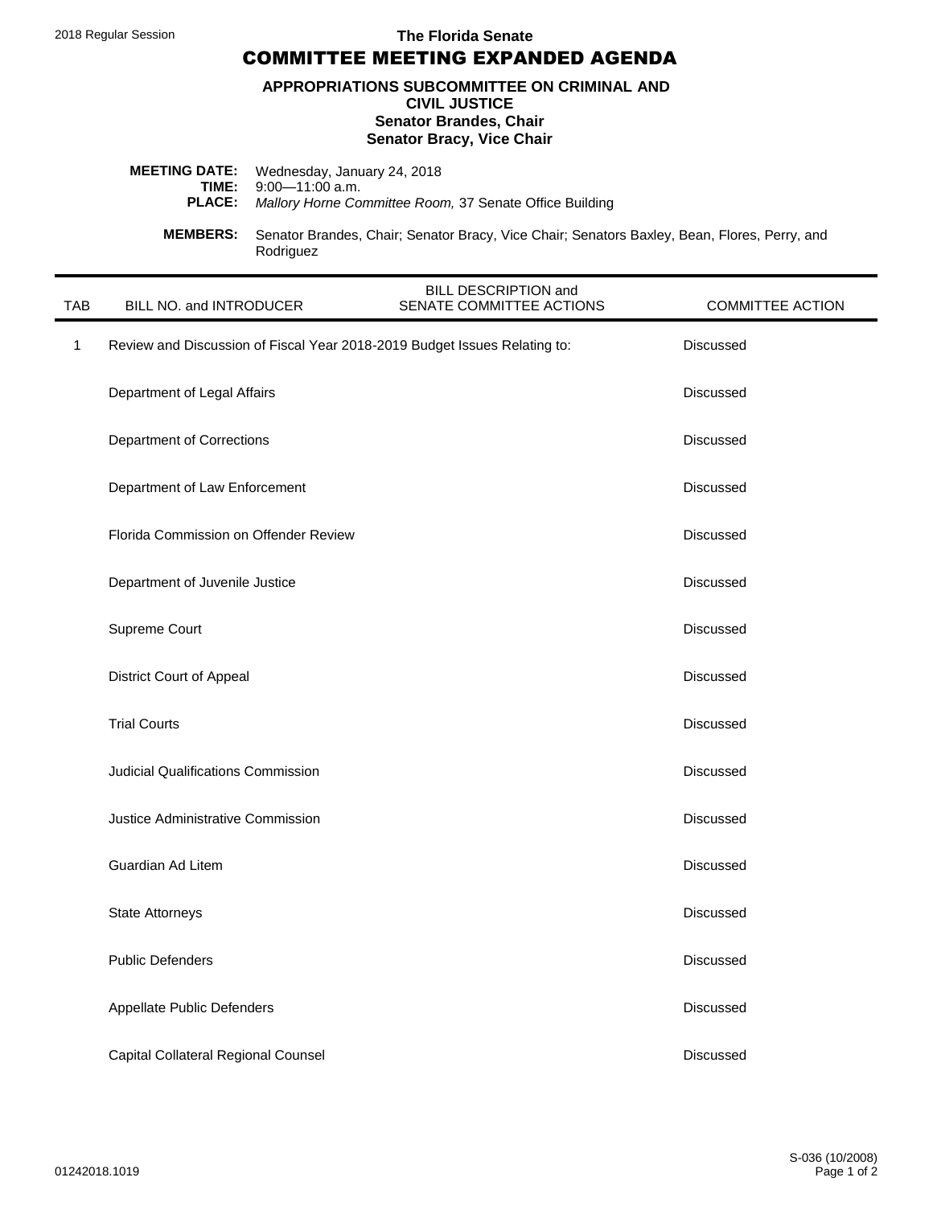2018 Regular Session

**The Florida Senate**

# COMMITTEE MEETING EXPANDED AGENDA

**APPROPRIATIONS SUBCOMMITTEE ON CRIMINAL AND CIVIL JUSTICE**
**Senator Brandes, Chair**
**Senator Bracy, Vice Chair**

**MEETING DATE:** Wednesday, January 24, 2018
**TIME:** 9:00—11:00 a.m.
**PLACE:** *Mallory Horne Committee Room,* 37 Senate Office Building

**MEMBERS:** Senator Brandes, Chair; Senator Bracy, Vice Chair; Senators Baxley, Bean, Flores, Perry, and Rodriguez

| TAB | BILL NO. and INTRODUCER | BILL DESCRIPTION and SENATE COMMITTEE ACTIONS | COMMITTEE ACTION |
|---|---|---|---|
| 1 | Review and Discussion of Fiscal Year 2018-2019 Budget Issues Relating to: | | Discussed |
| | Department of Legal Affairs | | Discussed |
| | Department of Corrections | | Discussed |
| | Department of Law Enforcement | | Discussed |
| | Florida Commission on Offender Review | | Discussed |
| | Department of Juvenile Justice | | Discussed |
| | Supreme Court | | Discussed |
| | District Court of Appeal | | Discussed |
| | Trial Courts | | Discussed |
| | Judicial Qualifications Commission | | Discussed |
| | Justice Administrative Commission | | Discussed |
| | Guardian Ad Litem | | Discussed |
| | State Attorneys | | Discussed |
| | Public Defenders | | Discussed |
| | Appellate Public Defenders | | Discussed |
| | Capital Collateral Regional Counsel | | Discussed |

01242018.1019

S-036 (10/2008)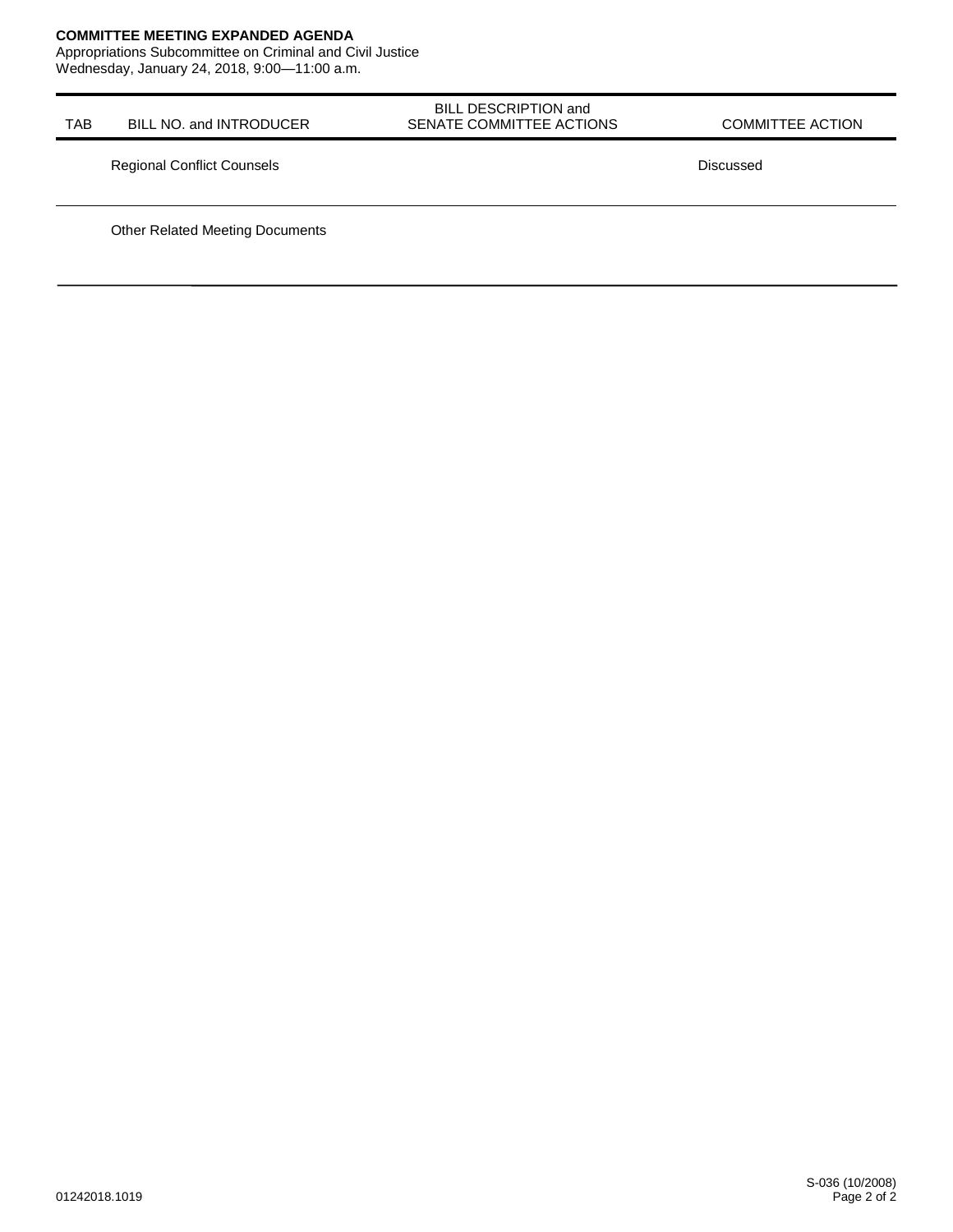**COMMITTEE MEETING EXPANDED AGENDA**
Appropriations Subcommittee on Criminal and Civil Justice
Wednesday, January 24, 2018, 9:00—11:00 a.m.

| TAB | BILL NO. and INTRODUCER | BILL DESCRIPTION and SENATE COMMITTEE ACTIONS | COMMITTEE ACTION |
|---|---|---|---|
| | Regional Conflict Counsels | | Discussed |
| | Other Related Meeting Documents | | |

S-036 (10/2008)
01242018.1019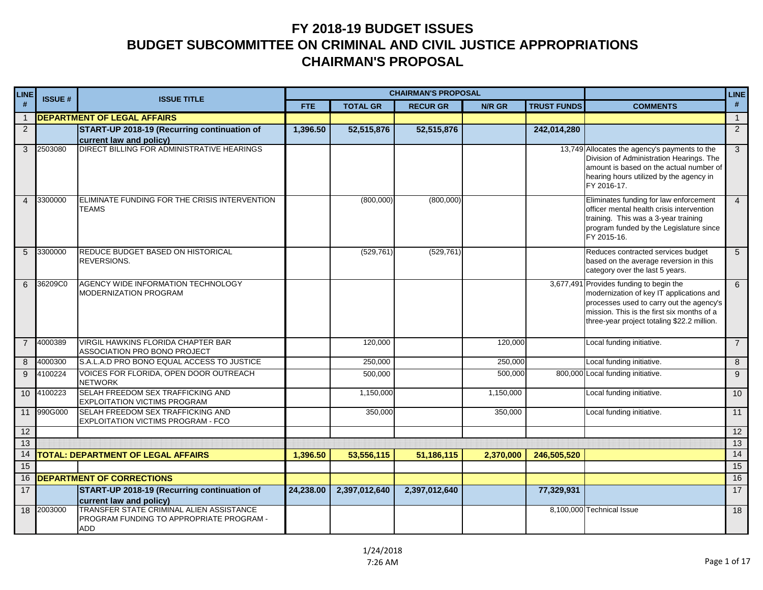# FY 2018-19 BUDGET ISSUES
# BUDGET SUBCOMMITTEE ON CRIMINAL AND CIVIL JUSTICE APPROPRIATIONS
# CHAIRMAN'S PROPOSAL

| LINE # | ISSUE # | ISSUE TITLE | CHAIRMAN'S PROPOSAL | | | | | | LINE # |
|---|---|---|---|---|---|---|---|---|---|
| | | | FTE | TOTAL GR | RECUR GR | N/R GR | TRUST FUNDS | COMMENTS | |
| 1 | **DEPARTMENT OF LEGAL AFFAIRS** | | | | | | | | 1 |
| 2 | | **START-UP 2018-19 (Recurring continuation of current law and policy)** | **1,396.50** | **52,515,876** | **52,515,876** | | **242,014,280** | | 2 |
| 3 | 2503080 | DIRECT BILLING FOR ADMINISTRATIVE HEARINGS | | | | | 13,749 | Allocates the agency's payments to the Division of Administration Hearings. The amount is based on the actual number of hearing hours utilized by the agency in FY 2016-17. | 3 |
| 4 | 3300000 | ELIMINATE FUNDING FOR THE CRISIS INTERVENTION TEAMS | | (800,000) | (800,000) | | | Eliminates funding for law enforcement officer mental health crisis intervention training. This was a 3-year training program funded by the Legislature since FY 2015-16. | 4 |
| 5 | 3300000 | REDUCE BUDGET BASED ON HISTORICAL REVERSIONS. | | (529,761) | (529,761) | | | Reduces contracted services budget based on the average reversion in this category over the last 5 years. | 5 |
| 6 | 36209C0 | AGENCY WIDE INFORMATION TECHNOLOGY MODERNIZATION PROGRAM | | | | | 3,677,491 | Provides funding to begin the modernization of key IT applications and processes used to carry out the agency's mission. This is the first six months of a three-year project totaling $22.2 million. | 6 |
| 7 | 4000389 | VIRGIL HAWKINS FLORIDA CHAPTER BAR ASSOCIATION PRO BONO PROJECT | | 120,000 | | 120,000 | | Local funding initiative. | 7 |
| 8 | 4000300 | S.A.L.A.D PRO BONO EQUAL ACCESS TO JUSTICE | | 250,000 | | 250,000 | | Local funding initiative. | 8 |
| 9 | 4100224 | VOICES FOR FLORIDA, OPEN DOOR OUTREACH NETWORK | | 500,000 | | 500,000 | 800,000 | Local funding initiative. | 9 |
| 10 | 4100223 | SELAH FREEDOM SEX TRAFFICKING AND EXPLOITATION VICTIMS PROGRAM | | 1,150,000 | | 1,150,000 | | Local funding initiative. | 10 |
| 11 | 990G000 | SELAH FREEDOM SEX TRAFFICKING AND EXPLOITATION VICTIMS PROGRAM - FCO | | 350,000 | | 350,000 | | Local funding initiative. | 11 |
| 12 | | | | | | | | | 12 |
| 13 | | | | | | | | | 13 |
| 14 | **TOTAL: DEPARTMENT OF LEGAL AFFAIRS** | | **1,396.50** | **53,556,115** | **51,186,115** | **2,370,000** | **246,505,520** | | 14 |
| 15 | | | | | | | | | 15 |
| 16 | **DEPARTMENT OF CORRECTIONS** | | | | | | | | 16 |
| 17 | | **START-UP 2018-19 (Recurring continuation of current law and policy)** | **24,238.00** | **2,397,012,640** | **2,397,012,640** | | **77,329,931** | | 17 |
| 18 | 2003000 | TRANSFER STATE CRIMINAL ALIEN ASSISTANCE PROGRAM FUNDING TO APPROPRIATE PROGRAM - ADD | | | | | 8,100,000 | Technical Issue | 18 |

1/24/2018
7:26 AM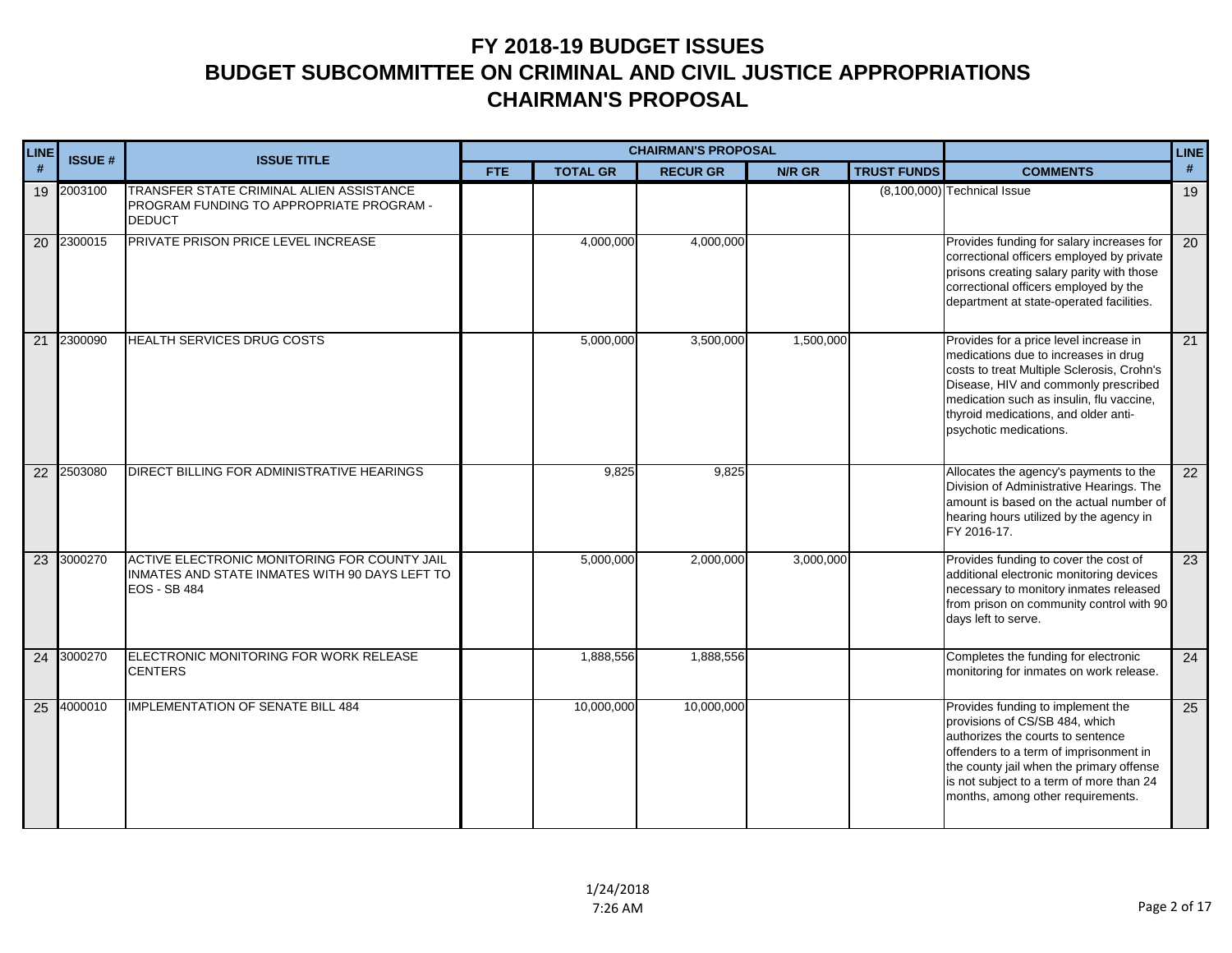# FY 2018-19 BUDGET ISSUES
# BUDGET SUBCOMMITTEE ON CRIMINAL AND CIVIL JUSTICE APPROPRIATIONS
# CHAIRMAN'S PROPOSAL

| LINE # | ISSUE # | ISSUE TITLE | CHAIRMAN'S PROPOSAL | | | | | | LINE # |
|---|---|---|---|---|---|---|---|---|---|
| | | | FTE | TOTAL GR | RECUR GR | N/R GR | TRUST FUNDS | COMMENTS | |
| 19 | 2003100 | TRANSFER STATE CRIMINAL ALIEN ASSISTANCE PROGRAM FUNDING TO APPROPRIATE PROGRAM - DEDUCT | | | | | (8,100,000) | Technical Issue | 19 |
| 20 | 2300015 | PRIVATE PRISON PRICE LEVEL INCREASE | | 4,000,000 | 4,000,000 | | | Provides funding for salary increases for correctional officers employed by private prisons creating salary parity with those correctional officers employed by the department at state-operated facilities. | 20 |
| 21 | 2300090 | HEALTH SERVICES DRUG COSTS | | 5,000,000 | 3,500,000 | 1,500,000 | | Provides for a price level increase in medications due to increases in drug costs to treat Multiple Sclerosis, Crohn's Disease, HIV and commonly prescribed medication such as insulin, flu vaccine, thyroid medications, and older anti-psychotic medications. | 21 |
| 22 | 2503080 | DIRECT BILLING FOR ADMINISTRATIVE HEARINGS | | 9,825 | 9,825 | | | Allocates the agency's payments to the Division of Administrative Hearings. The amount is based on the actual number of hearing hours utilized by the agency in FY 2016-17. | 22 |
| 23 | 3000270 | ACTIVE ELECTRONIC MONITORING FOR COUNTY JAIL INMATES AND STATE INMATES WITH 90 DAYS LEFT TO EOS - SB 484 | | 5,000,000 | 2,000,000 | 3,000,000 | | Provides funding to cover the cost of additional electronic monitoring devices necessary to monitor inmates released from prison on community control with 90 days left to serve. | 23 |
| 24 | 3000270 | ELECTRONIC MONITORING FOR WORK RELEASE CENTERS | | 1,888,556 | 1,888,556 | | | Completes the funding for electronic monitoring for inmates on work release. | 24 |
| 25 | 4000010 | IMPLEMENTATION OF SENATE BILL 484 | | 10,000,000 | 10,000,000 | | | Provides funding to implement the provisions of CS/SB 484, which authorizes the courts to sentence offenders to a term of imprisonment in the county jail when the primary offense is not subject to a term of more than 24 months, among other requirements. | 25 |

1/24/2018
7:26 AM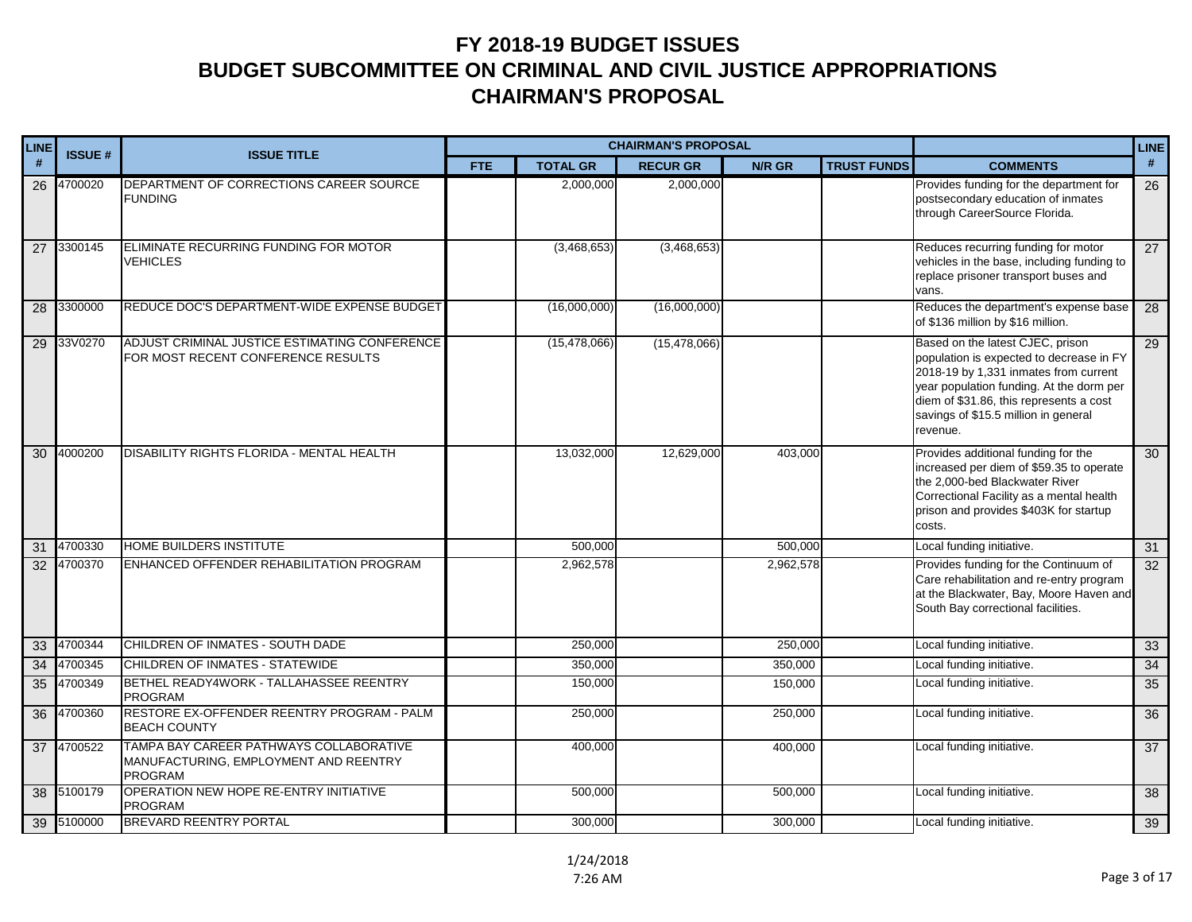# FY 2018-19 BUDGET ISSUES
# BUDGET SUBCOMMITTEE ON CRIMINAL AND CIVIL JUSTICE APPROPRIATIONS
# CHAIRMAN'S PROPOSAL

| LINE # | ISSUE # | ISSUE TITLE | CHAIRMAN'S PROPOSAL | | | | | COMMENTS | LINE # |
|---|---|---|---|---|---|---|---|---|---|
| | | | FTE | TOTAL GR | RECUR GR | N/R GR | TRUST FUNDS | | |
| 26 | 4700020 | DEPARTMENT OF CORRECTIONS CAREER SOURCE FUNDING | | 2,000,000 | 2,000,000 | | | Provides funding for the department for postsecondary education of inmates through CareerSource Florida. | 26 |
| 27 | 3300145 | ELIMINATE RECURRING FUNDING FOR MOTOR VEHICLES | | (3,468,653) | (3,468,653) | | | Reduces recurring funding for motor vehicles in the base, including funding to replace prisoner transport buses and vans. | 27 |
| 28 | 3300000 | REDUCE DOC'S DEPARTMENT-WIDE EXPENSE BUDGET | | (16,000,000) | (16,000,000) | | | Reduces the department's expense base of $136 million by $16 million. | 28 |
| 29 | 33V0270 | ADJUST CRIMINAL JUSTICE ESTIMATING CONFERENCE FOR MOST RECENT CONFERENCE RESULTS | | (15,478,066) | (15,478,066) | | | Based on the latest CJEC, prison population is expected to decrease in FY 2018-19 by 1,331 inmates from current year population funding. At the dorm per diem of $31.86, this represents a cost savings of $15.5 million in general revenue. | 29 |
| 30 | 4000200 | DISABILITY RIGHTS FLORIDA - MENTAL HEALTH | | 13,032,000 | 12,629,000 | 403,000 | | Provides additional funding for the increased per diem of $59.35 to operate the 2,000-bed Blackwater River Correctional Facility as a mental health prison and provides $403K for startup costs. | 30 |
| 31 | 4700330 | HOME BUILDERS INSTITUTE | | 500,000 | | 500,000 | | Local funding initiative. | 31 |
| 32 | 4700370 | ENHANCED OFFENDER REHABILITATION PROGRAM | | 2,962,578 | | 2,962,578 | | Provides funding for the Continuum of Care rehabilitation and re-entry program at the Blackwater, Bay, Moore Haven and South Bay correctional facilities. | 32 |
| 33 | 4700344 | CHILDREN OF INMATES - SOUTH DADE | | 250,000 | | 250,000 | | Local funding initiative. | 33 |
| 34 | 4700345 | CHILDREN OF INMATES - STATEWIDE | | 350,000 | | 350,000 | | Local funding initiative. | 34 |
| 35 | 4700349 | BETHEL READY4WORK - TALLAHASSEE REENTRY PROGRAM | | 150,000 | | 150,000 | | Local funding initiative. | 35 |
| 36 | 4700360 | RESTORE EX-OFFENDER REENTRY PROGRAM - PALM BEACH COUNTY | | 250,000 | | 250,000 | | Local funding initiative. | 36 |
| 37 | 4700522 | TAMPA BAY CAREER PATHWAYS COLLABORATIVE MANUFACTURING, EMPLOYMENT AND REENTRY PROGRAM | | 400,000 | | 400,000 | | Local funding initiative. | 37 |
| 38 | 5100179 | OPERATION NEW HOPE RE-ENTRY INITIATIVE PROGRAM | | 500,000 | | 500,000 | | Local funding initiative. | 38 |
| 39 | 5100000 | BREVARD REENTRY PORTAL | | 300,000 | | 300,000 | | Local funding initiative. | 39 |

1/24/2018
7:26 AM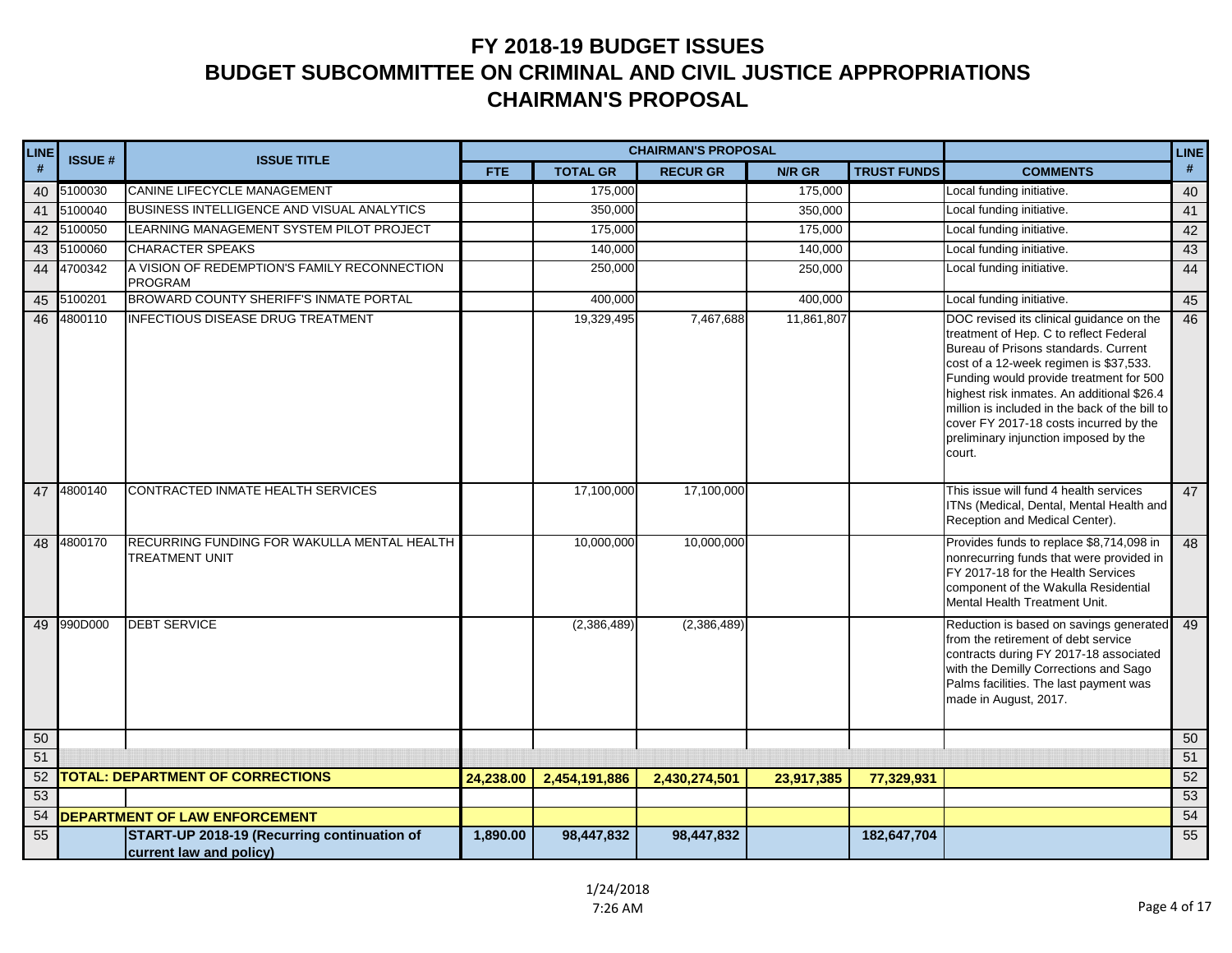# FY 2018-19 BUDGET ISSUES
# BUDGET SUBCOMMITTEE ON CRIMINAL AND CIVIL JUSTICE APPROPRIATIONS
# CHAIRMAN'S PROPOSAL

| LINE # | ISSUE # | ISSUE TITLE | CHAIRMAN'S PROPOSAL | | | | | | LINE # |
|---|---|---|---|---|---|---|---|---|---|
| | | | FTE | TOTAL GR | RECUR GR | N/R GR | TRUST FUNDS | COMMENTS | |
| 40 | 5100030 | CANINE LIFECYCLE MANAGEMENT | | 175,000 | | 175,000 | | Local funding initiative. | 40 |
| 41 | 5100040 | BUSINESS INTELLIGENCE AND VISUAL ANALYTICS | | 350,000 | | 350,000 | | Local funding initiative. | 41 |
| 42 | 5100050 | LEARNING MANAGEMENT SYSTEM PILOT PROJECT | | 175,000 | | 175,000 | | Local funding initiative. | 42 |
| 43 | 5100060 | CHARACTER SPEAKS | | 140,000 | | 140,000 | | Local funding initiative. | 43 |
| 44 | 4700342 | A VISION OF REDEMPTION'S FAMILY RECONNECTION PROGRAM | | 250,000 | | 250,000 | | Local funding initiative. | 44 |
| 45 | 5100201 | BROWARD COUNTY SHERIFF'S INMATE PORTAL | | 400,000 | | 400,000 | | Local funding initiative. | 45 |
| 46 | 4800110 | INFECTIOUS DISEASE DRUG TREATMENT | | 19,329,495 | 7,467,688 | 11,861,807 | | DOC revised its clinical guidance on the treatment of Hep. C to reflect Federal Bureau of Prisons standards. Current cost of a 12-week regimen is $37,533. Funding would provide treatment for 500 highest risk inmates. An additional $26.4 million is included in the back of the bill to cover FY 2017-18 costs incurred by the preliminary injunction imposed by the court. | 46 |
| 47 | 4800140 | CONTRACTED INMATE HEALTH SERVICES | | 17,100,000 | 17,100,000 | | | This issue will fund 4 health services ITNs (Medical, Dental, Mental Health and Reception and Medical Center). | 47 |
| 48 | 4800170 | RECURRING FUNDING FOR WAKULLA MENTAL HEALTH TREATMENT UNIT | | 10,000,000 | 10,000,000 | | | Provides funds to replace $8,714,098 in nonrecurring funds that were provided in FY 2017-18 for the Health Services component of the Wakulla Residential Mental Health Treatment Unit. | 48 |
| 49 | 990D000 | DEBT SERVICE | | (2,386,489) | (2,386,489) | | | Reduction is based on savings generated from the retirement of debt service contracts during FY 2017-18 associated with the Demilly Corrections and Sago Palms facilities. The last payment was made in August, 2017. | 49 |
| 50 | | | | | | | | | 50 |
| 51 | | | | | | | | | 51 |
| 52 | **TOTAL: DEPARTMENT OF CORRECTIONS** | | **24,238.00** | **2,454,191,886** | **2,430,274,501** | **23,917,385** | **77,329,931** | | 52 |
| 53 | | | | | | | | | 53 |
| 54 | **DEPARTMENT OF LAW ENFORCEMENT** | | | | | | | | 54 |
| 55 | | **START-UP 2018-19 (Recurring continuation of current law and policy)** | **1,890.00** | **98,447,832** | **98,447,832** | | **182,647,704** | | 55 |

1/24/2018
7:26 AM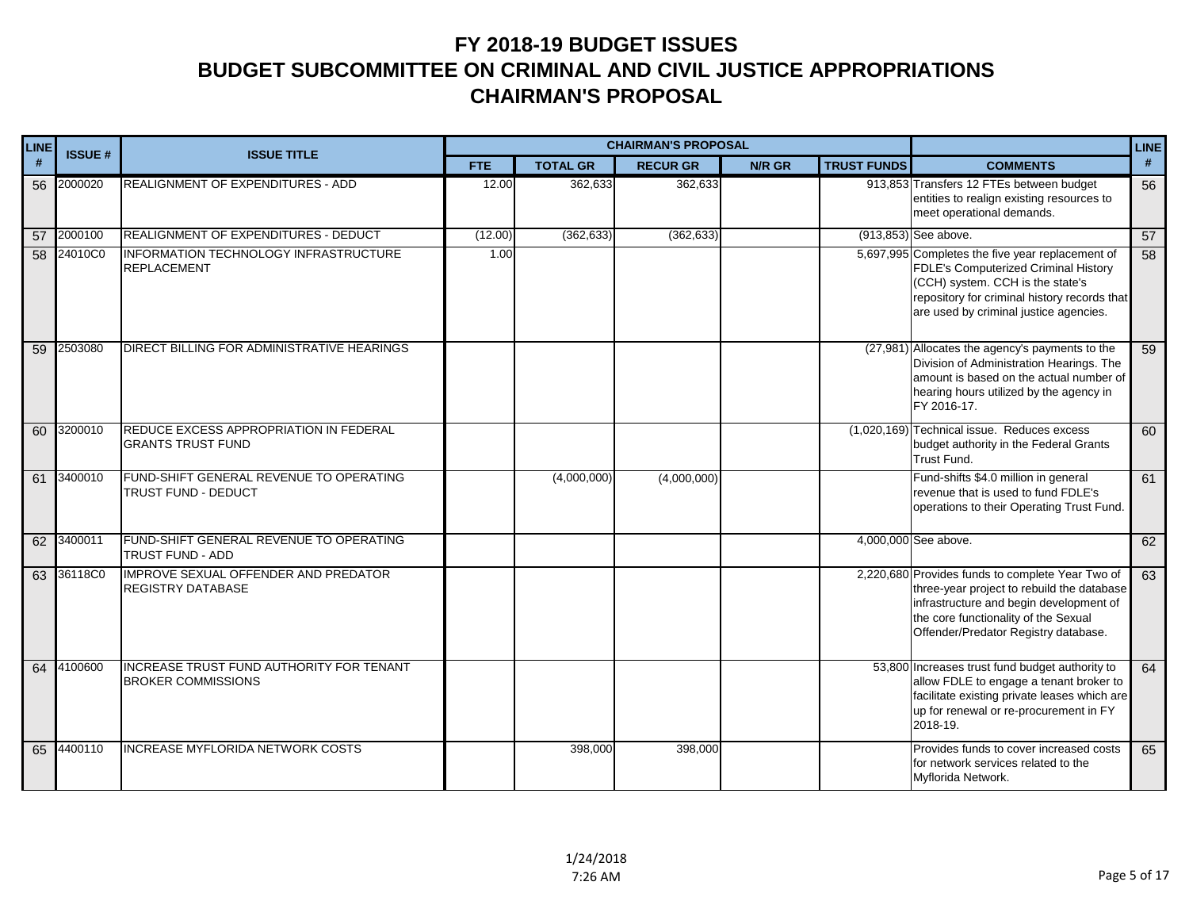# FY 2018-19 BUDGET ISSUES
# BUDGET SUBCOMMITTEE ON CRIMINAL AND CIVIL JUSTICE APPROPRIATIONS
# CHAIRMAN'S PROPOSAL

| LINE # | ISSUE # | ISSUE TITLE | CHAIRMAN'S PROPOSAL | | | | | | LINE # |
|---|---|---|---|---|---|---|---|---|---|
| | | | FTE | TOTAL GR | RECUR GR | N/R GR | TRUST FUNDS | COMMENTS | |
| 56 | 2000020 | REALIGNMENT OF EXPENDITURES - ADD | 12.00 | 362,633 | 362,633 | | 913,853 | Transfers 12 FTEs between budget entities to realign existing resources to meet operational demands. | 56 |
| 57 | 2000100 | REALIGNMENT OF EXPENDITURES - DEDUCT | (12.00) | (362,633) | (362,633) | | (913,853) | See above. | 57 |
| 58 | 24010C0 | INFORMATION TECHNOLOGY INFRASTRUCTURE REPLACEMENT | 1.00 | | | | 5,697,995 | Completes the five year replacement of FDLE's Computerized Criminal History (CCH) system. CCH is the state's repository for criminal history records that are used by criminal justice agencies. | 58 |
| 59 | 2503080 | DIRECT BILLING FOR ADMINISTRATIVE HEARINGS | | | | | (27,981) | Allocates the agency's payments to the Division of Administration Hearings. The amount is based on the actual number of hearing hours utilized by the agency in FY 2016-17. | 59 |
| 60 | 3200010 | REDUCE EXCESS APPROPRIATION IN FEDERAL GRANTS TRUST FUND | | | | | (1,020,169) | Technical issue. Reduces excess budget authority in the Federal Grants Trust Fund. | 60 |
| 61 | 3400010 | FUND-SHIFT GENERAL REVENUE TO OPERATING TRUST FUND - DEDUCT | | (4,000,000) | (4,000,000) | | | Fund-shifts $4.0 million in general revenue that is used to fund FDLE's operations to their Operating Trust Fund. | 61 |
| 62 | 3400011 | FUND-SHIFT GENERAL REVENUE TO OPERATING TRUST FUND - ADD | | | | | 4,000,000 | See above. | 62 |
| 63 | 36118C0 | IMPROVE SEXUAL OFFENDER AND PREDATOR REGISTRY DATABASE | | | | | 2,220,680 | Provides funds to complete Year Two of three-year project to rebuild the database infrastructure and begin development of the core functionality of the Sexual Offender/Predator Registry database. | 63 |
| 64 | 4100600 | INCREASE TRUST FUND AUTHORITY FOR TENANT BROKER COMMISSIONS | | | | | 53,800 | Increases trust fund budget authority to allow FDLE to engage a tenant broker to facilitate existing private leases which are up for renewal or re-procurement in FY 2018-19. | 64 |
| 65 | 4400110 | INCREASE MYFLORIDA NETWORK COSTS | | 398,000 | 398,000 | | | Provides funds to cover increased costs for network services related to the Myflorida Network. | 65 |

1/24/2018
7:26 AM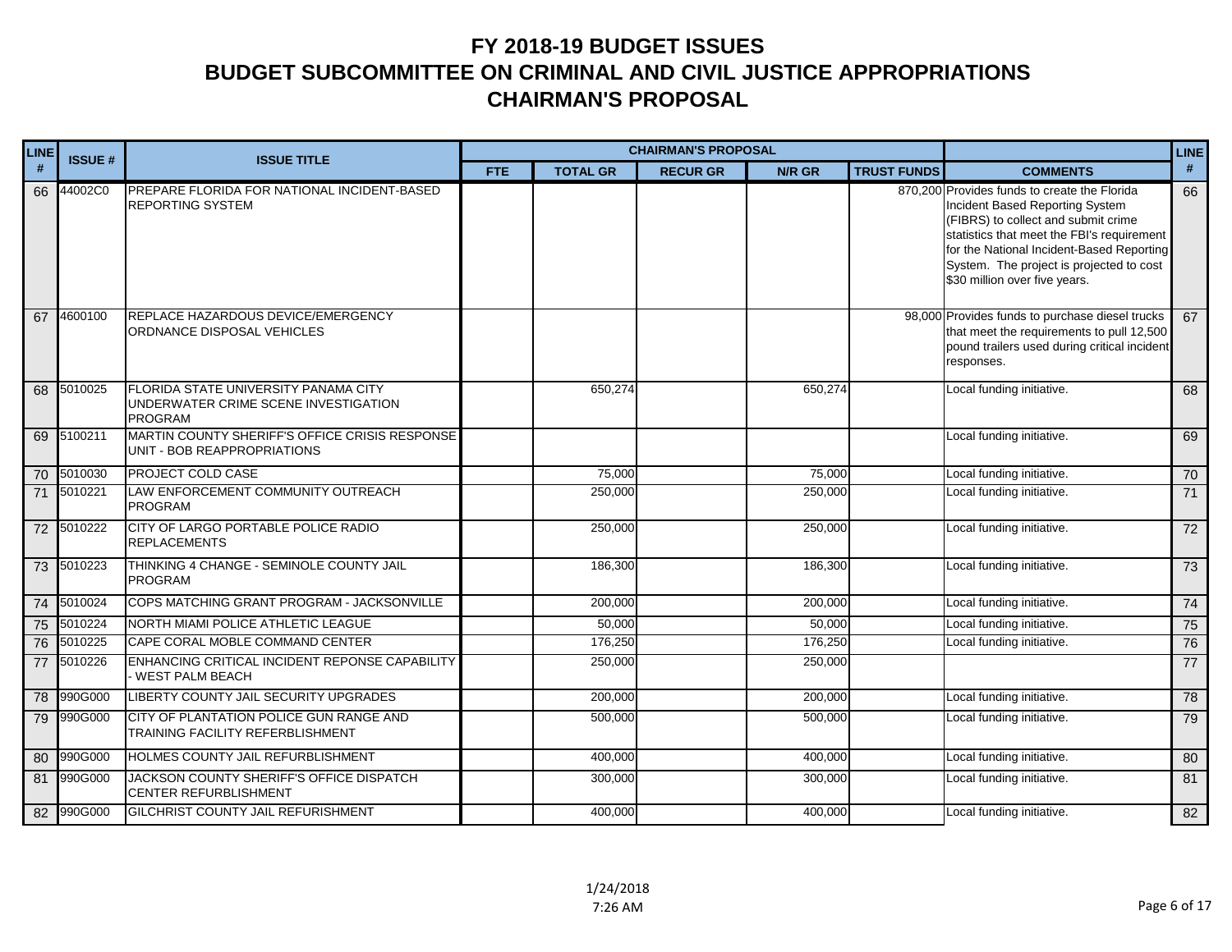# FY 2018-19 BUDGET ISSUES
# BUDGET SUBCOMMITTEE ON CRIMINAL AND CIVIL JUSTICE APPROPRIATIONS
# CHAIRMAN'S PROPOSAL

| LINE # | ISSUE # | ISSUE TITLE | CHAIRMAN'S PROPOSAL | | | | | | LINE # |
|---|---|---|---|---|---|---|---|---|---|
| | | | FTE | TOTAL GR | RECUR GR | N/R GR | TRUST FUNDS | COMMENTS | |
| 66 | 44002C0 | PREPARE FLORIDA FOR NATIONAL INCIDENT-BASED REPORTING SYSTEM | | | | | 870,200 | Provides funds to create the Florida Incident Based Reporting System (FIBRS) to collect and submit crime statistics that meet the FBI's requirement for the National Incident-Based Reporting System. The project is projected to cost $30 million over five years. | 66 |
| 67 | 4600100 | REPLACE HAZARDOUS DEVICE/EMERGENCY ORDNANCE DISPOSAL VEHICLES | | | | | 98,000 | Provides funds to purchase diesel trucks that meet the requirements to pull 12,500 pound trailers used during critical incident responses. | 67 |
| 68 | 5010025 | FLORIDA STATE UNIVERSITY PANAMA CITY UNDERWATER CRIME SCENE INVESTIGATION PROGRAM | | 650,274 | | 650,274 | | Local funding initiative. | 68 |
| 69 | 5100211 | MARTIN COUNTY SHERIFF'S OFFICE CRISIS RESPONSE UNIT - BOB REAPPROPRIATIONS | | | | | | Local funding initiative. | 69 |
| 70 | 5010030 | PROJECT COLD CASE | | 75,000 | | 75,000 | | Local funding initiative. | 70 |
| 71 | 5010221 | LAW ENFORCEMENT COMMUNITY OUTREACH PROGRAM | | 250,000 | | 250,000 | | Local funding initiative. | 71 |
| 72 | 5010222 | CITY OF LARGO PORTABLE POLICE RADIO REPLACEMENTS | | 250,000 | | 250,000 | | Local funding initiative. | 72 |
| 73 | 5010223 | THINKING 4 CHANGE - SEMINOLE COUNTY JAIL PROGRAM | | 186,300 | | 186,300 | | Local funding initiative. | 73 |
| 74 | 5010024 | COPS MATCHING GRANT PROGRAM - JACKSONVILLE | | 200,000 | | 200,000 | | Local funding initiative. | 74 |
| 75 | 5010224 | NORTH MIAMI POLICE ATHLETIC LEAGUE | | 50,000 | | 50,000 | | Local funding initiative. | 75 |
| 76 | 5010225 | CAPE CORAL MOBLE COMMAND CENTER | | 176,250 | | 176,250 | | Local funding initiative. | 76 |
| 77 | 5010226 | ENHANCING CRITICAL INCIDENT REPONSE CAPABILITY - WEST PALM BEACH | | 250,000 | | 250,000 | | | 77 |
| 78 | 990G000 | LIBERTY COUNTY JAIL SECURITY UPGRADES | | 200,000 | | 200,000 | | Local funding initiative. | 78 |
| 79 | 990G000 | CITY OF PLANTATION POLICE GUN RANGE AND TRAINING FACILITY REFERBLISHMENT | | 500,000 | | 500,000 | | Local funding initiative. | 79 |
| 80 | 990G000 | HOLMES COUNTY JAIL REFURBLISHMENT | | 400,000 | | 400,000 | | Local funding initiative. | 80 |
| 81 | 990G000 | JACKSON COUNTY SHERIFF'S OFFICE DISPATCH CENTER REFURBLISHMENT | | 300,000 | | 300,000 | | Local funding initiative. | 81 |
| 82 | 990G000 | GILCHRIST COUNTY JAIL REFURISHMENT | | 400,000 | | 400,000 | | Local funding initiative. | 82 |

1/24/2018
7:26 AM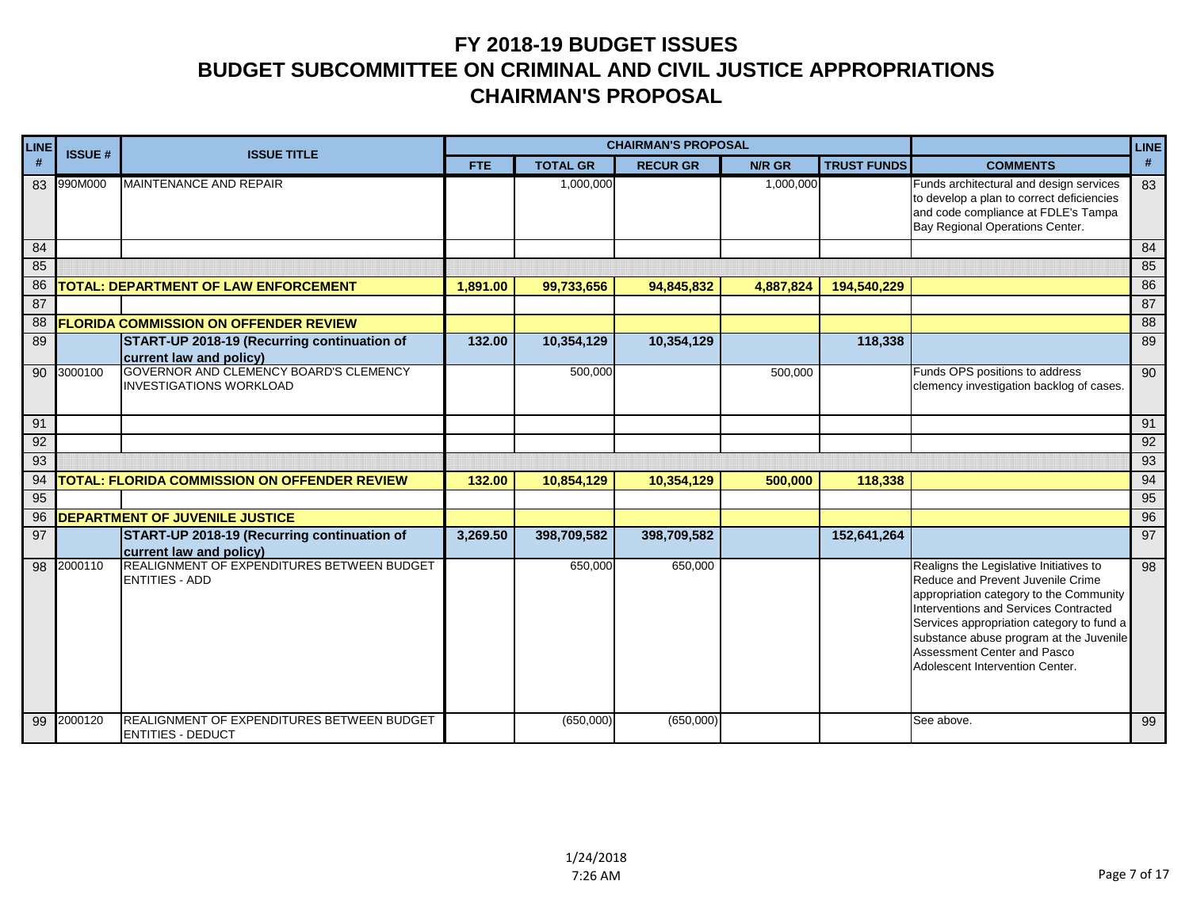# FY 2018-19 BUDGET ISSUES
# BUDGET SUBCOMMITTEE ON CRIMINAL AND CIVIL JUSTICE APPROPRIATIONS
# CHAIRMAN'S PROPOSAL

| LINE # | ISSUE # | ISSUE TITLE | CHAIRMAN'S PROPOSAL | | | | | | LINE # |
|---|---|---|---|---|---|---|---|---|---|
| | | | FTE | TOTAL GR | RECUR GR | N/R GR | TRUST FUNDS | COMMENTS | |
| 83 | 990M000 | MAINTENANCE AND REPAIR | | 1,000,000 | | 1,000,000 | | Funds architectural and design services to develop a plan to correct deficiencies and code compliance at FDLE's Tampa Bay Regional Operations Center. | 83 |
| 84 | | | | | | | | | 84 |
| 85 | | | | | | | | | 85 |
| 86 | **TOTAL: DEPARTMENT OF LAW ENFORCEMENT** | | **1,891.00** | **99,733,656** | **94,845,832** | **4,887,824** | **194,540,229** | | 86 |
| 87 | | | | | | | | | 87 |
| 88 | **FLORIDA COMMISSION ON OFFENDER REVIEW** | | | | | | | | 88 |
| 89 | | **START-UP 2018-19 (Recurring continuation of current law and policy)** | **132.00** | **10,354,129** | **10,354,129** | | **118,338** | | 89 |
| 90 | 3000100 | GOVERNOR AND CLEMENCY BOARD'S CLEMENCY INVESTIGATIONS WORKLOAD | | 500,000 | | 500,000 | | Funds OPS positions to address clemency investigation backlog of cases. | 90 |
| 91 | | | | | | | | | 91 |
| 92 | | | | | | | | | 92 |
| 93 | | | | | | | | | 93 |
| 94 | **TOTAL: FLORIDA COMMISSION ON OFFENDER REVIEW** | | **132.00** | **10,854,129** | **10,354,129** | **500,000** | **118,338** | | 94 |
| 95 | | | | | | | | | 95 |
| 96 | **DEPARTMENT OF JUVENILE JUSTICE** | | | | | | | | 96 |
| 97 | | **START-UP 2018-19 (Recurring continuation of current law and policy)** | **3,269.50** | **398,709,582** | **398,709,582** | | **152,641,264** | | 97 |
| 98 | 2000110 | REALIGNMENT OF EXPENDITURES BETWEEN BUDGET ENTITIES - ADD | | 650,000 | 650,000 | | | Realigns the Legislative Initiatives to Reduce and Prevent Juvenile Crime appropriation category to the Community Interventions and Services Contracted Services appropriation category to fund a substance abuse program at the Juvenile Assessment Center and Pasco Adolescent Intervention Center. | 98 |
| 99 | 2000120 | REALIGNMENT OF EXPENDITURES BETWEEN BUDGET ENTITIES - DEDUCT | | (650,000) | (650,000) | | | See above. | 99 |

1/24/2018
7:26 AM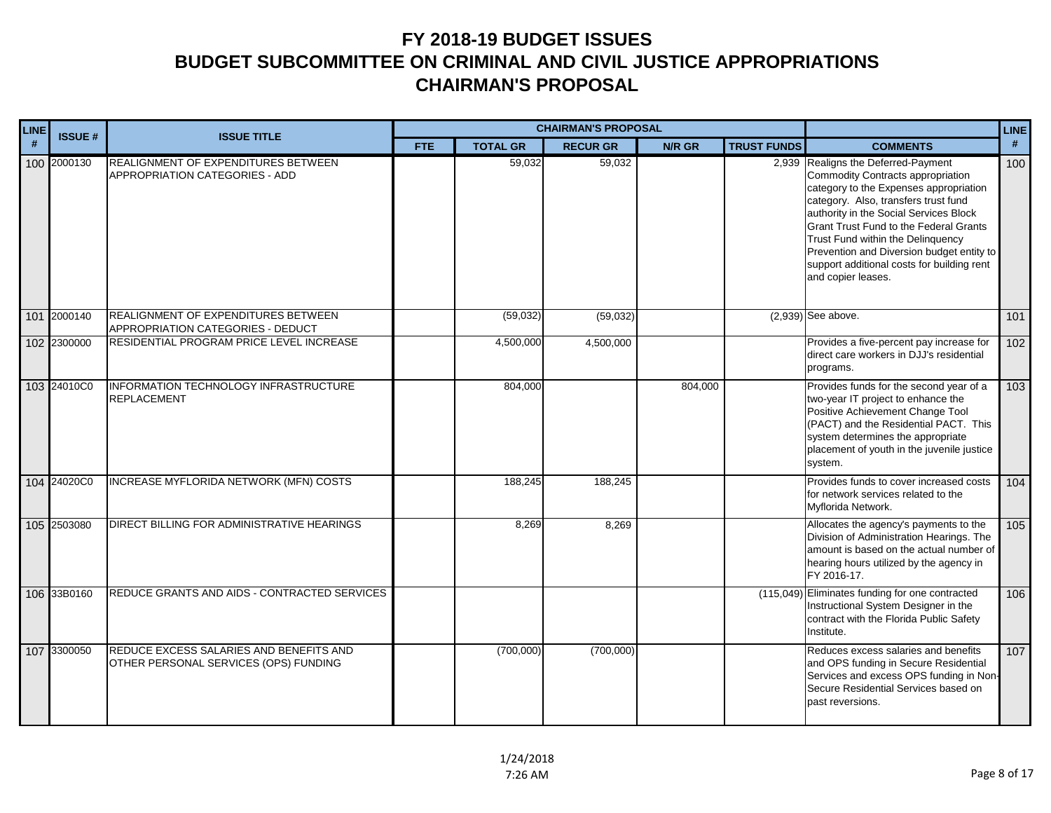# FY 2018-19 BUDGET ISSUES
# BUDGET SUBCOMMITTEE ON CRIMINAL AND CIVIL JUSTICE APPROPRIATIONS
# CHAIRMAN'S PROPOSAL

| LINE # | ISSUE # | ISSUE TITLE | CHAIRMAN'S PROPOSAL | | | | | | LINE # |
|---|---|---|---|---|---|---|---|---|---|
| | | | FTE | TOTAL GR | RECUR GR | N/R GR | TRUST FUNDS | COMMENTS | |
| 100 | 2000130 | REALIGNMENT OF EXPENDITURES BETWEEN APPROPRIATION CATEGORIES - ADD | | 59,032 | 59,032 | | 2,939 | Realigns the Deferred-Payment Commodity Contracts appropriation category to the Expenses appropriation category. Also, transfers trust fund authority in the Social Services Block Grant Trust Fund to the Federal Grants Trust Fund within the Delinquency Prevention and Diversion budget entity to support additional costs for building rent and copier leases. | 100 |
| 101 | 2000140 | REALIGNMENT OF EXPENDITURES BETWEEN APPROPRIATION CATEGORIES - DEDUCT | | (59,032) | (59,032) | | (2,939) | See above. | 101 |
| 102 | 2300000 | RESIDENTIAL PROGRAM PRICE LEVEL INCREASE | | 4,500,000 | 4,500,000 | | | Provides a five-percent pay increase for direct care workers in DJJ's residential programs. | 102 |
| 103 | 24010C0 | INFORMATION TECHNOLOGY INFRASTRUCTURE REPLACEMENT | | 804,000 | | 804,000 | | Provides funds for the second year of a two-year IT project to enhance the Positive Achievement Change Tool (PACT) and the Residential PACT. This system determines the appropriate placement of youth in the juvenile justice system. | 103 |
| 104 | 24020C0 | INCREASE MYFLORIDA NETWORK (MFN) COSTS | | 188,245 | 188,245 | | | Provides funds to cover increased costs for network services related to the Myflorida Network. | 104 |
| 105 | 2503080 | DIRECT BILLING FOR ADMINISTRATIVE HEARINGS | | 8,269 | 8,269 | | | Allocates the agency's payments to the Division of Administration Hearings. The amount is based on the actual number of hearing hours utilized by the agency in FY 2016-17. | 105 |
| 106 | 33B0160 | REDUCE GRANTS AND AIDS - CONTRACTED SERVICES | | | | | (115,049) | Eliminates funding for one contracted Instructional System Designer in the contract with the Florida Public Safety Institute. | 106 |
| 107 | 3300050 | REDUCE EXCESS SALARIES AND BENEFITS AND OTHER PERSONAL SERVICES (OPS) FUNDING | | (700,000) | (700,000) | | | Reduces excess salaries and benefits and OPS funding in Secure Residential Services and excess OPS funding in Non-Secure Residential Services based on past reversions. | 107 |

1/24/2018
7:26 AM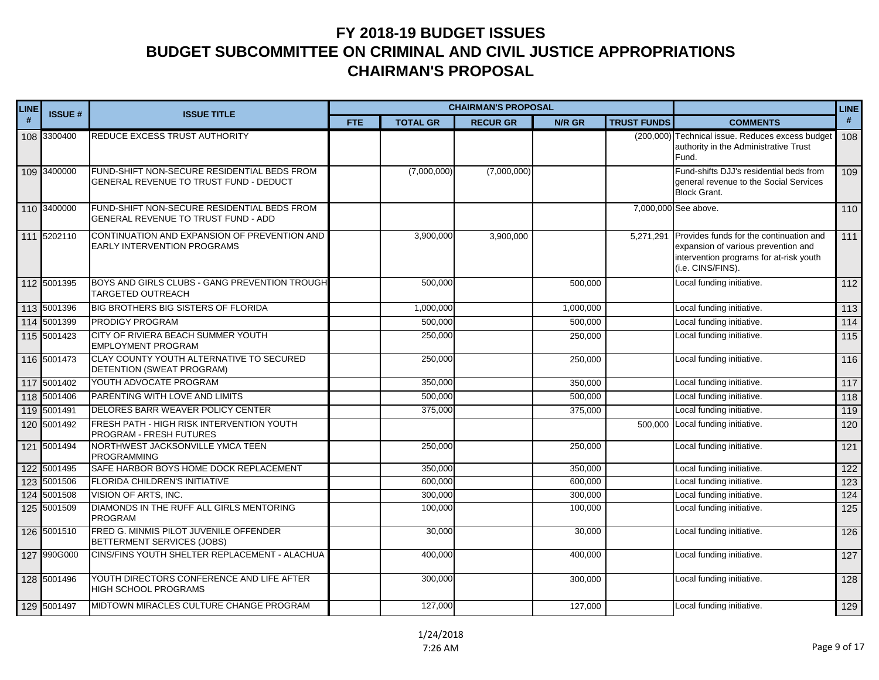# FY 2018-19 BUDGET ISSUES
# BUDGET SUBCOMMITTEE ON CRIMINAL AND CIVIL JUSTICE APPROPRIATIONS
# CHAIRMAN'S PROPOSAL

| LINE # | ISSUE # | ISSUE TITLE | CHAIRMAN'S PROPOSAL | | | | | | LINE # |
|---|---|---|---|---|---|---|---|---|---|
| | | | FTE | TOTAL GR | RECUR GR | N/R GR | TRUST FUNDS | COMMENTS | |
| 108 | 3300400 | REDUCE EXCESS TRUST AUTHORITY | | | | | (200,000) | Technical issue. Reduces excess budget authority in the Administrative Trust Fund. | 108 |
| 109 | 3400000 | FUND-SHIFT NON-SECURE RESIDENTIAL BEDS FROM GENERAL REVENUE TO TRUST FUND - DEDUCT | | (7,000,000) | (7,000,000) | | | Fund-shifts DJJ's residential beds from general revenue to the Social Services Block Grant. | 109 |
| 110 | 3400000 | FUND-SHIFT NON-SECURE RESIDENTIAL BEDS FROM GENERAL REVENUE TO TRUST FUND - ADD | | | | | 7,000,000 | See above. | 110 |
| 111 | 5202110 | CONTINUATION AND EXPANSION OF PREVENTION AND EARLY INTERVENTION PROGRAMS | | 3,900,000 | 3,900,000 | | 5,271,291 | Provides funds for the continuation and expansion of various prevention and intervention programs for at-risk youth (i.e. CINS/FINS). | 111 |
| 112 | 5001395 | BOYS AND GIRLS CLUBS - GANG PREVENTION TROUGH TARGETED OUTREACH | | 500,000 | | 500,000 | | Local funding initiative. | 112 |
| 113 | 5001396 | BIG BROTHERS BIG SISTERS OF FLORIDA | | 1,000,000 | | 1,000,000 | | Local funding initiative. | 113 |
| 114 | 5001399 | PRODIGY PROGRAM | | 500,000 | | 500,000 | | Local funding initiative. | 114 |
| 115 | 5001423 | CITY OF RIVIERA BEACH SUMMER YOUTH EMPLOYMENT PROGRAM | | 250,000 | | 250,000 | | Local funding initiative. | 115 |
| 116 | 5001473 | CLAY COUNTY YOUTH ALTERNATIVE TO SECURED DETENTION (SWEAT PROGRAM) | | 250,000 | | 250,000 | | Local funding initiative. | 116 |
| 117 | 5001402 | YOUTH ADVOCATE PROGRAM | | 350,000 | | 350,000 | | Local funding initiative. | 117 |
| 118 | 5001406 | PARENTING WITH LOVE AND LIMITS | | 500,000 | | 500,000 | | Local funding initiative. | 118 |
| 119 | 5001491 | DELORES BARR WEAVER POLICY CENTER | | 375,000 | | 375,000 | | Local funding initiative. | 119 |
| 120 | 5001492 | FRESH PATH - HIGH RISK INTERVENTION YOUTH PROGRAM - FRESH FUTURES | | | | | 500,000 | Local funding initiative. | 120 |
| 121 | 5001494 | NORTHWEST JACKSONVILLE YMCA TEEN PROGRAMMING | | 250,000 | | 250,000 | | Local funding initiative. | 121 |
| 122 | 5001495 | SAFE HARBOR BOYS HOME DOCK REPLACEMENT | | 350,000 | | 350,000 | | Local funding initiative. | 122 |
| 123 | 5001506 | FLORIDA CHILDREN'S INITIATIVE | | 600,000 | | 600,000 | | Local funding initiative. | 123 |
| 124 | 5001508 | VISION OF ARTS, INC. | | 300,000 | | 300,000 | | Local funding initiative. | 124 |
| 125 | 5001509 | DIAMONDS IN THE RUFF ALL GIRLS MENTORING PROGRAM | | 100,000 | | 100,000 | | Local funding initiative. | 125 |
| 126 | 5001510 | FRED G. MINMIS PILOT JUVENILE OFFENDER BETTERMENT SERVICES (JOBS) | | 30,000 | | 30,000 | | Local funding initiative. | 126 |
| 127 | 990G000 | CINS/FINS YOUTH SHELTER REPLACEMENT - ALACHUA | | 400,000 | | 400,000 | | Local funding initiative. | 127 |
| 128 | 5001496 | YOUTH DIRECTORS CONFERENCE AND LIFE AFTER HIGH SCHOOL PROGRAMS | | 300,000 | | 300,000 | | Local funding initiative. | 128 |
| 129 | 5001497 | MIDTOWN MIRACLES CULTURE CHANGE PROGRAM | | 127,000 | | 127,000 | | Local funding initiative. | 129 |

1/24/2018
7:26 AM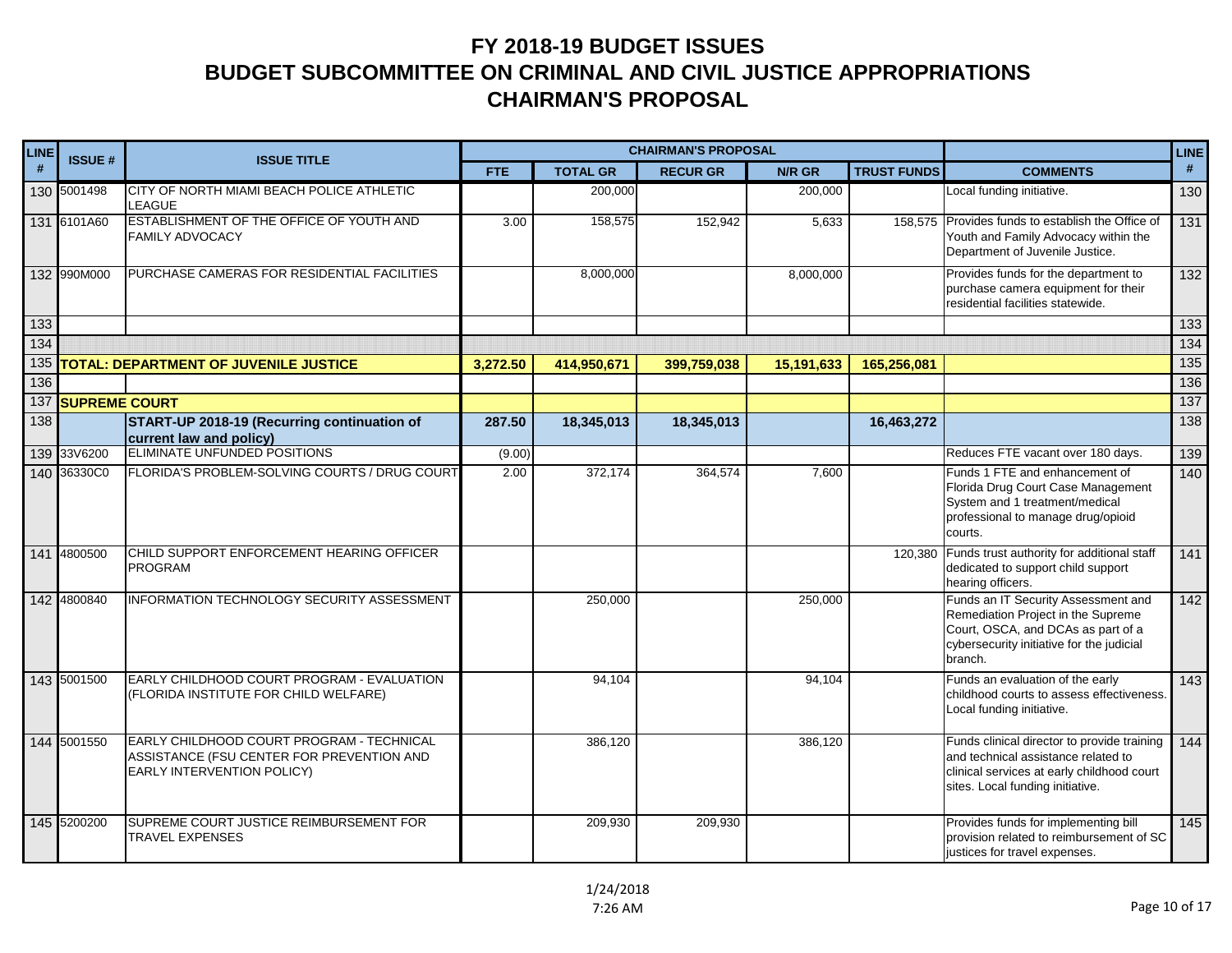# FY 2018-19 BUDGET ISSUES
# BUDGET SUBCOMMITTEE ON CRIMINAL AND CIVIL JUSTICE APPROPRIATIONS
# CHAIRMAN'S PROPOSAL

| LINE # | ISSUE # | ISSUE TITLE | CHAIRMAN'S PROPOSAL FTE | TOTAL GR | RECUR GR | N/R GR | TRUST FUNDS | COMMENTS | LINE # |
|---|---|---|---|---|---|---|---|---|---|
| 130 | 5001498 | CITY OF NORTH MIAMI BEACH POLICE ATHLETIC LEAGUE | | 200,000 | | 200,000 | | Local funding initiative. | 130 |
| 131 | 6101A60 | ESTABLISHMENT OF THE OFFICE OF YOUTH AND FAMILY ADVOCACY | 3.00 | 158,575 | 152,942 | 5,633 | 158,575 | Provides funds to establish the Office of Youth and Family Advocacy within the Department of Juvenile Justice. | 131 |
| 132 | 990M000 | PURCHASE CAMERAS FOR RESIDENTIAL FACILITIES | | 8,000,000 | | 8,000,000 | | Provides funds for the department to purchase camera equipment for their residential facilities statewide. | 132 |
| 133 | | | | | | | | | 133 |
| 134 | | | | | | | | | 134 |
| 135 | **TOTAL: DEPARTMENT OF JUVENILE JUSTICE** | | **3,272.50** | **414,950,671** | **399,759,038** | **15,191,633** | **165,256,081** | | 135 |
| 136 | | | | | | | | | 136 |
| 137 | **SUPREME COURT** | | | | | | | | 137 |
| 138 | | **START-UP 2018-19 (Recurring continuation of current law and policy)** | **287.50** | **18,345,013** | **18,345,013** | | **16,463,272** | | 138 |
| 139 | 33V6200 | ELIMINATE UNFUNDED POSITIONS | (9.00) | | | | | Reduces FTE vacant over 180 days. | 139 |
| 140 | 36330C0 | FLORIDA'S PROBLEM-SOLVING COURTS / DRUG COURT | 2.00 | 372,174 | 364,574 | 7,600 | | Funds 1 FTE and enhancement of Florida Drug Court Case Management System and 1 treatment/medical professional to manage drug/opioid courts. | 140 |
| 141 | 4800500 | CHILD SUPPORT ENFORCEMENT HEARING OFFICER PROGRAM | | | | | 120,380 | Funds trust authority for additional staff dedicated to support child support hearing officers. | 141 |
| 142 | 4800840 | INFORMATION TECHNOLOGY SECURITY ASSESSMENT | | 250,000 | | 250,000 | | Funds an IT Security Assessment and Remediation Project in the Supreme Court, OSCA, and DCAs as part of a cybersecurity initiative for the judicial branch. | 142 |
| 143 | 5001500 | EARLY CHILDHOOD COURT PROGRAM - EVALUATION (FLORIDA INSTITUTE FOR CHILD WELFARE) | | 94,104 | | 94,104 | | Funds an evaluation of the early childhood courts to assess effectiveness. Local funding initiative. | 143 |
| 144 | 5001550 | EARLY CHILDHOOD COURT PROGRAM - TECHNICAL ASSISTANCE (FSU CENTER FOR PREVENTION AND EARLY INTERVENTION POLICY) | | 386,120 | | 386,120 | | Funds clinical director to provide training and technical assistance related to clinical services at early childhood court sites. Local funding initiative. | 144 |
| 145 | 5200200 | SUPREME COURT JUSTICE REIMBURSEMENT FOR TRAVEL EXPENSES | | 209,930 | 209,930 | | | Provides funds for implementing bill provision related to reimbursement of SC justices for travel expenses. | 145 |

1/24/2018
7:26 AM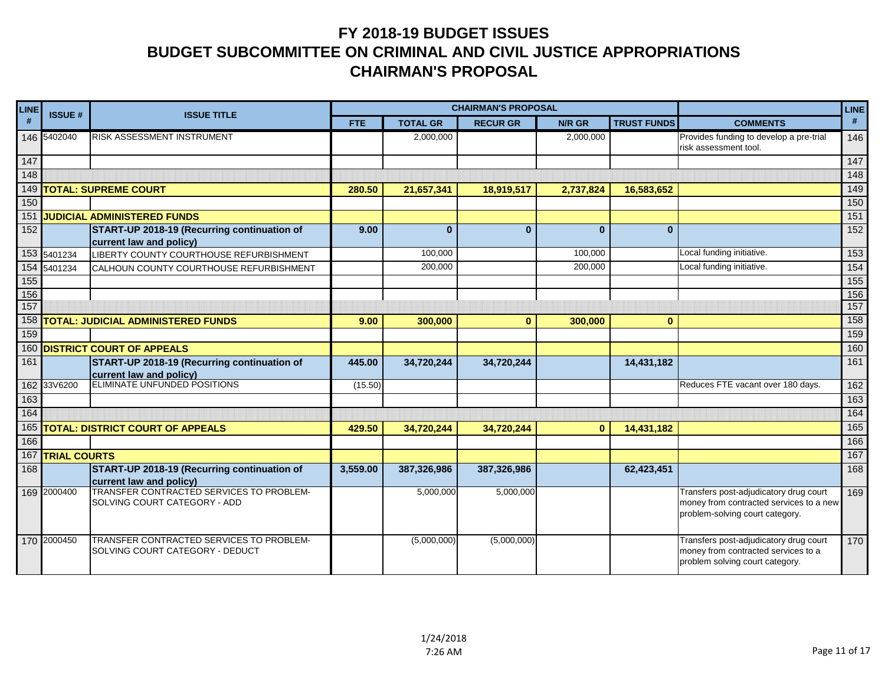# FY 2018-19 BUDGET ISSUES
# BUDGET SUBCOMMITTEE ON CRIMINAL AND CIVIL JUSTICE APPROPRIATIONS
# CHAIRMAN'S PROPOSAL

| LINE # | ISSUE # | ISSUE TITLE | CHAIRMAN'S PROPOSAL | | | | | | LINE # |
|---|---|---|---|---|---|---|---|---|---|
| | | | FTE | TOTAL GR | RECUR GR | N/R GR | TRUST FUNDS | COMMENTS | |
| 146 | 5402040 | RISK ASSESSMENT INSTRUMENT | | 2,000,000 | | 2,000,000 | | Provides funding to develop a pre-trial risk assessment tool. | 146 |
| 147 | | | | | | | | | 147 |
| 148 | | | | | | | | | 148 |
| 149 | **TOTAL: SUPREME COURT** | | **280.50** | **21,657,341** | **18,919,517** | **2,737,824** | **16,583,652** | | 149 |
| 150 | | | | | | | | | 150 |
| 151 | **JUDICIAL ADMINISTERED FUNDS** | | | | | | | | 151 |
| 152 | | **START-UP 2018-19 (Recurring continuation of current law and policy)** | **9.00** | **0** | **0** | **0** | **0** | | 152 |
| 153 | 5401234 | LIBERTY COUNTY COURTHOUSE REFURBISHMENT | | 100,000 | | 100,000 | | Local funding initiative. | 153 |
| 154 | 5401234 | CALHOUN COUNTY COURTHOUSE REFURBISHMENT | | 200,000 | | 200,000 | | Local funding initiative. | 154 |
| 155 | | | | | | | | | 155 |
| 156 | | | | | | | | | 156 |
| 157 | | | | | | | | | 157 |
| 158 | **TOTAL: JUDICIAL ADMINISTERED FUNDS** | | **9.00** | **300,000** | **0** | **300,000** | **0** | | 158 |
| 159 | | | | | | | | | 159 |
| 160 | **DISTRICT COURT OF APPEALS** | | | | | | | | 160 |
| 161 | | **START-UP 2018-19 (Recurring continuation of current law and policy)** | **445.00** | **34,720,244** | **34,720,244** | | **14,431,182** | | 161 |
| 162 | 33V6200 | ELIMINATE UNFUNDED POSITIONS | (15.50) | | | | | Reduces FTE vacant over 180 days. | 162 |
| 163 | | | | | | | | | 163 |
| 164 | | | | | | | | | 164 |
| 165 | **TOTAL: DISTRICT COURT OF APPEALS** | | **429.50** | **34,720,244** | **34,720,244** | **0** | **14,431,182** | | 165 |
| 166 | | | | | | | | | 166 |
| 167 | **TRIAL COURTS** | | | | | | | | 167 |
| 168 | | **START-UP 2018-19 (Recurring continuation of current law and policy)** | **3,559.00** | **387,326,986** | **387,326,986** | | **62,423,451** | | 168 |
| 169 | 2000400 | TRANSFER CONTRACTED SERVICES TO PROBLEM-SOLVING COURT CATEGORY - ADD | | 5,000,000 | 5,000,000 | | | Transfers post-adjudicatory drug court money from contracted services to a new problem-solving court category. | 169 |
| 170 | 2000450 | TRANSFER CONTRACTED SERVICES TO PROBLEM-SOLVING COURT CATEGORY - DEDUCT | | (5,000,000) | (5,000,000) | | | Transfers post-adjudicatory drug court money from contracted services to a problem solving court category. | 170 |

1/24/2018
7:26 AM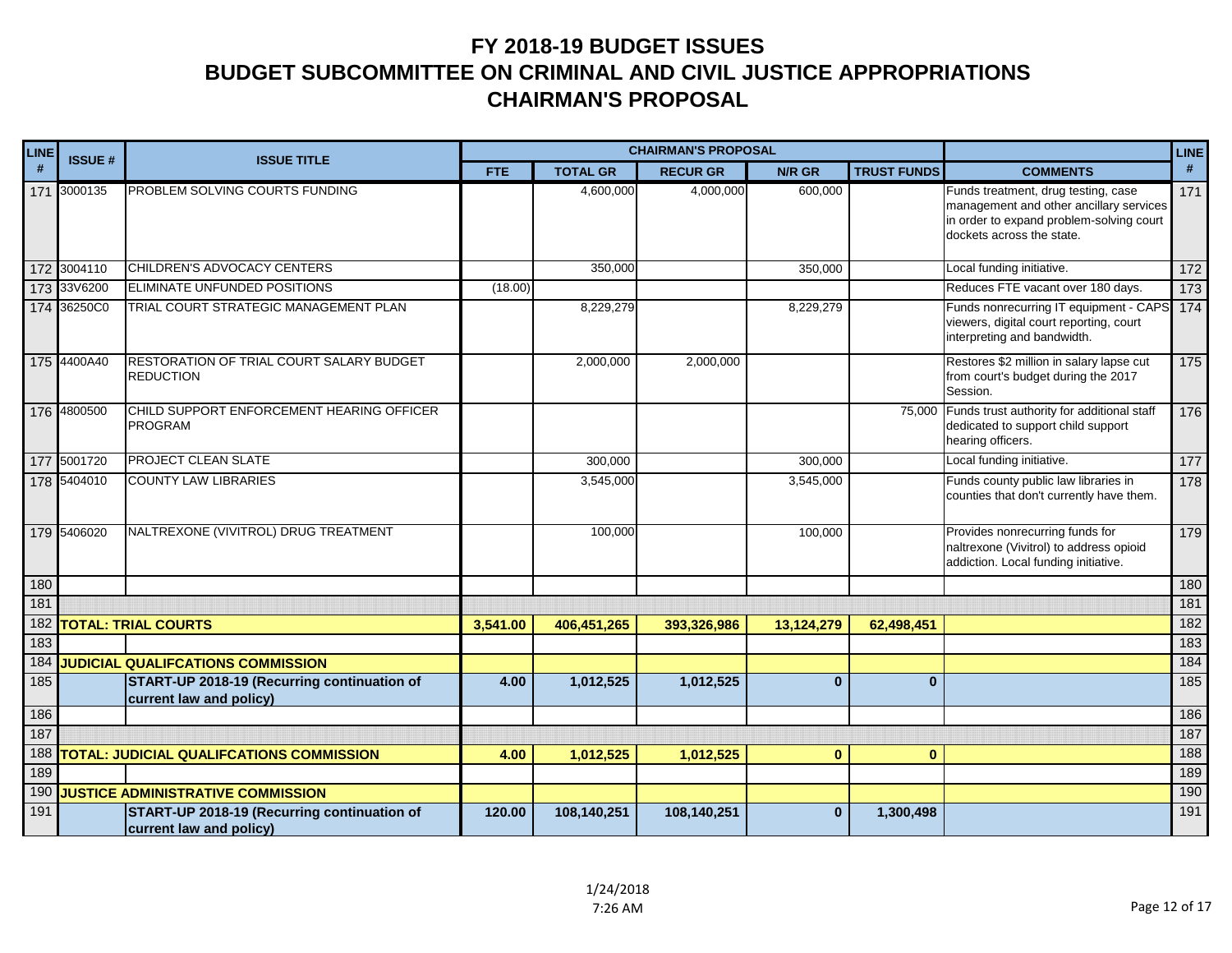# FY 2018-19 BUDGET ISSUES
# BUDGET SUBCOMMITTEE ON CRIMINAL AND CIVIL JUSTICE APPROPRIATIONS
# CHAIRMAN'S PROPOSAL

| LINE # | ISSUE # | ISSUE TITLE | CHAIRMAN'S PROPOSAL | | | | | COMMENTS | LINE # |
|---|---|---|---|---|---|---|---|---|---|
| | | | FTE | TOTAL GR | RECUR GR | N/R GR | TRUST FUNDS | | |
| 171 | 3000135 | PROBLEM SOLVING COURTS FUNDING | | 4,600,000 | 4,000,000 | 600,000 | | Funds treatment, drug testing, case management and other ancillary services in order to expand problem-solving court dockets across the state. | 171 |
| 172 | 3004110 | CHILDREN'S ADVOCACY CENTERS | | 350,000 | | 350,000 | | Local funding initiative. | 172 |
| 173 | 33V6200 | ELIMINATE UNFUNDED POSITIONS | (18.00) | | | | | Reduces FTE vacant over 180 days. | 173 |
| 174 | 36250C0 | TRIAL COURT STRATEGIC MANAGEMENT PLAN | | 8,229,279 | | 8,229,279 | | Funds nonrecurring IT equipment - CAPS viewers, digital court reporting, court interpreting and bandwidth. | 174 |
| 175 | 4400A40 | RESTORATION OF TRIAL COURT SALARY BUDGET REDUCTION | | 2,000,000 | 2,000,000 | | | Restores $2 million in salary lapse cut from court's budget during the 2017 Session. | 175 |
| 176 | 4800500 | CHILD SUPPORT ENFORCEMENT HEARING OFFICER PROGRAM | | | | | 75,000 | Funds trust authority for additional staff dedicated to support child support hearing officers. | 176 |
| 177 | 5001720 | PROJECT CLEAN SLATE | | 300,000 | | 300,000 | | Local funding initiative. | 177 |
| 178 | 5404010 | COUNTY LAW LIBRARIES | | 3,545,000 | | 3,545,000 | | Funds county public law libraries in counties that don't currently have them. | 178 |
| 179 | 5406020 | NALTREXONE (VIVITROL) DRUG TREATMENT | | 100,000 | | 100,000 | | Provides nonrecurring funds for naltrexone (Vivitrol) to address opioid addiction. Local funding initiative. | 179 |
| 180 | | | | | | | | | 180 |
| 181 | | | | | | | | | 181 |
| 182 | **TOTAL: TRIAL COURTS** | | **3,541.00** | **406,451,265** | **393,326,986** | **13,124,279** | **62,498,451** | | 182 |
| 183 | | | | | | | | | 183 |
| 184 | **JUDICIAL QUALIFCATIONS COMMISSION** | | | | | | | | 184 |
| 185 | | **START-UP 2018-19 (Recurring continuation of current law and policy)** | **4.00** | **1,012,525** | **1,012,525** | **0** | **0** | | 185 |
| 186 | | | | | | | | | 186 |
| 187 | | | | | | | | | 187 |
| 188 | **TOTAL: JUDICIAL QUALIFCATIONS COMMISSION** | | **4.00** | **1,012,525** | **1,012,525** | **0** | **0** | | 188 |
| 189 | | | | | | | | | 189 |
| 190 | **JUSTICE ADMINISTRATIVE COMMISSION** | | | | | | | | 190 |
| 191 | | **START-UP 2018-19 (Recurring continuation of current law and policy)** | **120.00** | **108,140,251** | **108,140,251** | **0** | **1,300,498** | | 191 |

1/24/2018
7:26 AM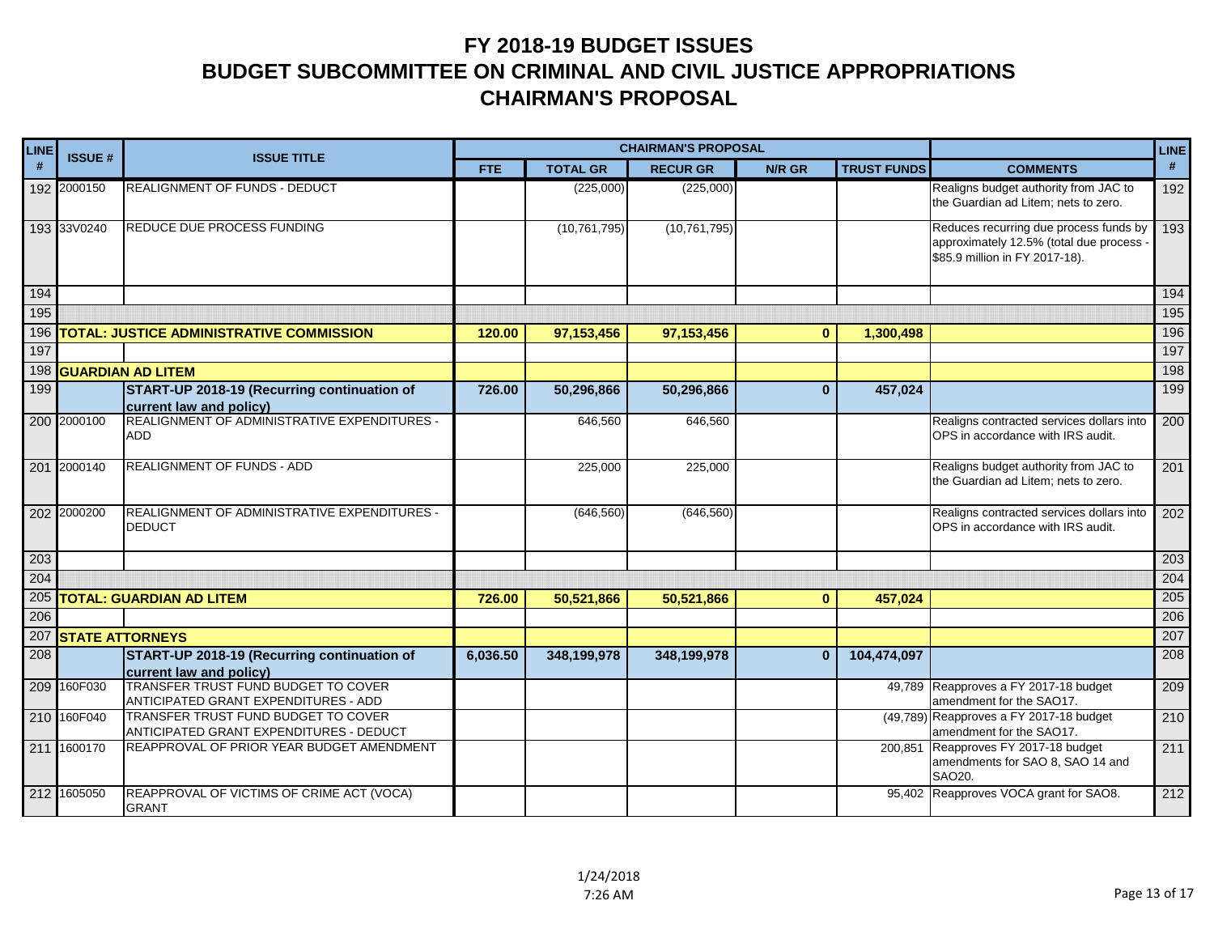# FY 2018-19 BUDGET ISSUES
# BUDGET SUBCOMMITTEE ON CRIMINAL AND CIVIL JUSTICE APPROPRIATIONS
# CHAIRMAN'S PROPOSAL

| LINE # | ISSUE # | ISSUE TITLE | CHAIRMAN'S PROPOSAL | | | | | | LINE # |
|---|---|---|---|---|---|---|---|---|---|
| | | | FTE | TOTAL GR | RECUR GR | N/R GR | TRUST FUNDS | COMMENTS | |
| 192 | 2000150 | REALIGNMENT OF FUNDS - DEDUCT | | (225,000) | (225,000) | | | Realigns budget authority from JAC to the Guardian ad Litem; nets to zero. | 192 |
| 193 | 33V0240 | REDUCE DUE PROCESS FUNDING | | (10,761,795) | (10,761,795) | | | Reduces recurring due process funds by approximately 12.5% (total due process - $85.9 million in FY 2017-18). | 193 |
| 194 | | | | | | | | | 194 |
| 195 | | | | | | | | | 195 |
| 196 | **TOTAL: JUSTICE ADMINISTRATIVE COMMISSION** | | **120.00** | **97,153,456** | **97,153,456** | **0** | **1,300,498** | | 196 |
| 197 | | | | | | | | | 197 |
| 198 | **GUARDIAN AD LITEM** | | | | | | | | 198 |
| 199 | | **START-UP 2018-19 (Recurring continuation of current law and policy)** | **726.00** | **50,296,866** | **50,296,866** | **0** | **457,024** | | 199 |
| 200 | 2000100 | REALIGNMENT OF ADMINISTRATIVE EXPENDITURES - ADD | | 646,560 | 646,560 | | | Realigns contracted services dollars into OPS in accordance with IRS audit. | 200 |
| 201 | 2000140 | REALIGNMENT OF FUNDS - ADD | | 225,000 | 225,000 | | | Realigns budget authority from JAC to the Guardian ad Litem; nets to zero. | 201 |
| 202 | 2000200 | REALIGNMENT OF ADMINISTRATIVE EXPENDITURES - DEDUCT | | (646,560) | (646,560) | | | Realigns contracted services dollars into OPS in accordance with IRS audit. | 202 |
| 203 | | | | | | | | | 203 |
| 204 | | | | | | | | | 204 |
| 205 | **TOTAL: GUARDIAN AD LITEM** | | **726.00** | **50,521,866** | **50,521,866** | **0** | **457,024** | | 205 |
| 206 | | | | | | | | | 206 |
| 207 | **STATE ATTORNEYS** | | | | | | | | 207 |
| 208 | | **START-UP 2018-19 (Recurring continuation of current law and policy)** | **6,036.50** | **348,199,978** | **348,199,978** | **0** | **104,474,097** | | 208 |
| 209 | 160F030 | TRANSFER TRUST FUND BUDGET TO COVER ANTICIPATED GRANT EXPENDITURES - ADD | | | | | 49,789 | Reapproves a FY 2017-18 budget amendment for the SAO17. | 209 |
| 210 | 160F040 | TRANSFER TRUST FUND BUDGET TO COVER ANTICIPATED GRANT EXPENDITURES - DEDUCT | | | | | (49,789) | Reapproves a FY 2017-18 budget amendment for the SAO17. | 210 |
| 211 | 1600170 | REAPPROVAL OF PRIOR YEAR BUDGET AMENDMENT | | | | | 200,851 | Reapproves FY 2017-18 budget amendments for SAO 8, SAO 14 and SAO20. | 211 |
| 212 | 1605050 | REAPPROVAL OF VICTIMS OF CRIME ACT (VOCA) GRANT | | | | | 95,402 | Reapproves VOCA grant for SAO8. | 212 |

1/24/2018
7:26 AM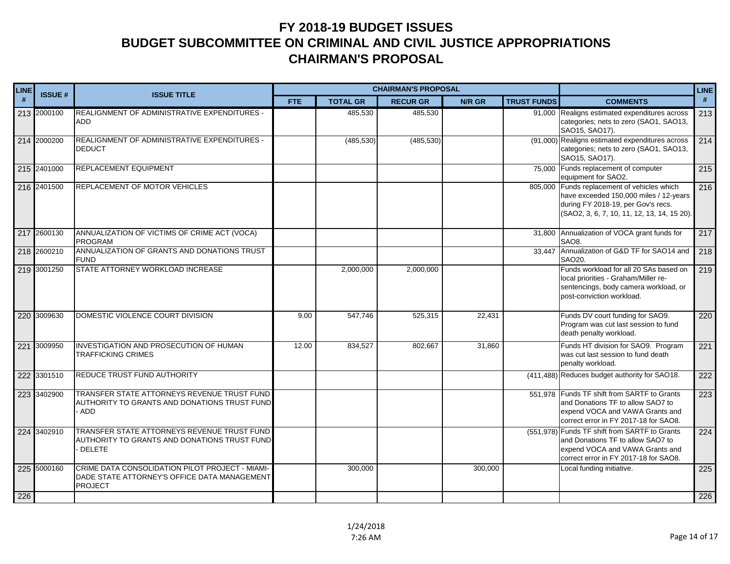# FY 2018-19 BUDGET ISSUES
# BUDGET SUBCOMMITTEE ON CRIMINAL AND CIVIL JUSTICE APPROPRIATIONS
# CHAIRMAN'S PROPOSAL

| LINE # | ISSUE # | ISSUE TITLE | CHAIRMAN'S PROPOSAL FTE | TOTAL GR | RECUR GR | N/R GR | TRUST FUNDS | COMMENTS | LINE # |
|---|---|---|---|---|---|---|---|---|---|
| 213 | 2000100 | REALIGNMENT OF ADMINISTRATIVE EXPENDITURES - ADD | | 485,530 | 485,530 | | 91,000 | Realigns estimated expenditures across categories; nets to zero (SAO1, SAO13, SAO15, SAO17). | 213 |
| 214 | 2000200 | REALIGNMENT OF ADMINISTRATIVE EXPENDITURES - DEDUCT | | (485,530) | (485,530) | | (91,000) | Realigns estimated expenditures across categories; nets to zero (SAO1, SAO13, SAO15, SAO17). | 214 |
| 215 | 2401000 | REPLACEMENT EQUIPMENT | | | | | 75,000 | Funds replacement of computer equipment for SAO2. | 215 |
| 216 | 2401500 | REPLACEMENT OF MOTOR VEHICLES | | | | | 805,000 | Funds replacement of vehicles which have exceeded 150,000 miles / 12-years during FY 2018-19, per Gov's recs. (SAO2, 3, 6, 7, 10, 11, 12, 13, 14, 15 20). | 216 |
| 217 | 2600130 | ANNUALIZATION OF VICTIMS OF CRIME ACT (VOCA) PROGRAM | | | | | 31,800 | Annualization of VOCA grant funds for SAO8. | 217 |
| 218 | 2600210 | ANNUALIZATION OF GRANTS AND DONATIONS TRUST FUND | | | | | 33,447 | Annualization of G&D TF for SAO14 and SAO20. | 218 |
| 219 | 3001250 | STATE ATTORNEY WORKLOAD INCREASE | | 2,000,000 | 2,000,000 | | | Funds workload for all 20 SAs based on local priorities - Graham/Miller re-sentencings, body camera workload, or post-conviction workload. | 219 |
| 220 | 3009630 | DOMESTIC VIOLENCE COURT DIVISION | 9.00 | 547,746 | 525,315 | 22,431 | | Funds DV court funding for SAO9. Program was cut last session to fund death penalty workload. | 220 |
| 221 | 3009950 | INVESTIGATION AND PROSECUTION OF HUMAN TRAFFICKING CRIMES | 12.00 | 834,527 | 802,667 | 31,860 | | Funds HT division for SAO9. Program was cut last session to fund death penalty workload. | 221 |
| 222 | 3301510 | REDUCE TRUST FUND AUTHORITY | | | | | (411,488) | Reduces budget authority for SAO18. | 222 |
| 223 | 3402900 | TRANSFER STATE ATTORNEYS REVENUE TRUST FUND AUTHORITY TO GRANTS AND DONATIONS TRUST FUND - ADD | | | | | 551,978 | Funds TF shift from SARTF to Grants and Donations TF to allow SAO7 to expend VOCA and VAWA Grants and correct error in FY 2017-18 for SAO8. | 223 |
| 224 | 3402910 | TRANSFER STATE ATTORNEYS REVENUE TRUST FUND AUTHORITY TO GRANTS AND DONATIONS TRUST FUND - DELETE | | | | | (551,978) | Funds TF shift from SARTF to Grants and Donations TF to allow SAO7 to expend VOCA and VAWA Grants and correct error in FY 2017-18 for SAO8. | 224 |
| 225 | 5000160 | CRIME DATA CONSOLIDATION PILOT PROJECT - MIAMI-DADE STATE ATTORNEY'S OFFICE DATA MANAGEMENT PROJECT | | 300,000 | | 300,000 | | Local funding initiative. | 225 |
| 226 | | | | | | | | | 226 |

1/24/2018
7:26 AM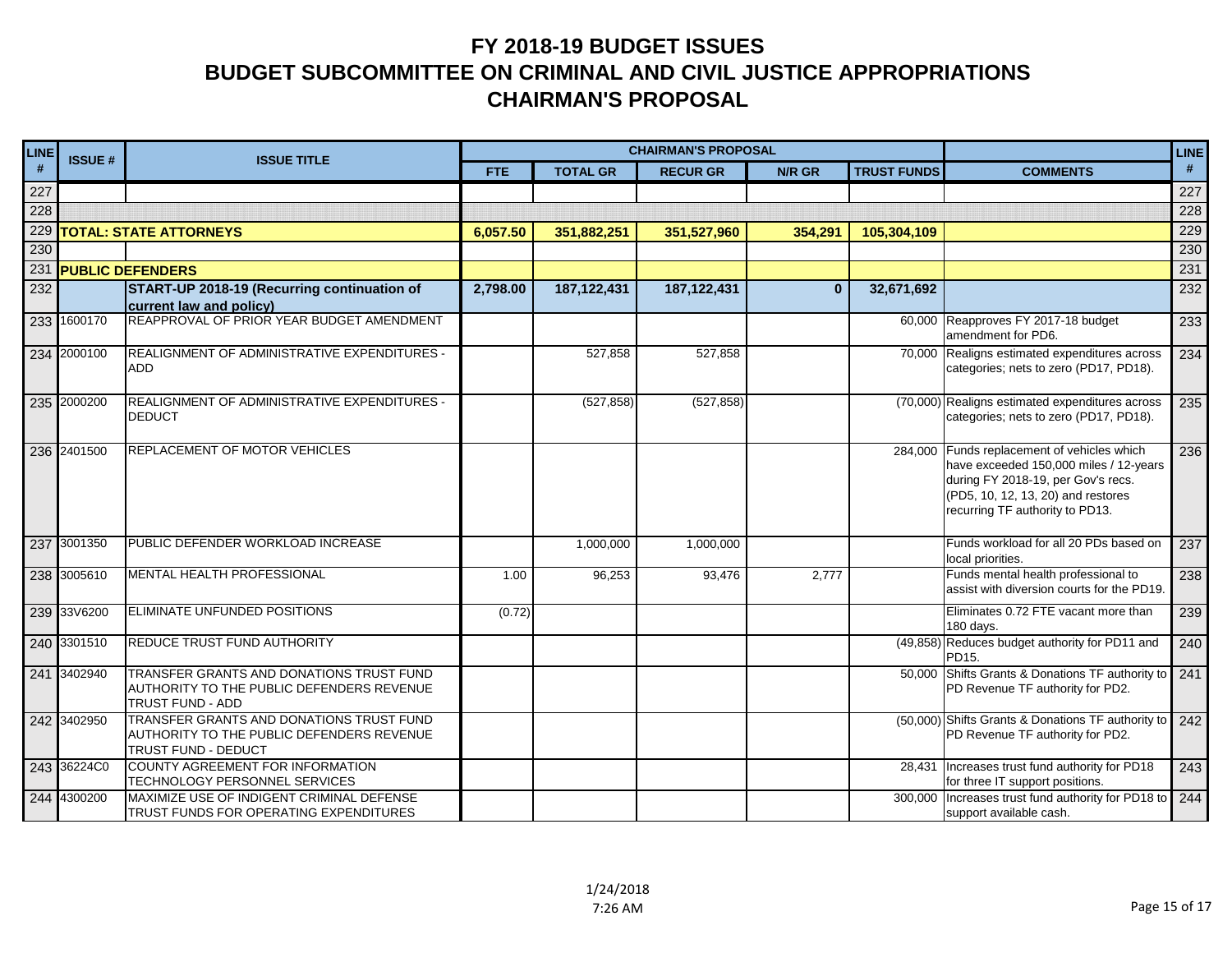# FY 2018-19 BUDGET ISSUES
# BUDGET SUBCOMMITTEE ON CRIMINAL AND CIVIL JUSTICE APPROPRIATIONS
# CHAIRMAN'S PROPOSAL

| LINE # | ISSUE # | ISSUE TITLE | CHAIRMAN'S PROPOSAL | | | | | | LINE # |
|---|---|---|---|---|---|---|---|---|---|
| | | | FTE | TOTAL GR | RECUR GR | N/R GR | TRUST FUNDS | COMMENTS | |
| 227 | | | | | | | | | 227 |
| 228 | | | | | | | | | 228 |
| 229 | **TOTAL: STATE ATTORNEYS** | | **6,057.50** | **351,882,251** | **351,527,960** | **354,291** | **105,304,109** | | 229 |
| 230 | | | | | | | | | 230 |
| 231 | **PUBLIC DEFENDERS** | | | | | | | | 231 |
| 232 | | **START-UP 2018-19 (Recurring continuation of current law and policy)** | **2,798.00** | **187,122,431** | **187,122,431** | **0** | **32,671,692** | | 232 |
| 233 | 1600170 | REAPPROVAL OF PRIOR YEAR BUDGET AMENDMENT | | | | | 60,000 | Reapproves FY 2017-18 budget amendment for PD6. | 233 |
| 234 | 2000100 | REALIGNMENT OF ADMINISTRATIVE EXPENDITURES - ADD | | 527,858 | 527,858 | | 70,000 | Realigns estimated expenditures across categories; nets to zero (PD17, PD18). | 234 |
| 235 | 2000200 | REALIGNMENT OF ADMINISTRATIVE EXPENDITURES - DEDUCT | | (527,858) | (527,858) | | (70,000) | Realigns estimated expenditures across categories; nets to zero (PD17, PD18). | 235 |
| 236 | 2401500 | REPLACEMENT OF MOTOR VEHICLES | | | | | 284,000 | Funds replacement of vehicles which have exceeded 150,000 miles / 12-years during FY 2018-19, per Gov's recs. (PD5, 10, 12, 13, 20) and restores recurring TF authority to PD13. | 236 |
| 237 | 3001350 | PUBLIC DEFENDER WORKLOAD INCREASE | | 1,000,000 | 1,000,000 | | | Funds workload for all 20 PDs based on local priorities. | 237 |
| 238 | 3005610 | MENTAL HEALTH PROFESSIONAL | 1.00 | 96,253 | 93,476 | 2,777 | | Funds mental health professional to assist with diversion courts for the PD19. | 238 |
| 239 | 33V6200 | ELIMINATE UNFUNDED POSITIONS | (0.72) | | | | | Eliminates 0.72 FTE vacant more than 180 days. | 239 |
| 240 | 3301510 | REDUCE TRUST FUND AUTHORITY | | | | | (49,858) | Reduces budget authority for PD11 and PD15. | 240 |
| 241 | 3402940 | TRANSFER GRANTS AND DONATIONS TRUST FUND AUTHORITY TO THE PUBLIC DEFENDERS REVENUE TRUST FUND - ADD | | | | | 50,000 | Shifts Grants & Donations TF authority to PD Revenue TF authority for PD2. | 241 |
| 242 | 3402950 | TRANSFER GRANTS AND DONATIONS TRUST FUND AUTHORITY TO THE PUBLIC DEFENDERS REVENUE TRUST FUND - DEDUCT | | | | | (50,000) | Shifts Grants & Donations TF authority to PD Revenue TF authority for PD2. | 242 |
| 243 | 36224C0 | COUNTY AGREEMENT FOR INFORMATION TECHNOLOGY PERSONNEL SERVICES | | | | | 28,431 | Increases trust fund authority for PD18 for three IT support positions. | 243 |
| 244 | 4300200 | MAXIMIZE USE OF INDIGENT CRIMINAL DEFENSE TRUST FUNDS FOR OPERATING EXPENDITURES | | | | | 300,000 | Increases trust fund authority for PD18 to support available cash. | 244 |

1/24/2018
7:26 AM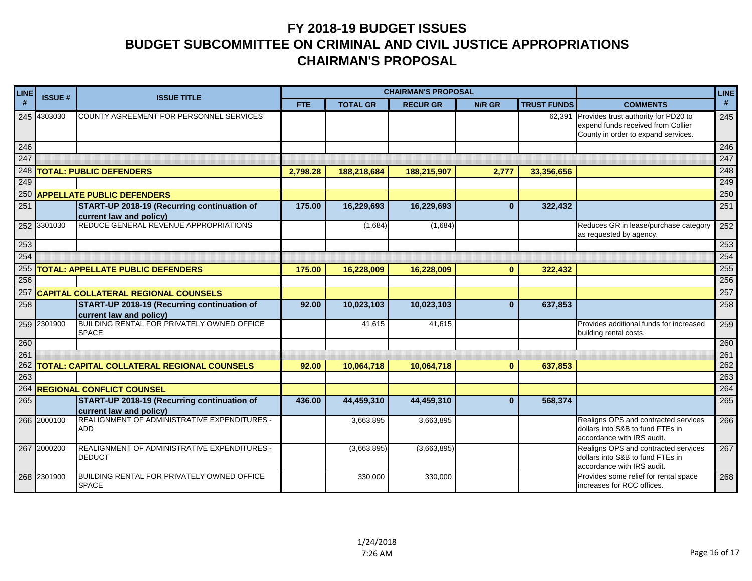# FY 2018-19 BUDGET ISSUES
# BUDGET SUBCOMMITTEE ON CRIMINAL AND CIVIL JUSTICE APPROPRIATIONS
# CHAIRMAN'S PROPOSAL

| LINE # | ISSUE # | ISSUE TITLE | CHAIRMAN'S PROPOSAL | | | | | | LINE # |
|---|---|---|---|---|---|---|---|---|---|
| | | | FTE | TOTAL GR | RECUR GR | N/R GR | TRUST FUNDS | COMMENTS | |
| 245 | 4303030 | COUNTY AGREEMENT FOR PERSONNEL SERVICES | | | | | 62,391 | Provides trust authority for PD20 to expend funds received from Collier County in order to expand services. | 245 |
| 246 | | | | | | | | | 246 |
| 247 | | | | | | | | | 247 |
| 248 | **TOTAL: PUBLIC DEFENDERS** | | **2,798.28** | **188,218,684** | **188,215,907** | **2,777** | **33,356,656** | | 248 |
| 249 | | | | | | | | | 249 |
| 250 | **APPELLATE PUBLIC DEFENDERS** | | | | | | | | 250 |
| 251 | | **START-UP 2018-19 (Recurring continuation of current law and policy)** | **175.00** | **16,229,693** | **16,229,693** | **0** | **322,432** | | 251 |
| 252 | 3301030 | REDUCE GENERAL REVENUE APPROPRIATIONS | | (1,684) | (1,684) | | | Reduces GR in lease/purchase category as requested by agency. | 252 |
| 253 | | | | | | | | | 253 |
| 254 | | | | | | | | | 254 |
| 255 | **TOTAL: APPELLATE PUBLIC DEFENDERS** | | **175.00** | **16,228,009** | **16,228,009** | **0** | **322,432** | | 255 |
| 256 | | | | | | | | | 256 |
| 257 | **CAPITAL COLLATERAL REGIONAL COUNSELS** | | | | | | | | 257 |
| 258 | | **START-UP 2018-19 (Recurring continuation of current law and policy)** | **92.00** | **10,023,103** | **10,023,103** | **0** | **637,853** | | 258 |
| 259 | 2301900 | BUILDING RENTAL FOR PRIVATELY OWNED OFFICE SPACE | | 41,615 | 41,615 | | | Provides additional funds for increased building rental costs. | 259 |
| 260 | | | | | | | | | 260 |
| 261 | | | | | | | | | 261 |
| 262 | **TOTAL: CAPITAL COLLATERAL REGIONAL COUNSELS** | | **92.00** | **10,064,718** | **10,064,718** | **0** | **637,853** | | 262 |
| 263 | | | | | | | | | 263 |
| 264 | **REGIONAL CONFLICT COUNSEL** | | | | | | | | 264 |
| 265 | | **START-UP 2018-19 (Recurring continuation of current law and policy)** | **436.00** | **44,459,310** | **44,459,310** | **0** | **568,374** | | 265 |
| 266 | 2000100 | REALIGNMENT OF ADMINISTRATIVE EXPENDITURES - ADD | | 3,663,895 | 3,663,895 | | | Realigns OPS and contracted services dollars into S&B to fund FTEs in accordance with IRS audit. | 266 |
| 267 | 2000200 | REALIGNMENT OF ADMINISTRATIVE EXPENDITURES - DEDUCT | | (3,663,895) | (3,663,895) | | | Realigns OPS and contracted services dollars into S&B to fund FTEs in accordance with IRS audit. | 267 |
| 268 | 2301900 | BUILDING RENTAL FOR PRIVATELY OWNED OFFICE SPACE | | 330,000 | 330,000 | | | Provides some relief for rental space increases for RCC offices. | 268 |

1/24/2018
7:26 AM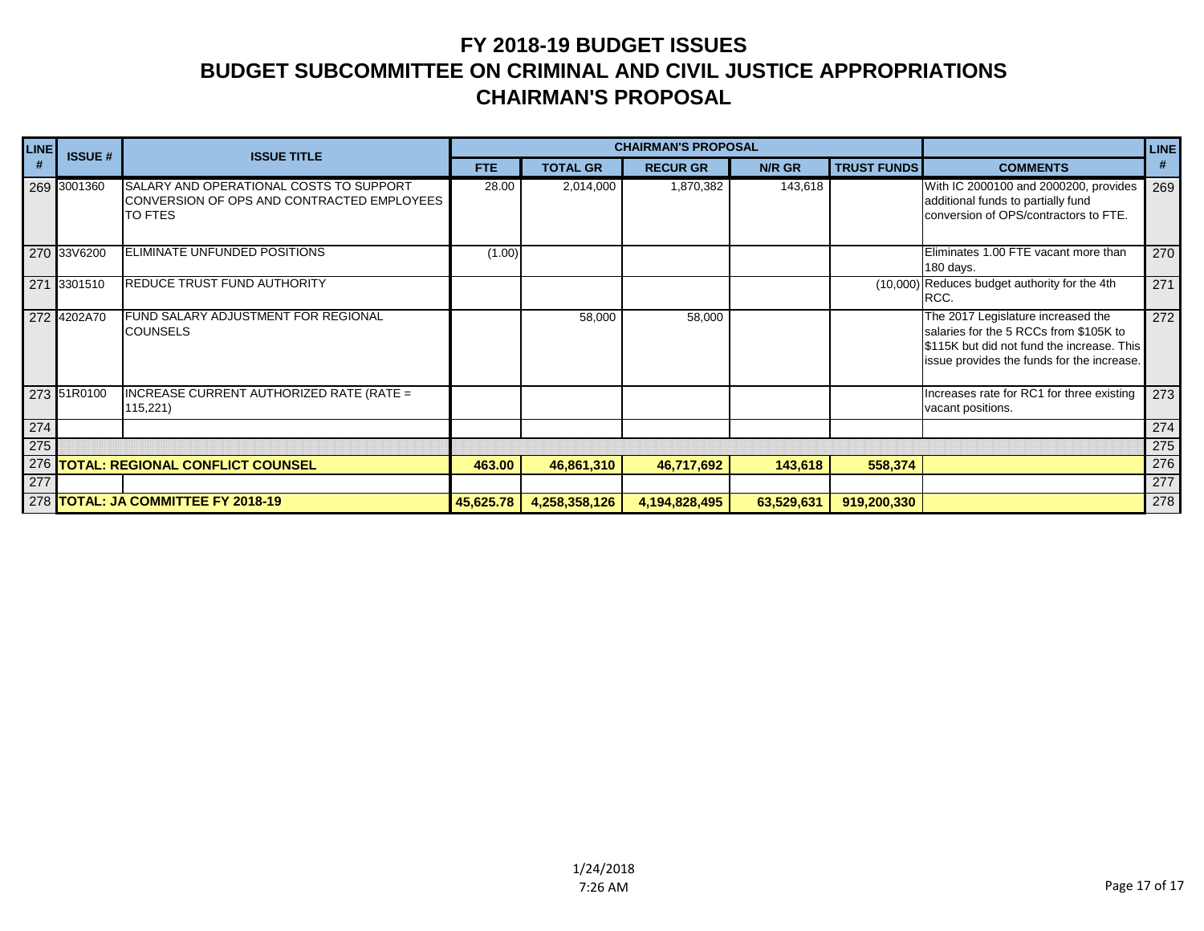# FY 2018-19 BUDGET ISSUES
# BUDGET SUBCOMMITTEE ON CRIMINAL AND CIVIL JUSTICE APPROPRIATIONS
# CHAIRMAN'S PROPOSAL

| LINE # | ISSUE # | ISSUE TITLE | CHAIRMAN'S PROPOSAL | | | | | | LINE # |
|---|---|---|---|---|---|---|---|---|---|
| | | | FTE | TOTAL GR | RECUR GR | N/R GR | TRUST FUNDS | COMMENTS | |
| 269 | 3001360 | SALARY AND OPERATIONAL COSTS TO SUPPORT CONVERSION OF OPS AND CONTRACTED EMPLOYEES TO FTES | 28.00 | 2,014,000 | 1,870,382 | 143,618 | | With IC 2000100 and 2000200, provides additional funds to partially fund conversion of OPS/contractors to FTE. | 269 |
| 270 | 33V6200 | ELIMINATE UNFUNDED POSITIONS | (1.00) | | | | | Eliminates 1.00 FTE vacant more than 180 days. | 270 |
| 271 | 3301510 | REDUCE TRUST FUND AUTHORITY | | | | | (10,000) | Reduces budget authority for the 4th RCC. | 271 |
| 272 | 4202A70 | FUND SALARY ADJUSTMENT FOR REGIONAL COUNSELS | | 58,000 | 58,000 | | | The 2017 Legislature increased the salaries for the 5 RCCs from $105K to $115K but did not fund the increase. This issue provides the funds for the increase. | 272 |
| 273 | 51R0100 | INCREASE CURRENT AUTHORIZED RATE (RATE = 115,221) | | | | | | Increases rate for RC1 for three existing vacant positions. | 273 |
| 274 | | | | | | | | | 274 |
| 275 | | | | | | | | | 275 |
| 276 | **TOTAL: REGIONAL CONFLICT COUNSEL** | | **463.00** | **46,861,310** | **46,717,692** | **143,618** | **558,374** | | 276 |
| 277 | | | | | | | | | 277 |
| 278 | **TOTAL: JA COMMITTEE FY 2018-19** | | **45,625.78** | **4,258,358,126** | **4,194,828,495** | **63,529,631** | **919,200,330** | | 278 |

1/24/2018
7:26 AM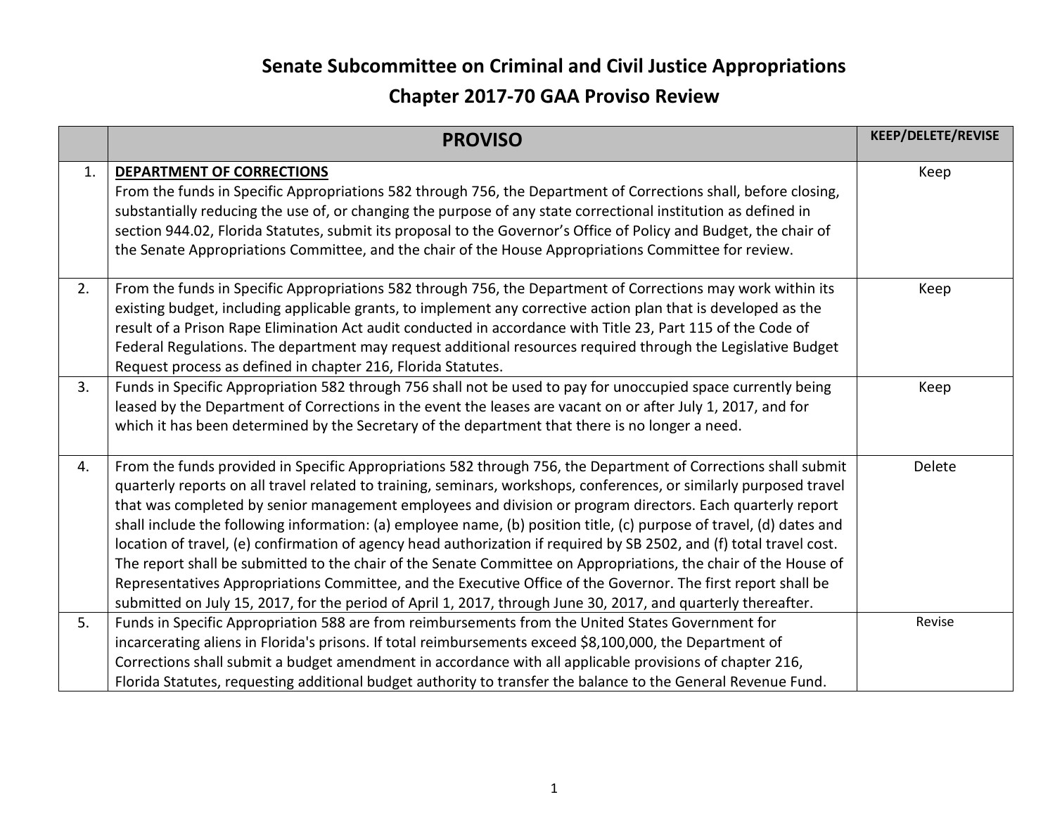# Senate Subcommittee on Criminal and Civil Justice Appropriations

## Chapter 2017-70 GAA Proviso Review

| | PROVISO | KEEP/DELETE/REVISE |
|---|---|---|
| 1. | **DEPARTMENT OF CORRECTIONS** From the funds in Specific Appropriations 582 through 756, the Department of Corrections shall, before closing, substantially reducing the use of, or changing the purpose of any state correctional institution as defined in section 944.02, Florida Statutes, submit its proposal to the Governor's Office of Policy and Budget, the chair of the Senate Appropriations Committee, and the chair of the House Appropriations Committee for review. | Keep |
| 2. | From the funds in Specific Appropriations 582 through 756, the Department of Corrections may work within its existing budget, including applicable grants, to implement any corrective action plan that is developed as the result of a Prison Rape Elimination Act audit conducted in accordance with Title 23, Part 115 of the Code of Federal Regulations. The department may request additional resources required through the Legislative Budget Request process as defined in chapter 216, Florida Statutes. | Keep |
| 3. | Funds in Specific Appropriation 582 through 756 shall not be used to pay for unoccupied space currently being leased by the Department of Corrections in the event the leases are vacant on or after July 1, 2017, and for which it has been determined by the Secretary of the department that there is no longer a need. | Keep |
| 4. | From the funds provided in Specific Appropriations 582 through 756, the Department of Corrections shall submit quarterly reports on all travel related to training, seminars, workshops, conferences, or similarly purposed travel that was completed by senior management employees and division or program directors. Each quarterly report shall include the following information: (a) employee name, (b) position title, (c) purpose of travel, (d) dates and location of travel, (e) confirmation of agency head authorization if required by SB 2502, and (f) total travel cost. The report shall be submitted to the chair of the Senate Committee on Appropriations, the chair of the House of Representatives Appropriations Committee, and the Executive Office of the Governor. The first report shall be submitted on July 15, 2017, for the period of April 1, 2017, through June 30, 2017, and quarterly thereafter. | Delete |
| 5. | Funds in Specific Appropriation 588 are from reimbursements from the United States Government for incarcerating aliens in Florida's prisons. If total reimbursements exceed $8,100,000, the Department of Corrections shall submit a budget amendment in accordance with all applicable provisions of chapter 216, Florida Statutes, requesting additional budget authority to transfer the balance to the General Revenue Fund. | Revise |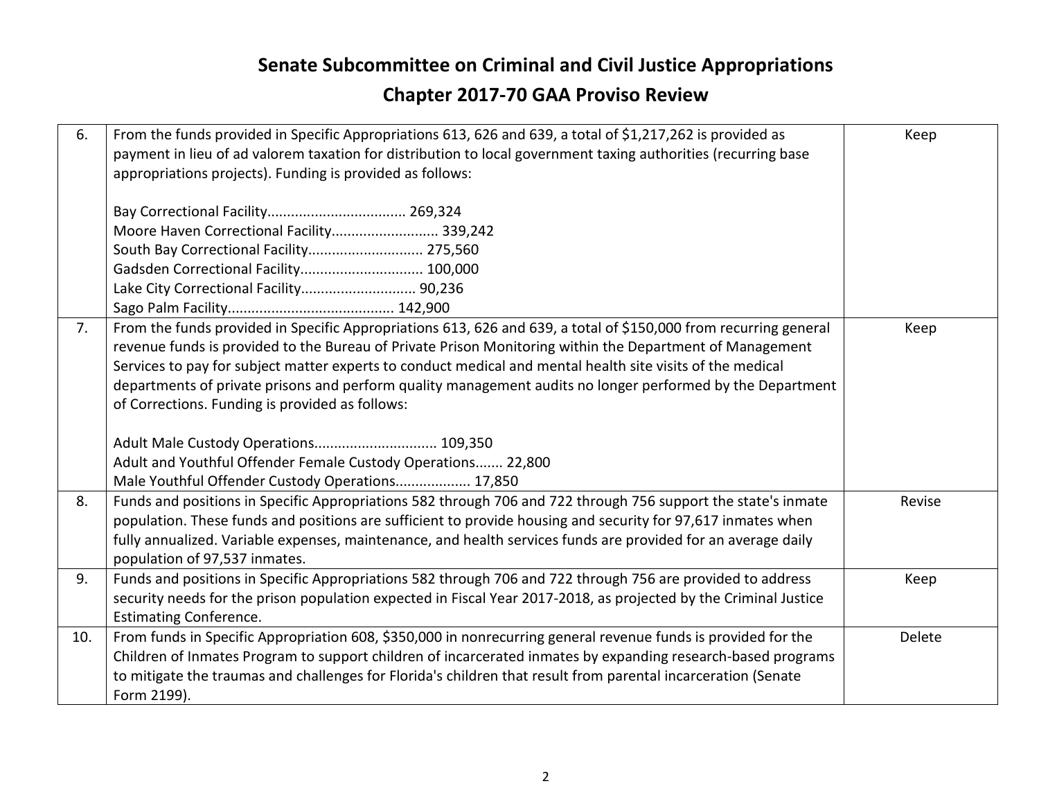# Senate Subcommittee on Criminal and Civil Justice Appropriations

## Chapter 2017-70 GAA Proviso Review

| | | |
|---|---|---|
| 6. | From the funds provided in Specific Appropriations 613, 626 and 639, a total of $1,217,262 is provided as payment in lieu of ad valorem taxation for distribution to local government taxing authorities (recurring base appropriations projects). Funding is provided as follows:<br><br>Bay Correctional Facility.................................. 269,324<br>Moore Haven Correctional Facility.......................... 339,242<br>South Bay Correctional Facility............................ 275,560<br>Gadsden Correctional Facility.............................. 100,000<br>Lake City Correctional Facility............................ 90,236<br>Sago Palm Facility......................................... 142,900 | Keep |
| 7. | From the funds provided in Specific Appropriations 613, 626 and 639, a total of $150,000 from recurring general revenue funds is provided to the Bureau of Private Prison Monitoring within the Department of Management Services to pay for subject matter experts to conduct medical and mental health site visits of the medical departments of private prisons and perform quality management audits no longer performed by the Department of Corrections. Funding is provided as follows:<br><br>Adult Male Custody Operations.............................. 109,350<br>Adult and Youthful Offender Female Custody Operations....... 22,800<br>Male Youthful Offender Custody Operations.................. 17,850 | Keep |
| 8. | Funds and positions in Specific Appropriations 582 through 706 and 722 through 756 support the state's inmate population. These funds and positions are sufficient to provide housing and security for 97,617 inmates when fully annualized. Variable expenses, maintenance, and health services funds are provided for an average daily population of 97,537 inmates. | Revise |
| 9. | Funds and positions in Specific Appropriations 582 through 706 and 722 through 756 are provided to address security needs for the prison population expected in Fiscal Year 2017-2018, as projected by the Criminal Justice Estimating Conference. | Keep |
| 10. | From funds in Specific Appropriation 608, $350,000 in nonrecurring general revenue funds is provided for the Children of Inmates Program to support children of incarcerated inmates by expanding research-based programs to mitigate the traumas and challenges for Florida's children that result from parental incarceration (Senate Form 2199). | Delete |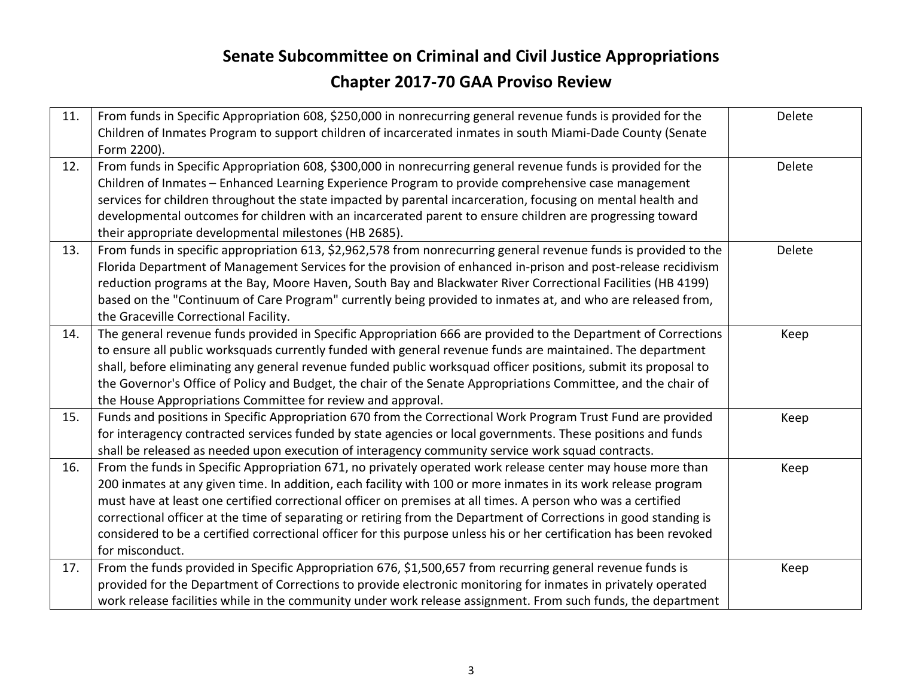# Senate Subcommittee on Criminal and Civil Justice Appropriations

## Chapter 2017-70 GAA Proviso Review

| | | |
|---|---|---|
| 11. | From funds in Specific Appropriation 608, $250,000 in nonrecurring general revenue funds is provided for the Children of Inmates Program to support children of incarcerated inmates in south Miami-Dade County (Senate Form 2200). | Delete |
| 12. | From funds in Specific Appropriation 608, $300,000 in nonrecurring general revenue funds is provided for the Children of Inmates – Enhanced Learning Experience Program to provide comprehensive case management services for children throughout the state impacted by parental incarceration, focusing on mental health and developmental outcomes for children with an incarcerated parent to ensure children are progressing toward their appropriate developmental milestones (HB 2685). | Delete |
| 13. | From funds in specific appropriation 613, $2,962,578 from nonrecurring general revenue funds is provided to the Florida Department of Management Services for the provision of enhanced in-prison and post-release recidivism reduction programs at the Bay, Moore Haven, South Bay and Blackwater River Correctional Facilities (HB 4199) based on the "Continuum of Care Program" currently being provided to inmates at, and who are released from, the Graceville Correctional Facility. | Delete |
| 14. | The general revenue funds provided in Specific Appropriation 666 are provided to the Department of Corrections to ensure all public worksquads currently funded with general revenue funds are maintained. The department shall, before eliminating any general revenue funded public worksquad officer positions, submit its proposal to the Governor's Office of Policy and Budget, the chair of the Senate Appropriations Committee, and the chair of the House Appropriations Committee for review and approval. | Keep |
| 15. | Funds and positions in Specific Appropriation 670 from the Correctional Work Program Trust Fund are provided for interagency contracted services funded by state agencies or local governments. These positions and funds shall be released as needed upon execution of interagency community service work squad contracts. | Keep |
| 16. | From the funds in Specific Appropriation 671, no privately operated work release center may house more than 200 inmates at any given time. In addition, each facility with 100 or more inmates in its work release program must have at least one certified correctional officer on premises at all times. A person who was a certified correctional officer at the time of separating or retiring from the Department of Corrections in good standing is considered to be a certified correctional officer for this purpose unless his or her certification has been revoked for misconduct. | Keep |
| 17. | From the funds provided in Specific Appropriation 676, $1,500,657 from recurring general revenue funds is provided for the Department of Corrections to provide electronic monitoring for inmates in privately operated work release facilities while in the community under work release assignment. From such funds, the department | Keep |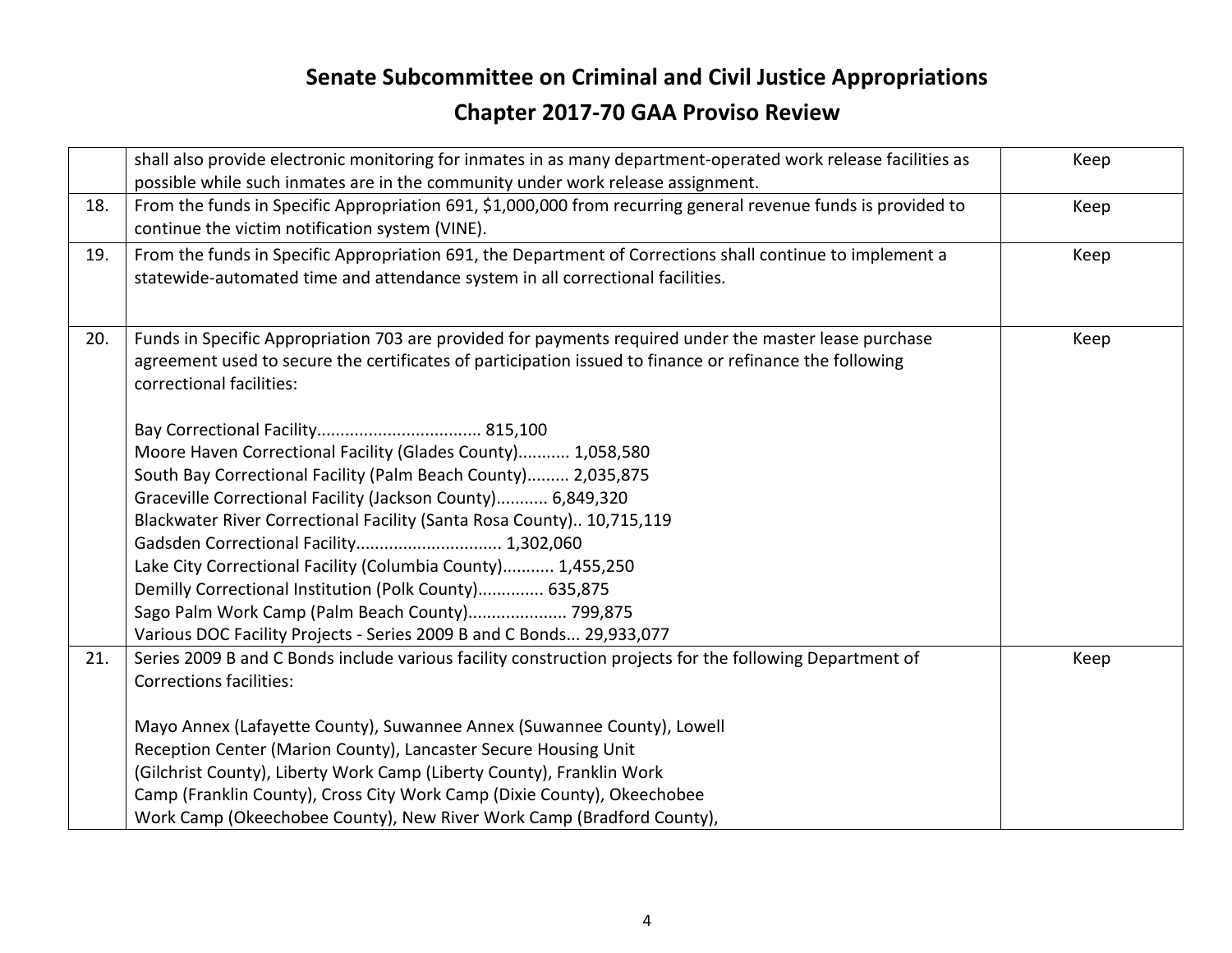# Senate Subcommittee on Criminal and Civil Justice Appropriations

## Chapter 2017-70 GAA Proviso Review

| | | |
|---|---|---|
| | shall also provide electronic monitoring for inmates in as many department-operated work release facilities as possible while such inmates are in the community under work release assignment. | Keep |
| 18. | From the funds in Specific Appropriation 691, $1,000,000 from recurring general revenue funds is provided to continue the victim notification system (VINE). | Keep |
| 19. | From the funds in Specific Appropriation 691, the Department of Corrections shall continue to implement a statewide-automated time and attendance system in all correctional facilities. | Keep |
| 20. | Funds in Specific Appropriation 703 are provided for payments required under the master lease purchase agreement used to secure the certificates of participation issued to finance or refinance the following correctional facilities:<br><br>Bay Correctional Facility.................................. 815,100<br>Moore Haven Correctional Facility (Glades County)........... 1,058,580<br>South Bay Correctional Facility (Palm Beach County)......... 2,035,875<br>Graceville Correctional Facility (Jackson County)........... 6,849,320<br>Blackwater River Correctional Facility (Santa Rosa County).. 10,715,119<br>Gadsden Correctional Facility.............................. 1,302,060<br>Lake City Correctional Facility (Columbia County)........... 1,455,250<br>Demilly Correctional Institution (Polk County)............. 635,875<br>Sago Palm Work Camp (Palm Beach County)..................... 799,875<br>Various DOC Facility Projects - Series 2009 B and C Bonds... 29,933,077 | Keep |
| 21. | Series 2009 B and C Bonds include various facility construction projects for the following Department of Corrections facilities:<br><br>Mayo Annex (Lafayette County), Suwannee Annex (Suwannee County), Lowell Reception Center (Marion County), Lancaster Secure Housing Unit (Gilchrist County), Liberty Work Camp (Liberty County), Franklin Work Camp (Franklin County), Cross City Work Camp (Dixie County), Okeechobee Work Camp (Okeechobee County), New River Work Camp (Bradford County), | Keep |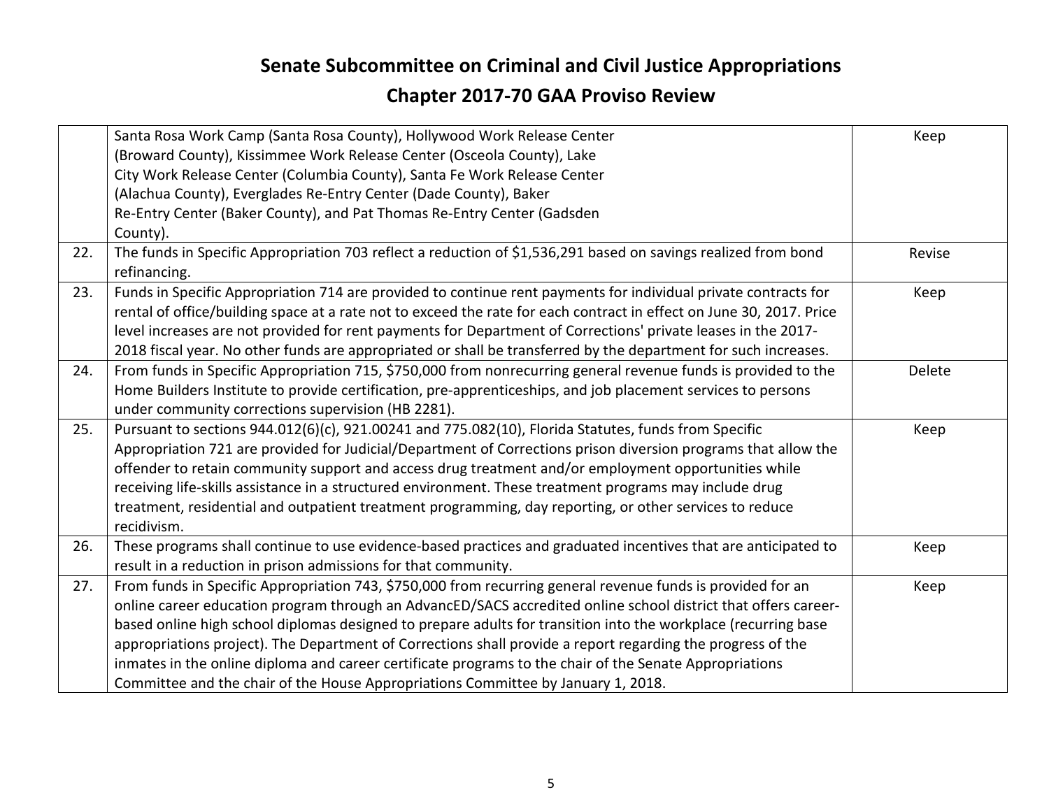# Senate Subcommittee on Criminal and Civil Justice Appropriations

## Chapter 2017-70 GAA Proviso Review

| | | |
|---|---|---|
| | Santa Rosa Work Camp (Santa Rosa County), Hollywood Work Release Center (Broward County), Kissimmee Work Release Center (Osceola County), Lake City Work Release Center (Columbia County), Santa Fe Work Release Center (Alachua County), Everglades Re-Entry Center (Dade County), Baker Re-Entry Center (Baker County), and Pat Thomas Re-Entry Center (Gadsden County). | Keep |
| 22. | The funds in Specific Appropriation 703 reflect a reduction of $1,536,291 based on savings realized from bond refinancing. | Revise |
| 23. | Funds in Specific Appropriation 714 are provided to continue rent payments for individual private contracts for rental of office/building space at a rate not to exceed the rate for each contract in effect on June 30, 2017. Price level increases are not provided for rent payments for Department of Corrections' private leases in the 2017-2018 fiscal year. No other funds are appropriated or shall be transferred by the department for such increases. | Keep |
| 24. | From funds in Specific Appropriation 715, $750,000 from nonrecurring general revenue funds is provided to the Home Builders Institute to provide certification, pre-apprenticeships, and job placement services to persons under community corrections supervision (HB 2281). | Delete |
| 25. | Pursuant to sections 944.012(6)(c), 921.00241 and 775.082(10), Florida Statutes, funds from Specific Appropriation 721 are provided for Judicial/Department of Corrections prison diversion programs that allow the offender to retain community support and access drug treatment and/or employment opportunities while receiving life-skills assistance in a structured environment. These treatment programs may include drug treatment, residential and outpatient treatment programming, day reporting, or other services to reduce recidivism. | Keep |
| 26. | These programs shall continue to use evidence-based practices and graduated incentives that are anticipated to result in a reduction in prison admissions for that community. | Keep |
| 27. | From funds in Specific Appropriation 743, $750,000 from recurring general revenue funds is provided for an online career education program through an AdvancED/SACS accredited online school district that offers career-based online high school diplomas designed to prepare adults for transition into the workplace (recurring base appropriations project). The Department of Corrections shall provide a report regarding the progress of the inmates in the online diploma and career certificate programs to the chair of the Senate Appropriations Committee and the chair of the House Appropriations Committee by January 1, 2018. | Keep |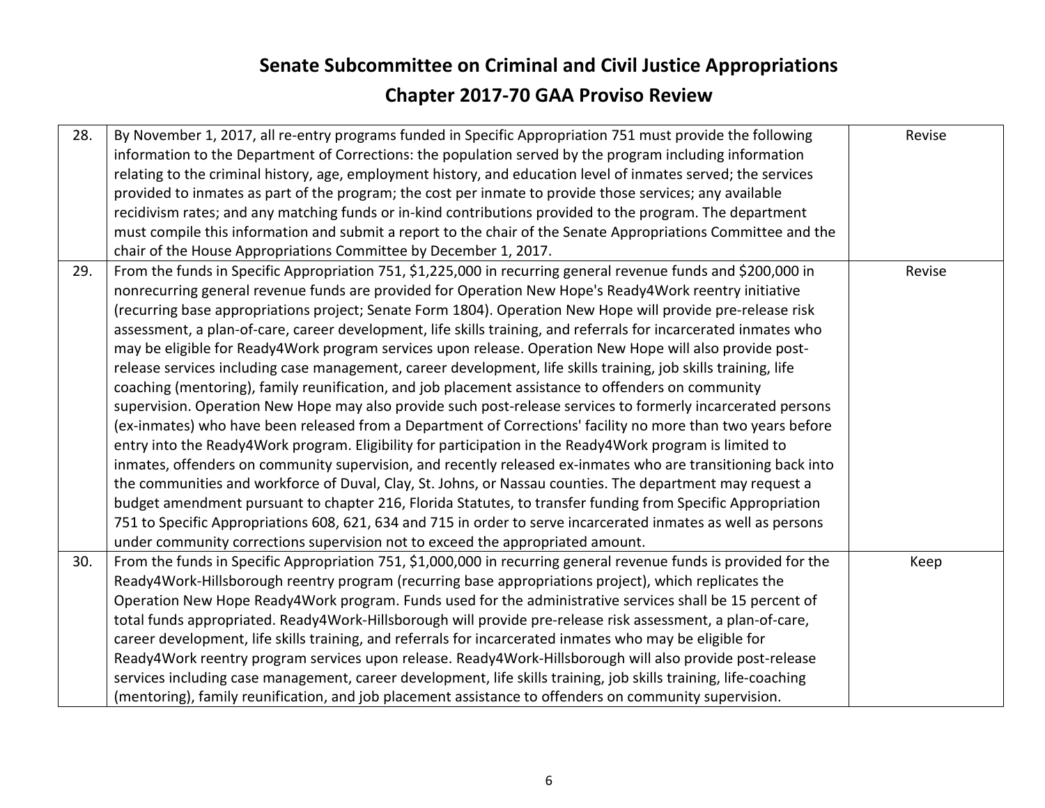# Senate Subcommittee on Criminal and Civil Justice Appropriations

## Chapter 2017-70 GAA Proviso Review

| | | |
|---|---|---|
| 28. | By November 1, 2017, all re-entry programs funded in Specific Appropriation 751 must provide the following information to the Department of Corrections: the population served by the program including information relating to the criminal history, age, employment history, and education level of inmates served; the services provided to inmates as part of the program; the cost per inmate to provide those services; any available recidivism rates; and any matching funds or in-kind contributions provided to the program. The department must compile this information and submit a report to the chair of the Senate Appropriations Committee and the chair of the House Appropriations Committee by December 1, 2017. | Revise |
| 29. | From the funds in Specific Appropriation 751, $1,225,000 in recurring general revenue funds and $200,000 in nonrecurring general revenue funds are provided for Operation New Hope's Ready4Work reentry initiative (recurring base appropriations project; Senate Form 1804). Operation New Hope will provide pre-release risk assessment, a plan-of-care, career development, life skills training, and referrals for incarcerated inmates who may be eligible for Ready4Work program services upon release. Operation New Hope will also provide post-release services including case management, career development, life skills training, job skills training, life coaching (mentoring), family reunification, and job placement assistance to offenders on community supervision. Operation New Hope may also provide such post-release services to formerly incarcerated persons (ex-inmates) who have been released from a Department of Corrections' facility no more than two years before entry into the Ready4Work program. Eligibility for participation in the Ready4Work program is limited to inmates, offenders on community supervision, and recently released ex-inmates who are transitioning back into the communities and workforce of Duval, Clay, St. Johns, or Nassau counties. The department may request a budget amendment pursuant to chapter 216, Florida Statutes, to transfer funding from Specific Appropriation 751 to Specific Appropriations 608, 621, 634 and 715 in order to serve incarcerated inmates as well as persons under community corrections supervision not to exceed the appropriated amount. | Revise |
| 30. | From the funds in Specific Appropriation 751, $1,000,000 in recurring general revenue funds is provided for the Ready4Work-Hillsborough reentry program (recurring base appropriations project), which replicates the Operation New Hope Ready4Work program. Funds used for the administrative services shall be 15 percent of total funds appropriated. Ready4Work-Hillsborough will provide pre-release risk assessment, a plan-of-care, career development, life skills training, and referrals for incarcerated inmates who may be eligible for Ready4Work reentry program services upon release. Ready4Work-Hillsborough will also provide post-release services including case management, career development, life skills training, job skills training, life-coaching (mentoring), family reunification, and job placement assistance to offenders on community supervision. | Keep |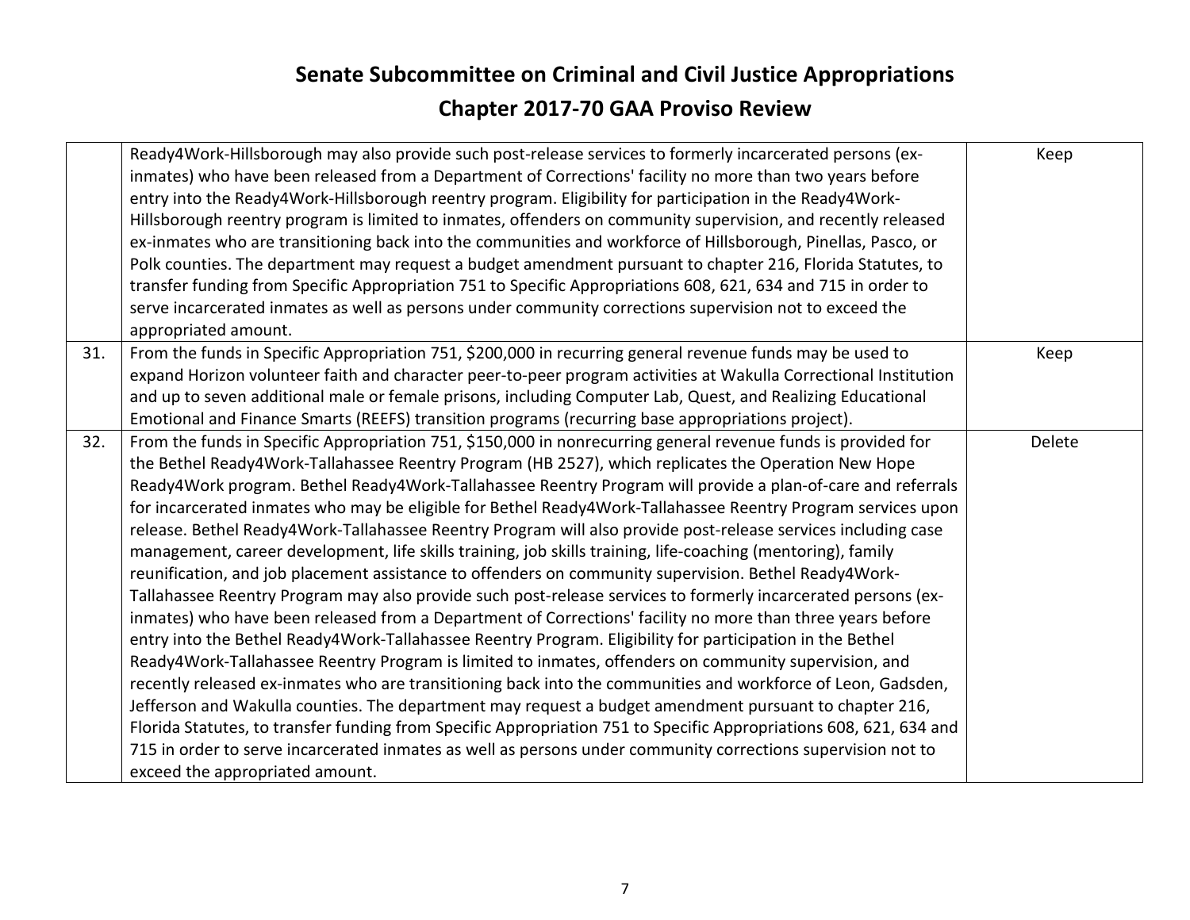# Senate Subcommittee on Criminal and Civil Justice Appropriations

## Chapter 2017-70 GAA Proviso Review

| | | |
|---|---|---|
| | Ready4Work-Hillsborough may also provide such post-release services to formerly incarcerated persons (ex-inmates) who have been released from a Department of Corrections' facility no more than two years before entry into the Ready4Work-Hillsborough reentry program. Eligibility for participation in the Ready4Work-Hillsborough reentry program is limited to inmates, offenders on community supervision, and recently released ex-inmates who are transitioning back into the communities and workforce of Hillsborough, Pinellas, Pasco, or Polk counties. The department may request a budget amendment pursuant to chapter 216, Florida Statutes, to transfer funding from Specific Appropriation 751 to Specific Appropriations 608, 621, 634 and 715 in order to serve incarcerated inmates as well as persons under community corrections supervision not to exceed the appropriated amount. | Keep |
| 31. | From the funds in Specific Appropriation 751, $200,000 in recurring general revenue funds may be used to expand Horizon volunteer faith and character peer-to-peer program activities at Wakulla Correctional Institution and up to seven additional male or female prisons, including Computer Lab, Quest, and Realizing Educational Emotional and Finance Smarts (REEFS) transition programs (recurring base appropriations project). | Keep |
| 32. | From the funds in Specific Appropriation 751, $150,000 in nonrecurring general revenue funds is provided for the Bethel Ready4Work-Tallahassee Reentry Program (HB 2527), which replicates the Operation New Hope Ready4Work program. Bethel Ready4Work-Tallahassee Reentry Program will provide a plan-of-care and referrals for incarcerated inmates who may be eligible for Bethel Ready4Work-Tallahassee Reentry Program services upon release. Bethel Ready4Work-Tallahassee Reentry Program will also provide post-release services including case management, career development, life skills training, job skills training, life-coaching (mentoring), family reunification, and job placement assistance to offenders on community supervision. Bethel Ready4Work-Tallahassee Reentry Program may also provide such post-release services to formerly incarcerated persons (ex-inmates) who have been released from a Department of Corrections' facility no more than three years before entry into the Bethel Ready4Work-Tallahassee Reentry Program. Eligibility for participation in the Bethel Ready4Work-Tallahassee Reentry Program is limited to inmates, offenders on community supervision, and recently released ex-inmates who are transitioning back into the communities and workforce of Leon, Gadsden, Jefferson and Wakulla counties. The department may request a budget amendment pursuant to chapter 216, Florida Statutes, to transfer funding from Specific Appropriation 751 to Specific Appropriations 608, 621, 634 and 715 in order to serve incarcerated inmates as well as persons under community corrections supervision not to exceed the appropriated amount. | Delete |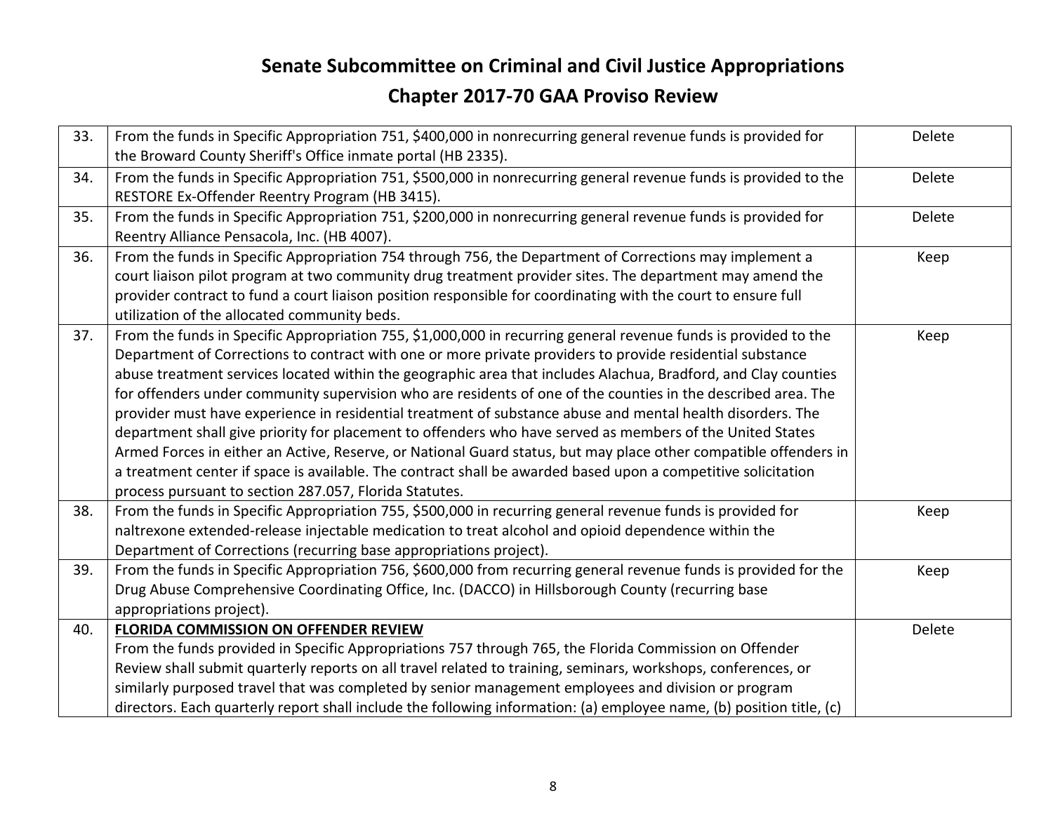# Senate Subcommittee on Criminal and Civil Justice Appropriations

## Chapter 2017-70 GAA Proviso Review

| | | |
|---|---|---|
| 33. | From the funds in Specific Appropriation 751, $400,000 in nonrecurring general revenue funds is provided for the Broward County Sheriff's Office inmate portal (HB 2335). | Delete |
| 34. | From the funds in Specific Appropriation 751, $500,000 in nonrecurring general revenue funds is provided to the RESTORE Ex-Offender Reentry Program (HB 3415). | Delete |
| 35. | From the funds in Specific Appropriation 751, $200,000 in nonrecurring general revenue funds is provided for Reentry Alliance Pensacola, Inc. (HB 4007). | Delete |
| 36. | From the funds in Specific Appropriation 754 through 756, the Department of Corrections may implement a court liaison pilot program at two community drug treatment provider sites. The department may amend the provider contract to fund a court liaison position responsible for coordinating with the court to ensure full utilization of the allocated community beds. | Keep |
| 37. | From the funds in Specific Appropriation 755, $1,000,000 in recurring general revenue funds is provided to the Department of Corrections to contract with one or more private providers to provide residential substance abuse treatment services located within the geographic area that includes Alachua, Bradford, and Clay counties for offenders under community supervision who are residents of one of the counties in the described area. The provider must have experience in residential treatment of substance abuse and mental health disorders. The department shall give priority for placement to offenders who have served as members of the United States Armed Forces in either an Active, Reserve, or National Guard status, but may place other compatible offenders in a treatment center if space is available. The contract shall be awarded based upon a competitive solicitation process pursuant to section 287.057, Florida Statutes. | Keep |
| 38. | From the funds in Specific Appropriation 755, $500,000 in recurring general revenue funds is provided for naltrexone extended-release injectable medication to treat alcohol and opioid dependence within the Department of Corrections (recurring base appropriations project). | Keep |
| 39. | From the funds in Specific Appropriation 756, $600,000 from recurring general revenue funds is provided for the Drug Abuse Comprehensive Coordinating Office, Inc. (DACCO) in Hillsborough County (recurring base appropriations project). | Keep |
| 40. | **FLORIDA COMMISSION ON OFFENDER REVIEW** From the funds provided in Specific Appropriations 757 through 765, the Florida Commission on Offender Review shall submit quarterly reports on all travel related to training, seminars, workshops, conferences, or similarly purposed travel that was completed by senior management employees and division or program directors. Each quarterly report shall include the following information: (a) employee name, (b) position title, (c) | Delete |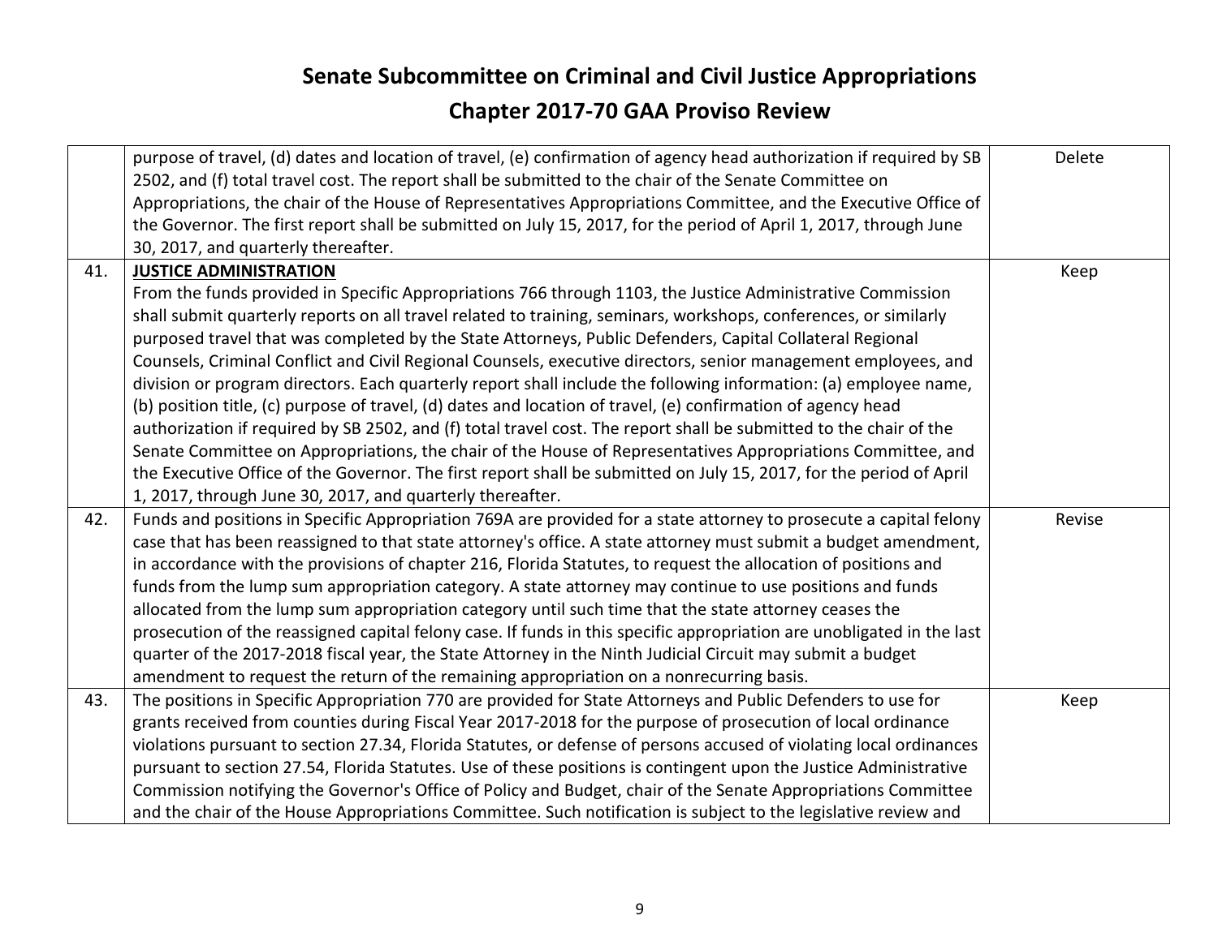# Senate Subcommittee on Criminal and Civil Justice Appropriations

## Chapter 2017-70 GAA Proviso Review

| | | |
|---|---|---|
| | purpose of travel, (d) dates and location of travel, (e) confirmation of agency head authorization if required by SB 2502, and (f) total travel cost. The report shall be submitted to the chair of the Senate Committee on Appropriations, the chair of the House of Representatives Appropriations Committee, and the Executive Office of the Governor. The first report shall be submitted on July 15, 2017, for the period of April 1, 2017, through June 30, 2017, and quarterly thereafter. | Delete |
| 41. | **JUSTICE ADMINISTRATION** <br> From the funds provided in Specific Appropriations 766 through 1103, the Justice Administrative Commission shall submit quarterly reports on all travel related to training, seminars, workshops, conferences, or similarly purposed travel that was completed by the State Attorneys, Public Defenders, Capital Collateral Regional Counsels, Criminal Conflict and Civil Regional Counsels, executive directors, senior management employees, and division or program directors. Each quarterly report shall include the following information: (a) employee name, (b) position title, (c) purpose of travel, (d) dates and location of travel, (e) confirmation of agency head authorization if required by SB 2502, and (f) total travel cost. The report shall be submitted to the chair of the Senate Committee on Appropriations, the chair of the House of Representatives Appropriations Committee, and the Executive Office of the Governor. The first report shall be submitted on July 15, 2017, for the period of April 1, 2017, through June 30, 2017, and quarterly thereafter. | Keep |
| 42. | Funds and positions in Specific Appropriation 769A are provided for a state attorney to prosecute a capital felony case that has been reassigned to that state attorney's office. A state attorney must submit a budget amendment, in accordance with the provisions of chapter 216, Florida Statutes, to request the allocation of positions and funds from the lump sum appropriation category. A state attorney may continue to use positions and funds allocated from the lump sum appropriation category until such time that the state attorney ceases the prosecution of the reassigned capital felony case. If funds in this specific appropriation are unobligated in the last quarter of the 2017-2018 fiscal year, the State Attorney in the Ninth Judicial Circuit may submit a budget amendment to request the return of the remaining appropriation on a nonrecurring basis. | Revise |
| 43. | The positions in Specific Appropriation 770 are provided for State Attorneys and Public Defenders to use for grants received from counties during Fiscal Year 2017-2018 for the purpose of prosecution of local ordinance violations pursuant to section 27.34, Florida Statutes, or defense of persons accused of violating local ordinances pursuant to section 27.54, Florida Statutes. Use of these positions is contingent upon the Justice Administrative Commission notifying the Governor's Office of Policy and Budget, chair of the Senate Appropriations Committee and the chair of the House Appropriations Committee. Such notification is subject to the legislative review and | Keep |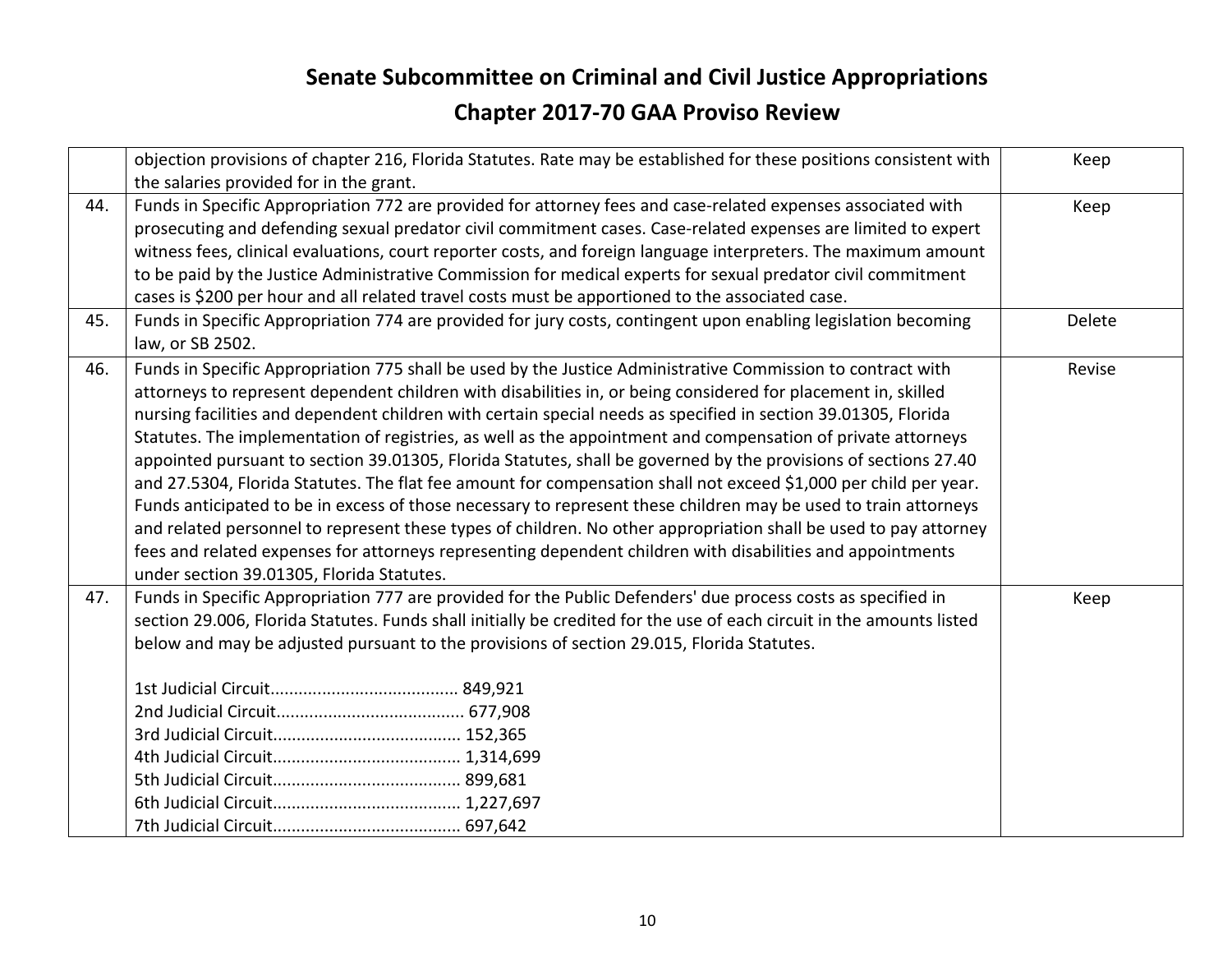# Senate Subcommittee on Criminal and Civil Justice Appropriations

## Chapter 2017-70 GAA Proviso Review

| | | |
|---|---|---|
| | objection provisions of chapter 216, Florida Statutes. Rate may be established for these positions consistent with the salaries provided for in the grant. | Keep |
| 44. | Funds in Specific Appropriation 772 are provided for attorney fees and case-related expenses associated with prosecuting and defending sexual predator civil commitment cases. Case-related expenses are limited to expert witness fees, clinical evaluations, court reporter costs, and foreign language interpreters. The maximum amount to be paid by the Justice Administrative Commission for medical experts for sexual predator civil commitment cases is $200 per hour and all related travel costs must be apportioned to the associated case. | Keep |
| 45. | Funds in Specific Appropriation 774 are provided for jury costs, contingent upon enabling legislation becoming law, or SB 2502. | Delete |
| 46. | Funds in Specific Appropriation 775 shall be used by the Justice Administrative Commission to contract with attorneys to represent dependent children with disabilities in, or being considered for placement in, skilled nursing facilities and dependent children with certain special needs as specified in section 39.01305, Florida Statutes. The implementation of registries, as well as the appointment and compensation of private attorneys appointed pursuant to section 39.01305, Florida Statutes, shall be governed by the provisions of sections 27.40 and 27.5304, Florida Statutes. The flat fee amount for compensation shall not exceed $1,000 per child per year. Funds anticipated to be in excess of those necessary to represent these children may be used to train attorneys and related personnel to represent these types of children. No other appropriation shall be used to pay attorney fees and related expenses for attorneys representing dependent children with disabilities and appointments under section 39.01305, Florida Statutes. | Revise |
| 47. | Funds in Specific Appropriation 777 are provided for the Public Defenders' due process costs as specified in section 29.006, Florida Statutes. Funds shall initially be credited for the use of each circuit in the amounts listed below and may be adjusted pursuant to the provisions of section 29.015, Florida Statutes.<br><br>1st Judicial Circuit....................................... 849,921<br>2nd Judicial Circuit....................................... 677,908<br>3rd Judicial Circuit....................................... 152,365<br>4th Judicial Circuit....................................... 1,314,699<br>5th Judicial Circuit....................................... 899,681<br>6th Judicial Circuit....................................... 1,227,697<br>7th Judicial Circuit....................................... 697,642 | Keep |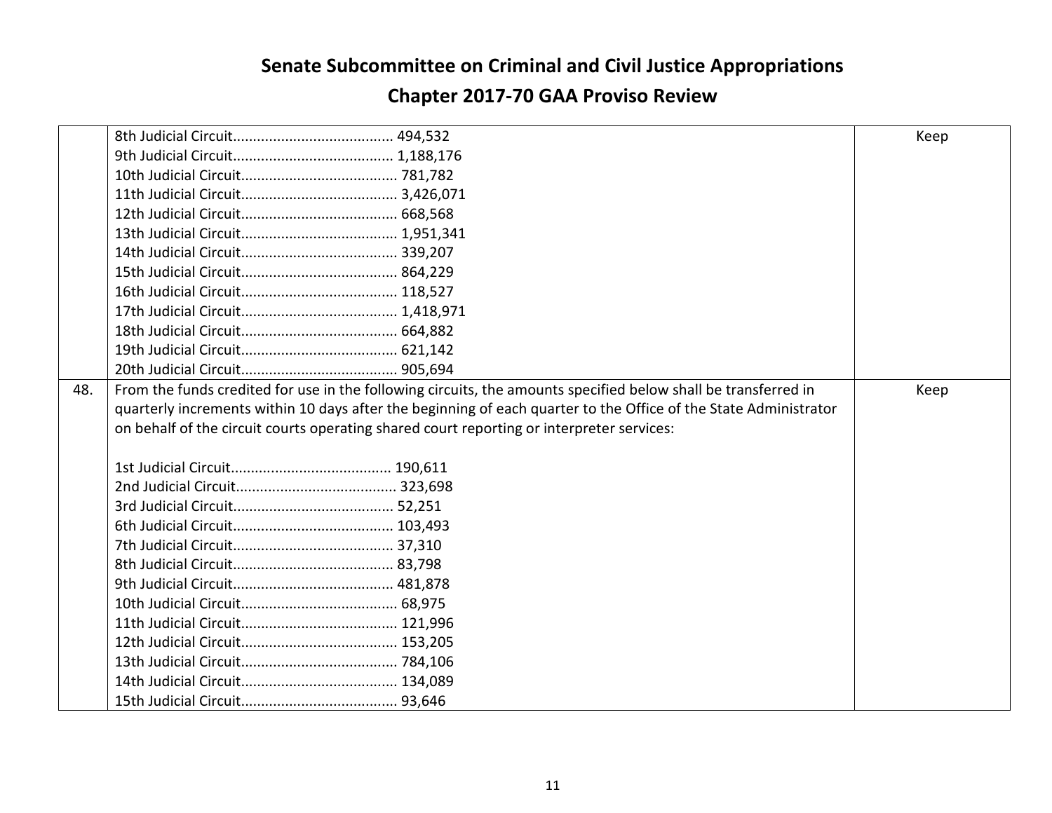# Senate Subcommittee on Criminal and Civil Justice Appropriations

## Chapter 2017-70 GAA Proviso Review

| | | |
|---|---|---|
| | 8th Judicial Circuit........................................ 494,532<br>9th Judicial Circuit........................................ 1,188,176<br>10th Judicial Circuit....................................... 781,782<br>11th Judicial Circuit....................................... 3,426,071<br>12th Judicial Circuit....................................... 668,568<br>13th Judicial Circuit....................................... 1,951,341<br>14th Judicial Circuit....................................... 339,207<br>15th Judicial Circuit....................................... 864,229<br>16th Judicial Circuit....................................... 118,527<br>17th Judicial Circuit....................................... 1,418,971<br>18th Judicial Circuit....................................... 664,882<br>19th Judicial Circuit....................................... 621,142<br>20th Judicial Circuit....................................... 905,694 | Keep |
| 48. | From the funds credited for use in the following circuits, the amounts specified below shall be transferred in quarterly increments within 10 days after the beginning of each quarter to the Office of the State Administrator on behalf of the circuit courts operating shared court reporting or interpreter services:<br><br>1st Judicial Circuit........................................ 190,611<br>2nd Judicial Circuit........................................ 323,698<br>3rd Judicial Circuit........................................ 52,251<br>6th Judicial Circuit........................................ 103,493<br>7th Judicial Circuit........................................ 37,310<br>8th Judicial Circuit........................................ 83,798<br>9th Judicial Circuit........................................ 481,878<br>10th Judicial Circuit....................................... 68,975<br>11th Judicial Circuit....................................... 121,996<br>12th Judicial Circuit....................................... 153,205<br>13th Judicial Circuit....................................... 784,106<br>14th Judicial Circuit....................................... 134,089<br>15th Judicial Circuit....................................... 93,646 | Keep |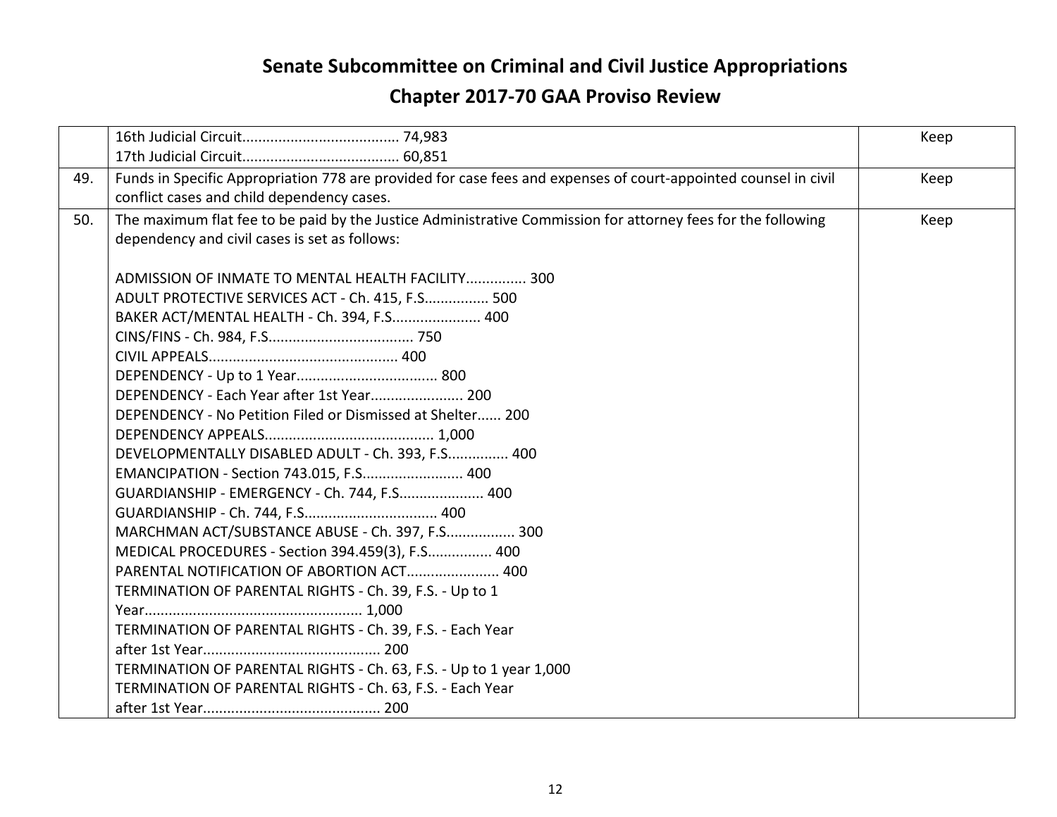# Senate Subcommittee on Criminal and Civil Justice Appropriations

## Chapter 2017-70 GAA Proviso Review

| | | |
|---|---|---|
| | 16th Judicial Circuit...................................... 74,983<br>17th Judicial Circuit...................................... 60,851 | Keep |
| 49. | Funds in Specific Appropriation 778 are provided for case fees and expenses of court-appointed counsel in civil conflict cases and child dependency cases. | Keep |
| 50. | The maximum flat fee to be paid by the Justice Administrative Commission for attorney fees for the following dependency and civil cases is set as follows:<br><br>ADMISSION OF INMATE TO MENTAL HEALTH FACILITY............... 300<br>ADULT PROTECTIVE SERVICES ACT - Ch. 415, F.S................ 500<br>BAKER ACT/MENTAL HEALTH - Ch. 394, F.S...................... 400<br>CINS/FINS - Ch. 984, F.S.................................... 750<br>CIVIL APPEALS.............................................. 400<br>DEPENDENCY - Up to 1 Year................................... 800<br>DEPENDENCY - Each Year after 1st Year....................... 200<br>DEPENDENCY - No Petition Filed or Dismissed at Shelter...... 200<br>DEPENDENCY APPEALS......................................... 1,000<br>DEVELOPMENTALLY DISABLED ADULT - Ch. 393, F.S............... 400<br>EMANCIPATION - Section 743.015, F.S......................... 400<br>GUARDIANSHIP - EMERGENCY - Ch. 744, F.S..................... 400<br>GUARDIANSHIP - Ch. 744, F.S................................. 400<br>MARCHMAN ACT/SUBSTANCE ABUSE - Ch. 397, F.S................. 300<br>MEDICAL PROCEDURES - Section 394.459(3), F.S................ 400<br>PARENTAL NOTIFICATION OF ABORTION ACT....................... 400<br>TERMINATION OF PARENTAL RIGHTS - Ch. 39, F.S. - Up to 1 Year...................................................... 1,000<br>TERMINATION OF PARENTAL RIGHTS - Ch. 39, F.S. - Each Year after 1st Year............................................ 200<br>TERMINATION OF PARENTAL RIGHTS - Ch. 63, F.S. - Up to 1 year 1,000<br>TERMINATION OF PARENTAL RIGHTS - Ch. 63, F.S. - Each Year after 1st Year............................................ 200 | Keep |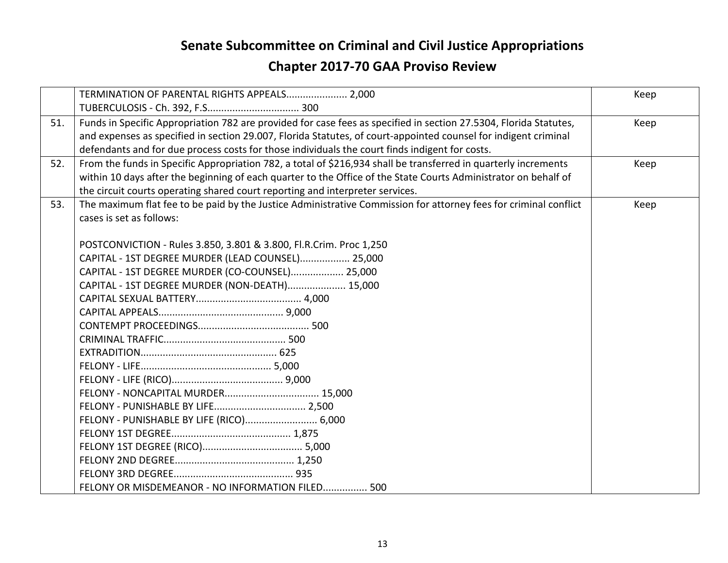# Senate Subcommittee on Criminal and Civil Justice Appropriations

## Chapter 2017-70 GAA Proviso Review

| | | |
|---|---|---|
| | TERMINATION OF PARENTAL RIGHTS APPEALS...................... 2,000<br>TUBERCULOSIS - Ch. 392, F.S................................. 300 | Keep |
| 51. | Funds in Specific Appropriation 782 are provided for case fees as specified in section 27.5304, Florida Statutes, and expenses as specified in section 29.007, Florida Statutes, of court-appointed counsel for indigent criminal defendants and for due process costs for those individuals the court finds indigent for costs. | Keep |
| 52. | From the funds in Specific Appropriation 782, a total of $216,934 shall be transferred in quarterly increments within 10 days after the beginning of each quarter to the Office of the State Courts Administrator on behalf of the circuit courts operating shared court reporting and interpreter services. | Keep |
| 53. | The maximum flat fee to be paid by the Justice Administrative Commission for attorney fees for criminal conflict cases is set as follows:<br><br>POSTCONVICTION - Rules 3.850, 3.801 & 3.800, Fl.R.Crim. Proc 1,250<br>CAPITAL - 1ST DEGREE MURDER (LEAD COUNSEL).................. 25,000<br>CAPITAL - 1ST DEGREE MURDER (CO-COUNSEL)................... 25,000<br>CAPITAL - 1ST DEGREE MURDER (NON-DEATH)..................... 15,000<br>CAPITAL SEXUAL BATTERY...................................... 4,000<br>CAPITAL APPEALS............................................. 9,000<br>CONTEMPT PROCEEDINGS........................................ 500<br>CRIMINAL TRAFFIC............................................ 500<br>EXTRADITION................................................. 625<br>FELONY - LIFE............................................... 5,000<br>FELONY - LIFE (RICO)........................................ 9,000<br>FELONY - NONCAPITAL MURDER.................................. 15,000<br>FELONY - PUNISHABLE BY LIFE................................. 2,500<br>FELONY - PUNISHABLE BY LIFE (RICO).......................... 6,000<br>FELONY 1ST DEGREE........................................... 1,875<br>FELONY 1ST DEGREE (RICO).................................... 5,000<br>FELONY 2ND DEGREE........................................... 1,250<br>FELONY 3RD DEGREE........................................... 935<br>FELONY OR MISDEMEANOR - NO INFORMATION FILED................ 500 | Keep |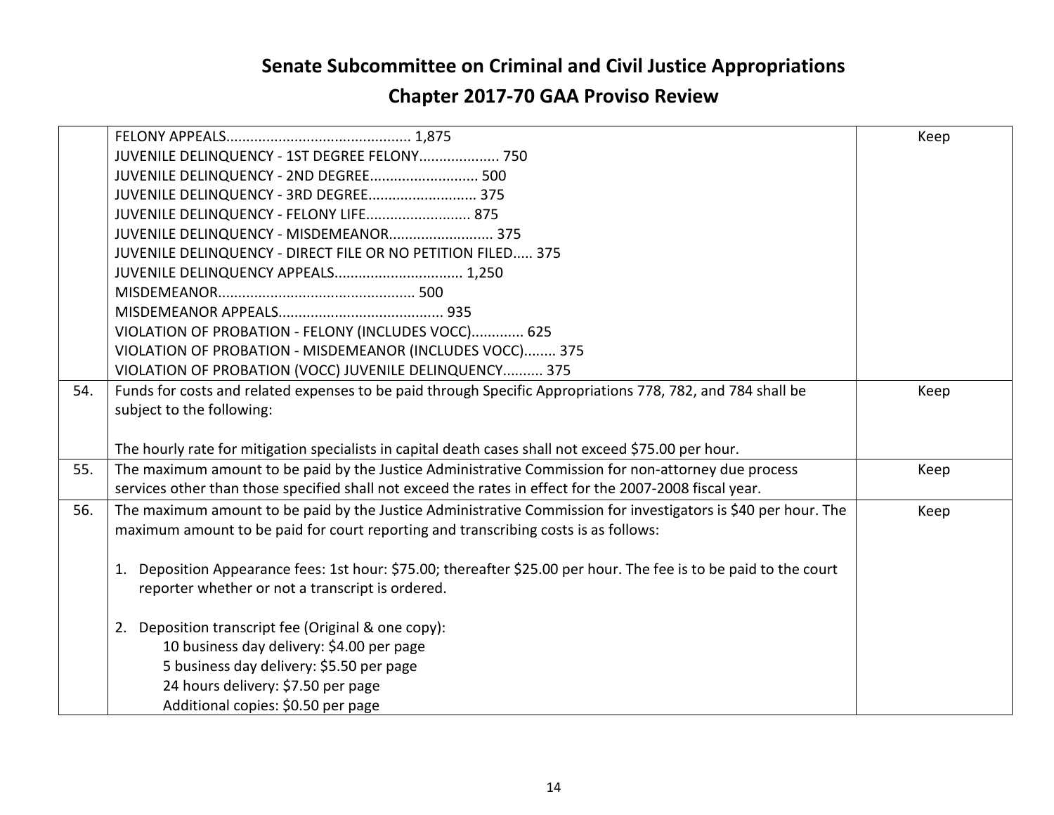# Senate Subcommittee on Criminal and Civil Justice Appropriations

## Chapter 2017-70 GAA Proviso Review

| | | |
|---|---|---|
| | FELONY APPEALS............................................. 1,875<br>JUVENILE DELINQUENCY - 1ST DEGREE FELONY.................... 750<br>JUVENILE DELINQUENCY - 2ND DEGREE........................... 500<br>JUVENILE DELINQUENCY - 3RD DEGREE........................... 375<br>JUVENILE DELINQUENCY - FELONY LIFE.......................... 875<br>JUVENILE DELINQUENCY - MISDEMEANOR.......................... 375<br>JUVENILE DELINQUENCY - DIRECT FILE OR NO PETITION FILED..... 375<br>JUVENILE DELINQUENCY APPEALS................................ 1,250<br>MISDEMEANOR................................................ 500<br>MISDEMEANOR APPEALS........................................ 935<br>VIOLATION OF PROBATION - FELONY (INCLUDES VOCC)............. 625<br>VIOLATION OF PROBATION - MISDEMEANOR (INCLUDES VOCC)........ 375<br>VIOLATION OF PROBATION (VOCC) JUVENILE DELINQUENCY.......... 375 | Keep |
| 54. | Funds for costs and related expenses to be paid through Specific Appropriations 778, 782, and 784 shall be subject to the following:<br><br>The hourly rate for mitigation specialists in capital death cases shall not exceed $75.00 per hour. | Keep |
| 55. | The maximum amount to be paid by the Justice Administrative Commission for non-attorney due process services other than those specified shall not exceed the rates in effect for the 2007-2008 fiscal year. | Keep |
| 56. | The maximum amount to be paid by the Justice Administrative Commission for investigators is $40 per hour. The maximum amount to be paid for court reporting and transcribing costs is as follows:<br><br>1. Deposition Appearance fees: 1st hour: $75.00; thereafter $25.00 per hour. The fee is to be paid to the court reporter whether or not a transcript is ordered.<br><br>2. Deposition transcript fee (Original & one copy):<br>10 business day delivery: $4.00 per page<br>5 business day delivery: $5.50 per page<br>24 hours delivery: $7.50 per page<br>Additional copies: $0.50 per page | Keep |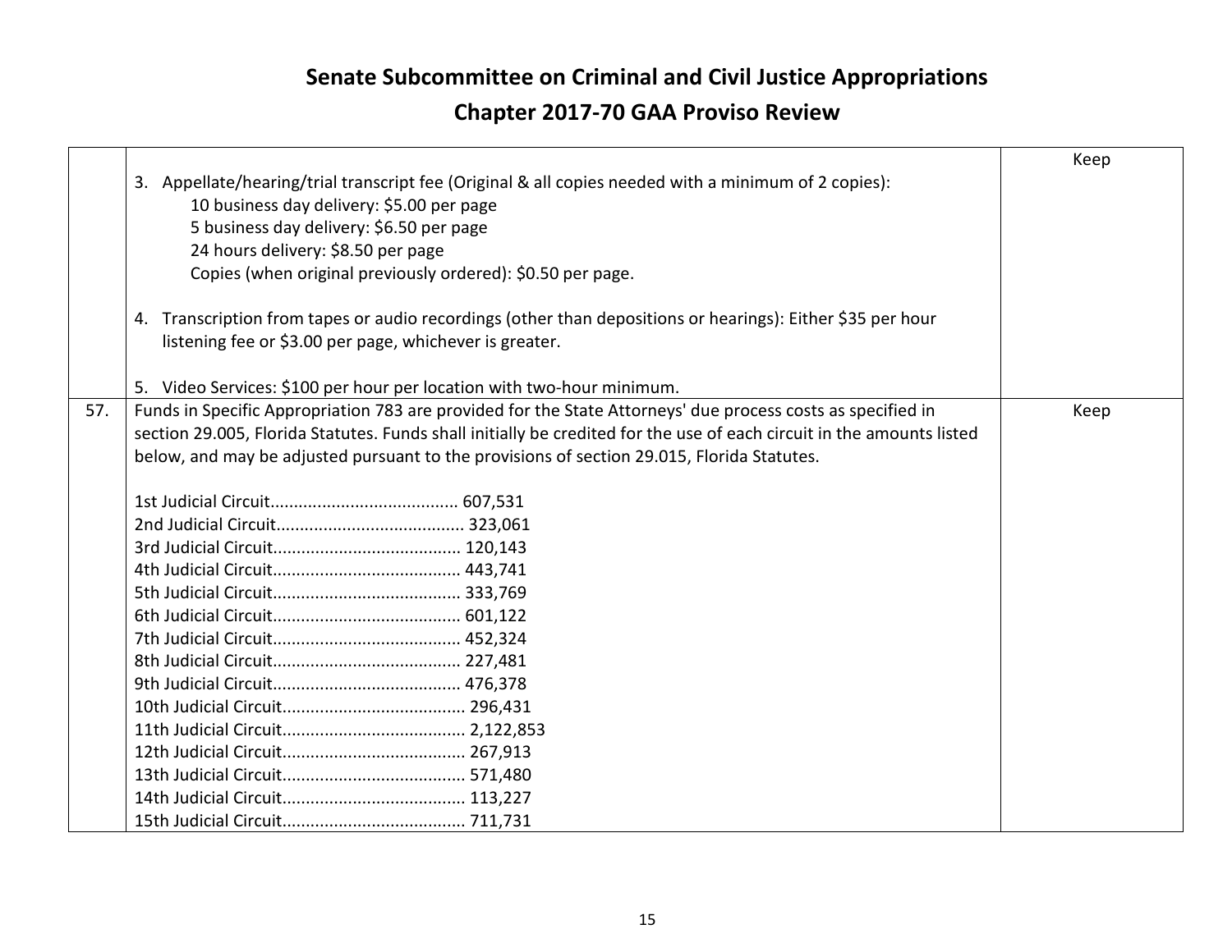# Senate Subcommittee on Criminal and Civil Justice Appropriations

## Chapter 2017-70 GAA Proviso Review

| | | |
|---|---|---|
| | 3. Appellate/hearing/trial transcript fee (Original & all copies needed with a minimum of 2 copies):<br>10 business day delivery: $5.00 per page<br>5 business day delivery: $6.50 per page<br>24 hours delivery: $8.50 per page<br>Copies (when original previously ordered): $0.50 per page.<br><br>4. Transcription from tapes or audio recordings (other than depositions or hearings): Either $35 per hour listening fee or $3.00 per page, whichever is greater.<br><br>5. Video Services: $100 per hour per location with two-hour minimum. | Keep |
| 57. | Funds in Specific Appropriation 783 are provided for the State Attorneys' due process costs as specified in section 29.005, Florida Statutes. Funds shall initially be credited for the use of each circuit in the amounts listed below, and may be adjusted pursuant to the provisions of section 29.015, Florida Statutes.<br><br>1st Judicial Circuit........................................ 607,531<br>2nd Judicial Circuit........................................ 323,061<br>3rd Judicial Circuit........................................ 120,143<br>4th Judicial Circuit........................................ 443,741<br>5th Judicial Circuit........................................ 333,769<br>6th Judicial Circuit........................................ 601,122<br>7th Judicial Circuit........................................ 452,324<br>8th Judicial Circuit........................................ 227,481<br>9th Judicial Circuit........................................ 476,378<br>10th Judicial Circuit....................................... 296,431<br>11th Judicial Circuit....................................... 2,122,853<br>12th Judicial Circuit....................................... 267,913<br>13th Judicial Circuit....................................... 571,480<br>14th Judicial Circuit....................................... 113,227<br>15th Judicial Circuit....................................... 711,731 | Keep |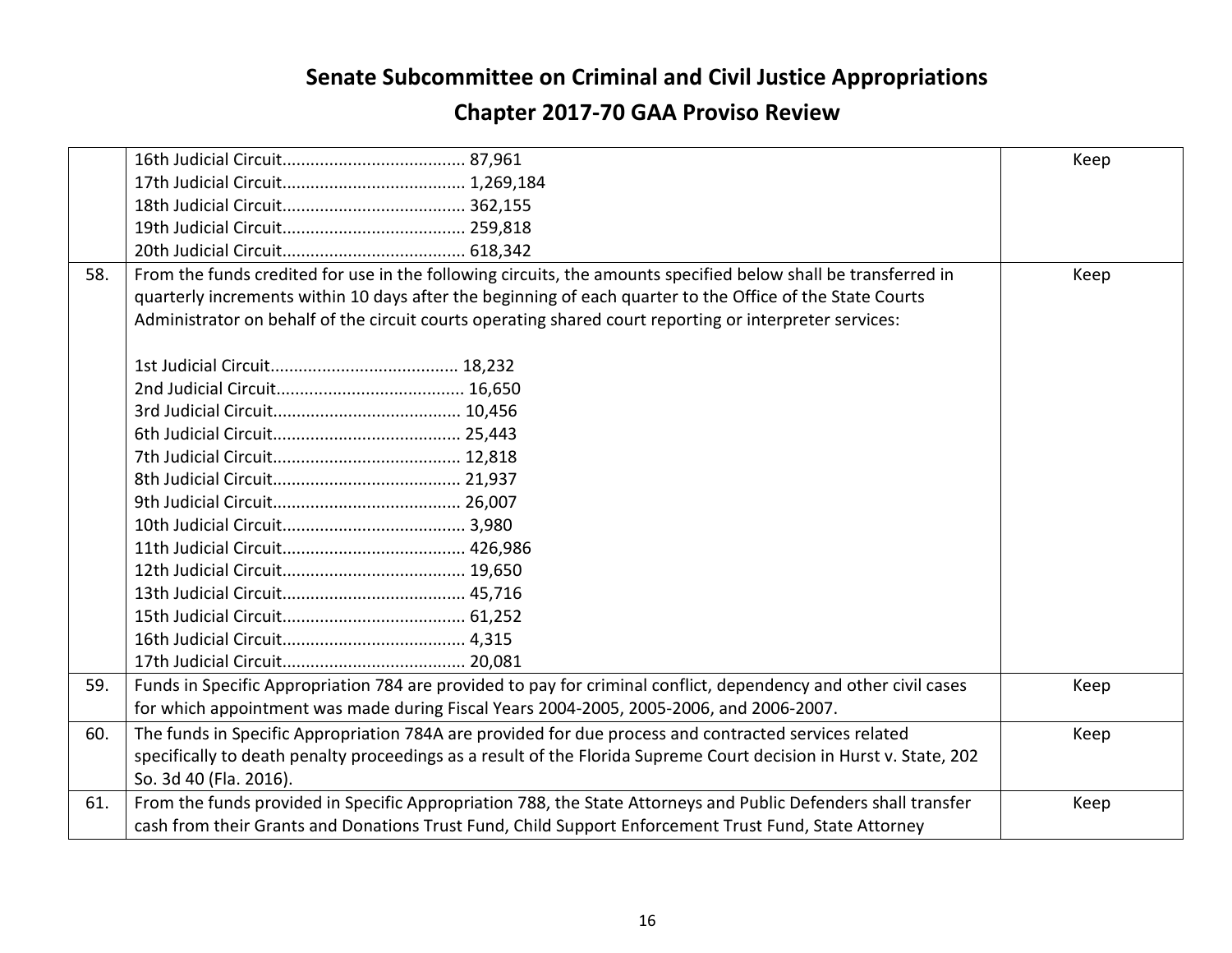# Senate Subcommittee on Criminal and Civil Justice Appropriations

## Chapter 2017-70 GAA Proviso Review

| | | |
|---|---|---|
| | 16th Judicial Circuit...................................... 87,961<br>17th Judicial Circuit...................................... 1,269,184<br>18th Judicial Circuit...................................... 362,155<br>19th Judicial Circuit...................................... 259,818<br>20th Judicial Circuit...................................... 618,342 | Keep |
| 58. | From the funds credited for use in the following circuits, the amounts specified below shall be transferred in quarterly increments within 10 days after the beginning of each quarter to the Office of the State Courts Administrator on behalf of the circuit courts operating shared court reporting or interpreter services:<br><br>1st Judicial Circuit....................................... 18,232<br>2nd Judicial Circuit....................................... 16,650<br>3rd Judicial Circuit....................................... 10,456<br>6th Judicial Circuit....................................... 25,443<br>7th Judicial Circuit....................................... 12,818<br>8th Judicial Circuit....................................... 21,937<br>9th Judicial Circuit....................................... 26,007<br>10th Judicial Circuit...................................... 3,980<br>11th Judicial Circuit...................................... 426,986<br>12th Judicial Circuit...................................... 19,650<br>13th Judicial Circuit...................................... 45,716<br>15th Judicial Circuit...................................... 61,252<br>16th Judicial Circuit...................................... 4,315<br>17th Judicial Circuit...................................... 20,081 | Keep |
| 59. | Funds in Specific Appropriation 784 are provided to pay for criminal conflict, dependency and other civil cases for which appointment was made during Fiscal Years 2004-2005, 2005-2006, and 2006-2007. | Keep |
| 60. | The funds in Specific Appropriation 784A are provided for due process and contracted services related specifically to death penalty proceedings as a result of the Florida Supreme Court decision in Hurst v. State, 202 So. 3d 40 (Fla. 2016). | Keep |
| 61. | From the funds provided in Specific Appropriation 788, the State Attorneys and Public Defenders shall transfer cash from their Grants and Donations Trust Fund, Child Support Enforcement Trust Fund, State Attorney | Keep |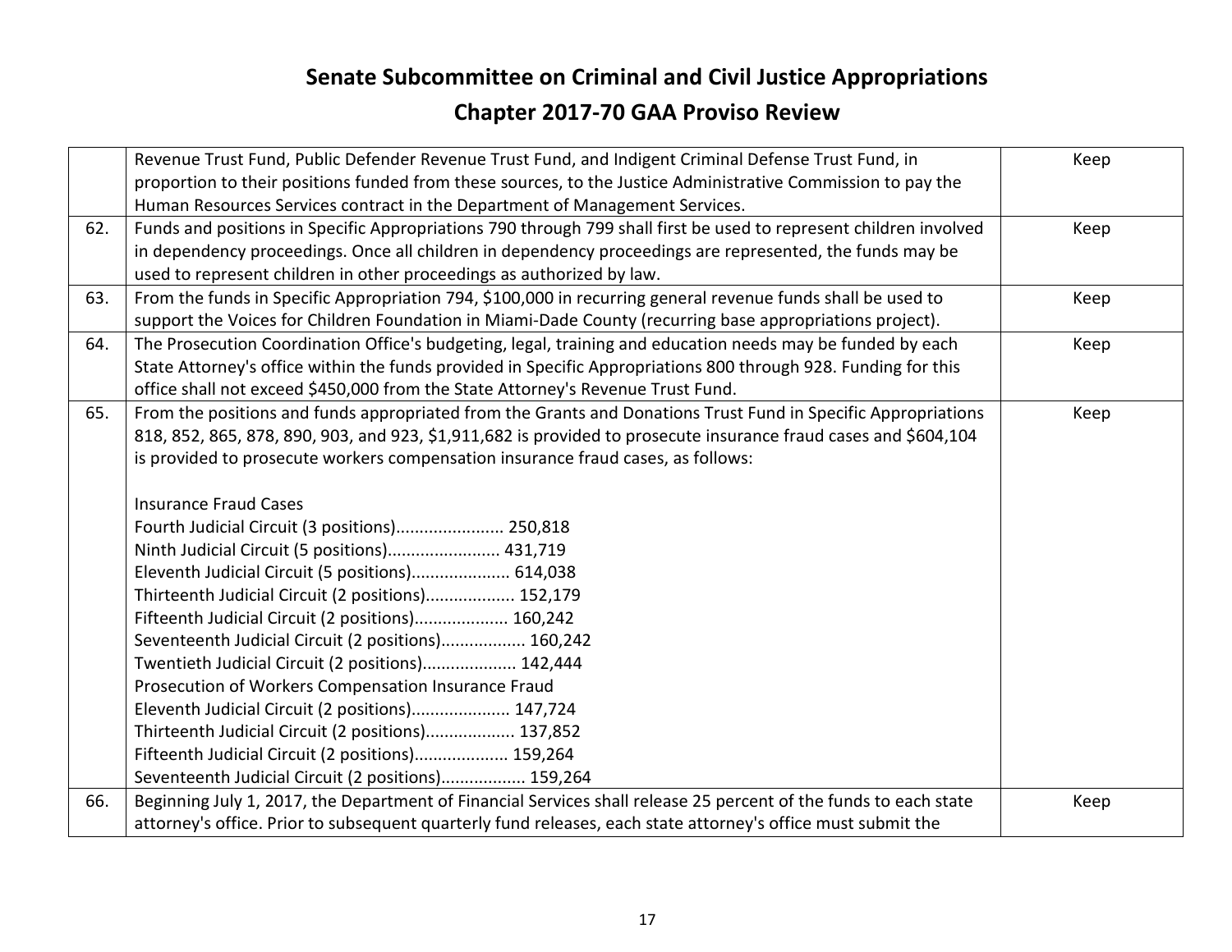# Senate Subcommittee on Criminal and Civil Justice Appropriations

## Chapter 2017-70 GAA Proviso Review

| | | |
|---|---|---|
| | Revenue Trust Fund, Public Defender Revenue Trust Fund, and Indigent Criminal Defense Trust Fund, in proportion to their positions funded from these sources, to the Justice Administrative Commission to pay the Human Resources Services contract in the Department of Management Services. | Keep |
| 62. | Funds and positions in Specific Appropriations 790 through 799 shall first be used to represent children involved in dependency proceedings. Once all children in dependency proceedings are represented, the funds may be used to represent children in other proceedings as authorized by law. | Keep |
| 63. | From the funds in Specific Appropriation 794, $100,000 in recurring general revenue funds shall be used to support the Voices for Children Foundation in Miami-Dade County (recurring base appropriations project). | Keep |
| 64. | The Prosecution Coordination Office's budgeting, legal, training and education needs may be funded by each State Attorney's office within the funds provided in Specific Appropriations 800 through 928. Funding for this office shall not exceed $450,000 from the State Attorney's Revenue Trust Fund. | Keep |
| 65. | From the positions and funds appropriated from the Grants and Donations Trust Fund in Specific Appropriations 818, 852, 865, 878, 890, 903, and 923, $1,911,682 is provided to prosecute insurance fraud cases and $604,104 is provided to prosecute workers compensation insurance fraud cases, as follows:<br><br>Insurance Fraud Cases<br>Fourth Judicial Circuit (3 positions)....................... 250,818<br>Ninth Judicial Circuit (5 positions)........................ 431,719<br>Eleventh Judicial Circuit (5 positions).................... 614,038<br>Thirteenth Judicial Circuit (2 positions).................. 152,179<br>Fifteenth Judicial Circuit (2 positions).................... 160,242<br>Seventeenth Judicial Circuit (2 positions)................. 160,242<br>Twentieth Judicial Circuit (2 positions).................... 142,444<br>Prosecution of Workers Compensation Insurance Fraud<br>Eleventh Judicial Circuit (2 positions).................... 147,724<br>Thirteenth Judicial Circuit (2 positions).................. 137,852<br>Fifteenth Judicial Circuit (2 positions).................... 159,264<br>Seventeenth Judicial Circuit (2 positions)................. 159,264 | Keep |
| 66. | Beginning July 1, 2017, the Department of Financial Services shall release 25 percent of the funds to each state attorney's office. Prior to subsequent quarterly fund releases, each state attorney's office must submit the | Keep |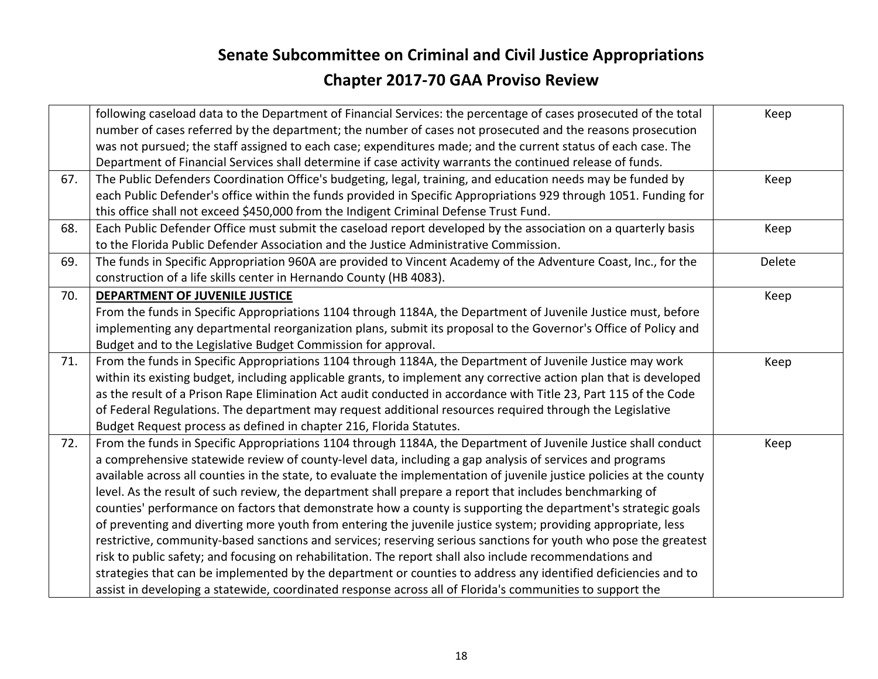# Senate Subcommittee on Criminal and Civil Justice Appropriations

## Chapter 2017-70 GAA Proviso Review

| | | |
|---|---|---|
| | following caseload data to the Department of Financial Services: the percentage of cases prosecuted of the total number of cases referred by the department; the number of cases not prosecuted and the reasons prosecution was not pursued; the staff assigned to each case; expenditures made; and the current status of each case. The Department of Financial Services shall determine if case activity warrants the continued release of funds. | Keep |
| 67. | The Public Defenders Coordination Office's budgeting, legal, training, and education needs may be funded by each Public Defender's office within the funds provided in Specific Appropriations 929 through 1051. Funding for this office shall not exceed $450,000 from the Indigent Criminal Defense Trust Fund. | Keep |
| 68. | Each Public Defender Office must submit the caseload report developed by the association on a quarterly basis to the Florida Public Defender Association and the Justice Administrative Commission. | Keep |
| 69. | The funds in Specific Appropriation 960A are provided to Vincent Academy of the Adventure Coast, Inc., for the construction of a life skills center in Hernando County (HB 4083). | Delete |
| 70. | **DEPARTMENT OF JUVENILE JUSTICE** From the funds in Specific Appropriations 1104 through 1184A, the Department of Juvenile Justice must, before implementing any departmental reorganization plans, submit its proposal to the Governor's Office of Policy and Budget and to the Legislative Budget Commission for approval. | Keep |
| 71. | From the funds in Specific Appropriations 1104 through 1184A, the Department of Juvenile Justice may work within its existing budget, including applicable grants, to implement any corrective action plan that is developed as the result of a Prison Rape Elimination Act audit conducted in accordance with Title 23, Part 115 of the Code of Federal Regulations. The department may request additional resources required through the Legislative Budget Request process as defined in chapter 216, Florida Statutes. | Keep |
| 72. | From the funds in Specific Appropriations 1104 through 1184A, the Department of Juvenile Justice shall conduct a comprehensive statewide review of county-level data, including a gap analysis of services and programs available across all counties in the state, to evaluate the implementation of juvenile justice policies at the county level. As the result of such review, the department shall prepare a report that includes benchmarking of counties' performance on factors that demonstrate how a county is supporting the department's strategic goals of preventing and diverting more youth from entering the juvenile justice system; providing appropriate, less restrictive, community-based sanctions and services; reserving serious sanctions for youth who pose the greatest risk to public safety; and focusing on rehabilitation. The report shall also include recommendations and strategies that can be implemented by the department or counties to address any identified deficiencies and to assist in developing a statewide, coordinated response across all of Florida's communities to support the | Keep |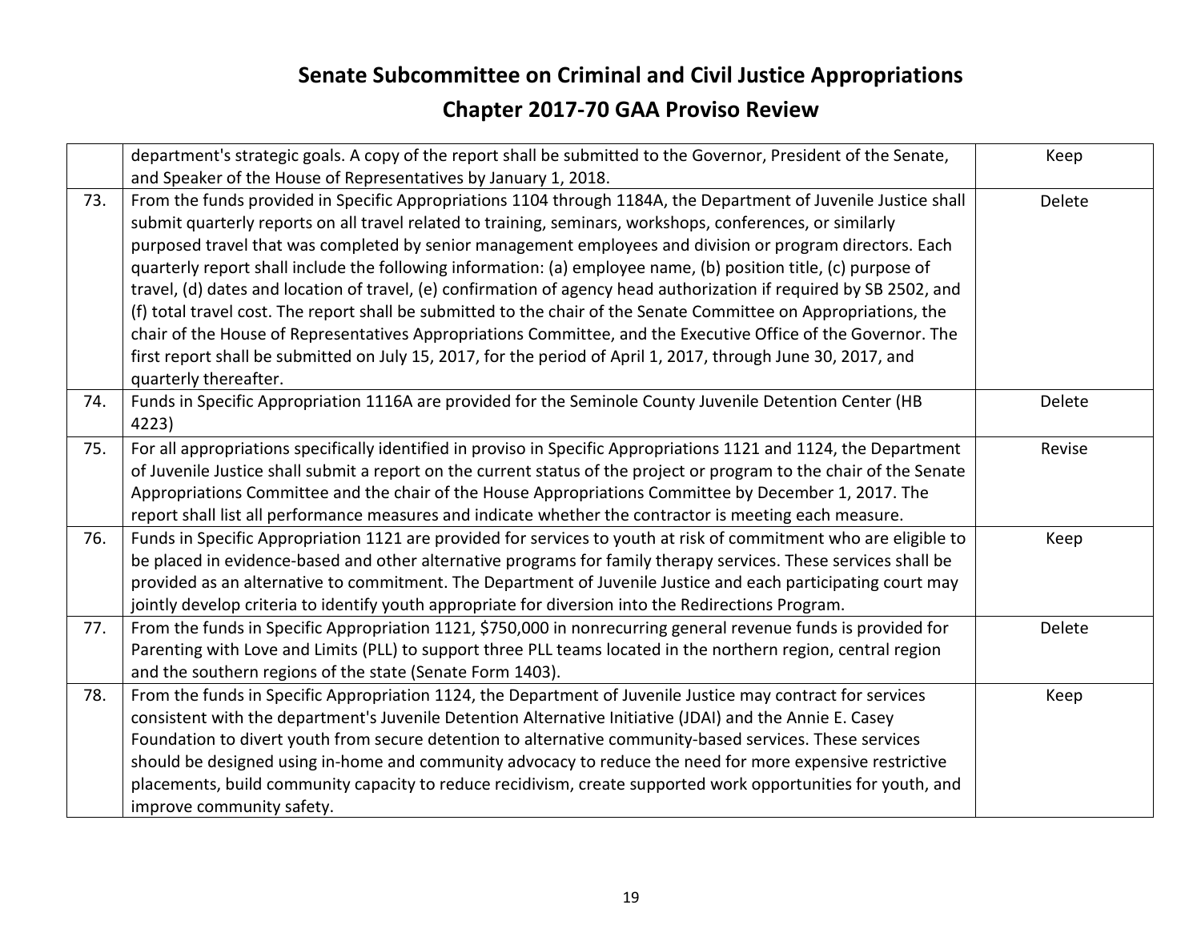# Senate Subcommittee on Criminal and Civil Justice Appropriations

# Chapter 2017-70 GAA Proviso Review

| | | |
|---|---|---|
| | department's strategic goals. A copy of the report shall be submitted to the Governor, President of the Senate, and Speaker of the House of Representatives by January 1, 2018. | Keep |
| 73. | From the funds provided in Specific Appropriations 1104 through 1184A, the Department of Juvenile Justice shall submit quarterly reports on all travel related to training, seminars, workshops, conferences, or similarly purposed travel that was completed by senior management employees and division or program directors. Each quarterly report shall include the following information: (a) employee name, (b) position title, (c) purpose of travel, (d) dates and location of travel, (e) confirmation of agency head authorization if required by SB 2502, and (f) total travel cost. The report shall be submitted to the chair of the Senate Committee on Appropriations, the chair of the House of Representatives Appropriations Committee, and the Executive Office of the Governor. The first report shall be submitted on July 15, 2017, for the period of April 1, 2017, through June 30, 2017, and quarterly thereafter. | Delete |
| 74. | Funds in Specific Appropriation 1116A are provided for the Seminole County Juvenile Detention Center (HB 4223) | Delete |
| 75. | For all appropriations specifically identified in proviso in Specific Appropriations 1121 and 1124, the Department of Juvenile Justice shall submit a report on the current status of the project or program to the chair of the Senate Appropriations Committee and the chair of the House Appropriations Committee by December 1, 2017. The report shall list all performance measures and indicate whether the contractor is meeting each measure. | Revise |
| 76. | Funds in Specific Appropriation 1121 are provided for services to youth at risk of commitment who are eligible to be placed in evidence-based and other alternative programs for family therapy services. These services shall be provided as an alternative to commitment. The Department of Juvenile Justice and each participating court may jointly develop criteria to identify youth appropriate for diversion into the Redirections Program. | Keep |
| 77. | From the funds in Specific Appropriation 1121, $750,000 in nonrecurring general revenue funds is provided for Parenting with Love and Limits (PLL) to support three PLL teams located in the northern region, central region and the southern regions of the state (Senate Form 1403). | Delete |
| 78. | From the funds in Specific Appropriation 1124, the Department of Juvenile Justice may contract for services consistent with the department's Juvenile Detention Alternative Initiative (JDAI) and the Annie E. Casey Foundation to divert youth from secure detention to alternative community-based services. These services should be designed using in-home and community advocacy to reduce the need for more expensive restrictive placements, build community capacity to reduce recidivism, create supported work opportunities for youth, and improve community safety. | Keep |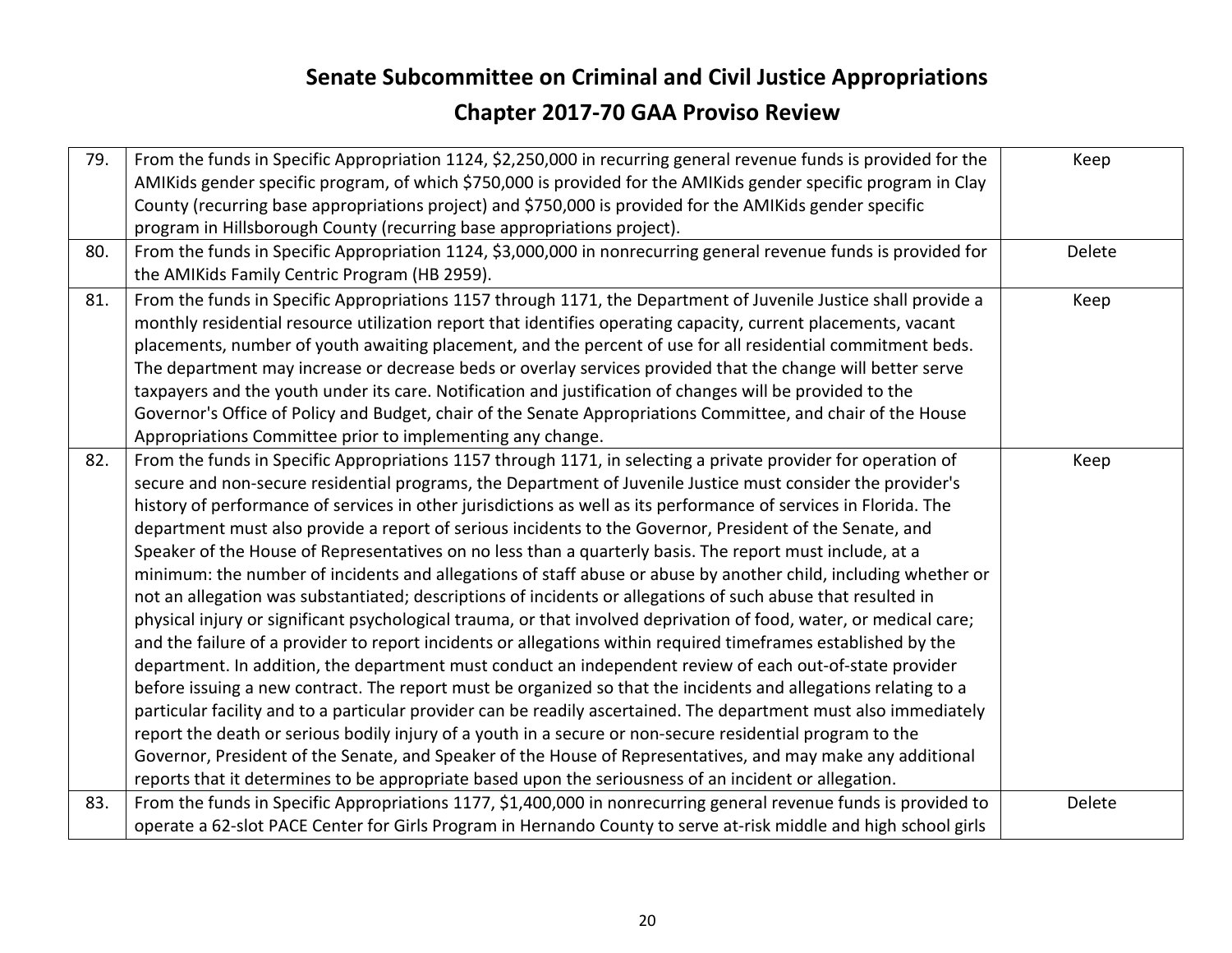# Senate Subcommittee on Criminal and Civil Justice Appropriations

## Chapter 2017-70 GAA Proviso Review

| | | |
|---|---|---|
| 79. | From the funds in Specific Appropriation 1124, $2,250,000 in recurring general revenue funds is provided for the AMIKids gender specific program, of which $750,000 is provided for the AMIKids gender specific program in Clay County (recurring base appropriations project) and $750,000 is provided for the AMIKids gender specific program in Hillsborough County (recurring base appropriations project). | Keep |
| 80. | From the funds in Specific Appropriation 1124, $3,000,000 in nonrecurring general revenue funds is provided for the AMIKids Family Centric Program (HB 2959). | Delete |
| 81. | From the funds in Specific Appropriations 1157 through 1171, the Department of Juvenile Justice shall provide a monthly residential resource utilization report that identifies operating capacity, current placements, vacant placements, number of youth awaiting placement, and the percent of use for all residential commitment beds. The department may increase or decrease beds or overlay services provided that the change will better serve taxpayers and the youth under its care. Notification and justification of changes will be provided to the Governor's Office of Policy and Budget, chair of the Senate Appropriations Committee, and chair of the House Appropriations Committee prior to implementing any change. | Keep |
| 82. | From the funds in Specific Appropriations 1157 through 1171, in selecting a private provider for operation of secure and non-secure residential programs, the Department of Juvenile Justice must consider the provider's history of performance of services in other jurisdictions as well as its performance of services in Florida. The department must also provide a report of serious incidents to the Governor, President of the Senate, and Speaker of the House of Representatives on no less than a quarterly basis. The report must include, at a minimum: the number of incidents and allegations of staff abuse or abuse by another child, including whether or not an allegation was substantiated; descriptions of incidents or allegations of such abuse that resulted in physical injury or significant psychological trauma, or that involved deprivation of food, water, or medical care; and the failure of a provider to report incidents or allegations within required timeframes established by the department. In addition, the department must conduct an independent review of each out-of-state provider before issuing a new contract. The report must be organized so that the incidents and allegations relating to a particular facility and to a particular provider can be readily ascertained. The department must also immediately report the death or serious bodily injury of a youth in a secure or non-secure residential program to the Governor, President of the Senate, and Speaker of the House of Representatives, and may make any additional reports that it determines to be appropriate based upon the seriousness of an incident or allegation. | Keep |
| 83. | From the funds in Specific Appropriations 1177, $1,400,000 in nonrecurring general revenue funds is provided to operate a 62-slot PACE Center for Girls Program in Hernando County to serve at-risk middle and high school girls | Delete |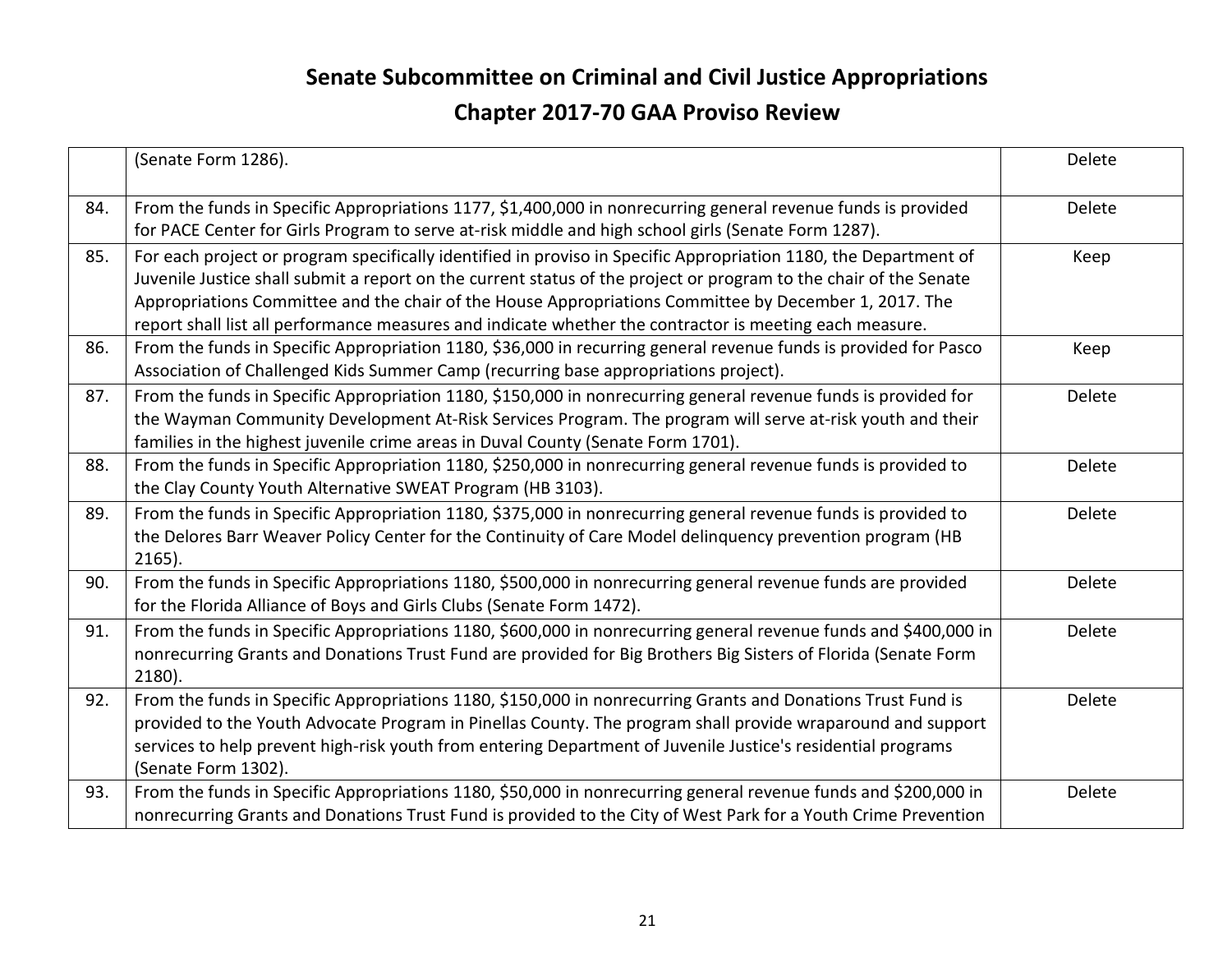# Senate Subcommittee on Criminal and Civil Justice Appropriations

## Chapter 2017-70 GAA Proviso Review

| | | |
|---|---|---|
| | (Senate Form 1286). | Delete |
| 84. | From the funds in Specific Appropriations 1177, $1,400,000 in nonrecurring general revenue funds is provided for PACE Center for Girls Program to serve at-risk middle and high school girls (Senate Form 1287). | Delete |
| 85. | For each project or program specifically identified in proviso in Specific Appropriation 1180, the Department of Juvenile Justice shall submit a report on the current status of the project or program to the chair of the Senate Appropriations Committee and the chair of the House Appropriations Committee by December 1, 2017. The report shall list all performance measures and indicate whether the contractor is meeting each measure. | Keep |
| 86. | From the funds in Specific Appropriation 1180, $36,000 in recurring general revenue funds is provided for Pasco Association of Challenged Kids Summer Camp (recurring base appropriations project). | Keep |
| 87. | From the funds in Specific Appropriation 1180, $150,000 in nonrecurring general revenue funds is provided for the Wayman Community Development At-Risk Services Program. The program will serve at-risk youth and their families in the highest juvenile crime areas in Duval County (Senate Form 1701). | Delete |
| 88. | From the funds in Specific Appropriation 1180, $250,000 in nonrecurring general revenue funds is provided to the Clay County Youth Alternative SWEAT Program (HB 3103). | Delete |
| 89. | From the funds in Specific Appropriation 1180, $375,000 in nonrecurring general revenue funds is provided to the Delores Barr Weaver Policy Center for the Continuity of Care Model delinquency prevention program (HB 2165). | Delete |
| 90. | From the funds in Specific Appropriations 1180, $500,000 in nonrecurring general revenue funds are provided for the Florida Alliance of Boys and Girls Clubs (Senate Form 1472). | Delete |
| 91. | From the funds in Specific Appropriations 1180, $600,000 in nonrecurring general revenue funds and $400,000 in nonrecurring Grants and Donations Trust Fund are provided for Big Brothers Big Sisters of Florida (Senate Form 2180). | Delete |
| 92. | From the funds in Specific Appropriations 1180, $150,000 in nonrecurring Grants and Donations Trust Fund is provided to the Youth Advocate Program in Pinellas County. The program shall provide wraparound and support services to help prevent high-risk youth from entering Department of Juvenile Justice's residential programs (Senate Form 1302). | Delete |
| 93. | From the funds in Specific Appropriations 1180, $50,000 in nonrecurring general revenue funds and $200,000 in nonrecurring Grants and Donations Trust Fund is provided to the City of West Park for a Youth Crime Prevention | Delete |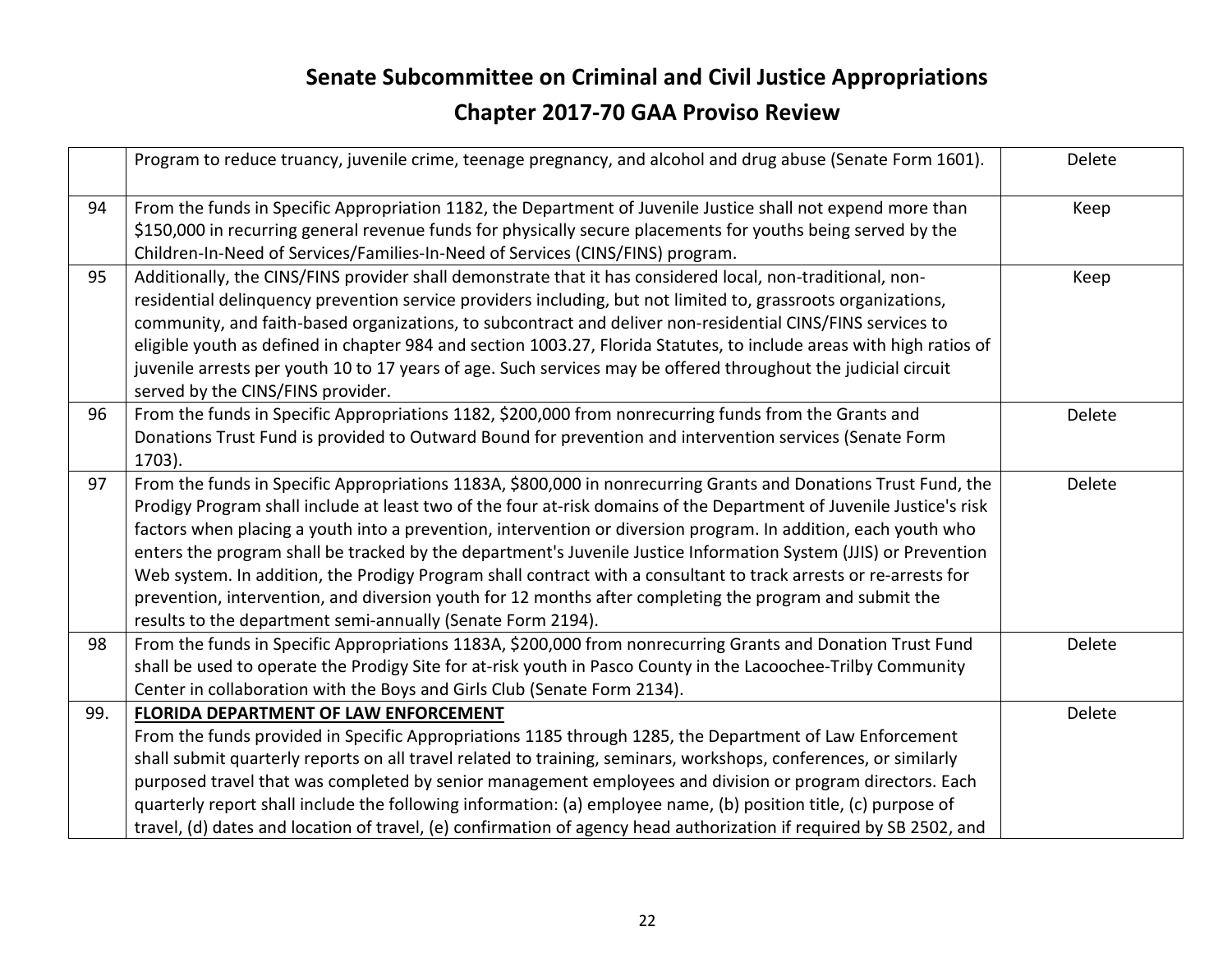# Senate Subcommittee on Criminal and Civil Justice Appropriations

## Chapter 2017-70 GAA Proviso Review

| | | |
|---|---|---|
| | Program to reduce truancy, juvenile crime, teenage pregnancy, and alcohol and drug abuse (Senate Form 1601). | Delete |
| 94 | From the funds in Specific Appropriation 1182, the Department of Juvenile Justice shall not expend more than \$150,000 in recurring general revenue funds for physically secure placements for youths being served by the Children-In-Need of Services/Families-In-Need of Services (CINS/FINS) program. | Keep |
| 95 | Additionally, the CINS/FINS provider shall demonstrate that it has considered local, non-traditional, non-residential delinquency prevention service providers including, but not limited to, grassroots organizations, community, and faith-based organizations, to subcontract and deliver non-residential CINS/FINS services to eligible youth as defined in chapter 984 and section 1003.27, Florida Statutes, to include areas with high ratios of juvenile arrests per youth 10 to 17 years of age. Such services may be offered throughout the judicial circuit served by the CINS/FINS provider. | Keep |
| 96 | From the funds in Specific Appropriations 1182, \$200,000 from nonrecurring funds from the Grants and Donations Trust Fund is provided to Outward Bound for prevention and intervention services (Senate Form 1703). | Delete |
| 97 | From the funds in Specific Appropriations 1183A, \$800,000 in nonrecurring Grants and Donations Trust Fund, the Prodigy Program shall include at least two of the four at-risk domains of the Department of Juvenile Justice's risk factors when placing a youth into a prevention, intervention or diversion program. In addition, each youth who enters the program shall be tracked by the department's Juvenile Justice Information System (JJIS) or Prevention Web system. In addition, the Prodigy Program shall contract with a consultant to track arrests or re-arrests for prevention, intervention, and diversion youth for 12 months after completing the program and submit the results to the department semi-annually (Senate Form 2194). | Delete |
| 98 | From the funds in Specific Appropriations 1183A, \$200,000 from nonrecurring Grants and Donation Trust Fund shall be used to operate the Prodigy Site for at-risk youth in Pasco County in the Lacoochee-Trilby Community Center in collaboration with the Boys and Girls Club (Senate Form 2134). | Delete |
| 99. | **FLORIDA DEPARTMENT OF LAW ENFORCEMENT**<br>From the funds provided in Specific Appropriations 1185 through 1285, the Department of Law Enforcement shall submit quarterly reports on all travel related to training, seminars, workshops, conferences, or similarly purposed travel that was completed by senior management employees and division or program directors. Each quarterly report shall include the following information: (a) employee name, (b) position title, (c) purpose of travel, (d) dates and location of travel, (e) confirmation of agency head authorization if required by SB 2502, and | Delete |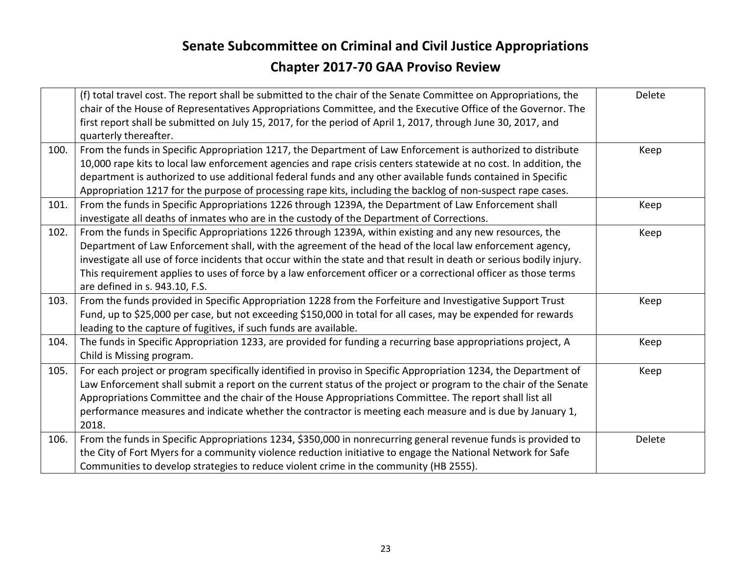# Senate Subcommittee on Criminal and Civil Justice Appropriations

## Chapter 2017-70 GAA Proviso Review

| | | |
|---|---|---|
| | (f) total travel cost. The report shall be submitted to the chair of the Senate Committee on Appropriations, the chair of the House of Representatives Appropriations Committee, and the Executive Office of the Governor. The first report shall be submitted on July 15, 2017, for the period of April 1, 2017, through June 30, 2017, and quarterly thereafter. | Delete |
| 100. | From the funds in Specific Appropriation 1217, the Department of Law Enforcement is authorized to distribute 10,000 rape kits to local law enforcement agencies and rape crisis centers statewide at no cost. In addition, the department is authorized to use additional federal funds and any other available funds contained in Specific Appropriation 1217 for the purpose of processing rape kits, including the backlog of non-suspect rape cases. | Keep |
| 101. | From the funds in Specific Appropriations 1226 through 1239A, the Department of Law Enforcement shall investigate all deaths of inmates who are in the custody of the Department of Corrections. | Keep |
| 102. | From the funds in Specific Appropriations 1226 through 1239A, within existing and any new resources, the Department of Law Enforcement shall, with the agreement of the head of the local law enforcement agency, investigate all use of force incidents that occur within the state and that result in death or serious bodily injury. This requirement applies to uses of force by a law enforcement officer or a correctional officer as those terms are defined in s. 943.10, F.S. | Keep |
| 103. | From the funds provided in Specific Appropriation 1228 from the Forfeiture and Investigative Support Trust Fund, up to $25,000 per case, but not exceeding $150,000 in total for all cases, may be expended for rewards leading to the capture of fugitives, if such funds are available. | Keep |
| 104. | The funds in Specific Appropriation 1233, are provided for funding a recurring base appropriations project, A Child is Missing program. | Keep |
| 105. | For each project or program specifically identified in proviso in Specific Appropriation 1234, the Department of Law Enforcement shall submit a report on the current status of the project or program to the chair of the Senate Appropriations Committee and the chair of the House Appropriations Committee. The report shall list all performance measures and indicate whether the contractor is meeting each measure and is due by January 1, 2018. | Keep |
| 106. | From the funds in Specific Appropriations 1234, $350,000 in nonrecurring general revenue funds is provided to the City of Fort Myers for a community violence reduction initiative to engage the National Network for Safe Communities to develop strategies to reduce violent crime in the community (HB 2555). | Delete |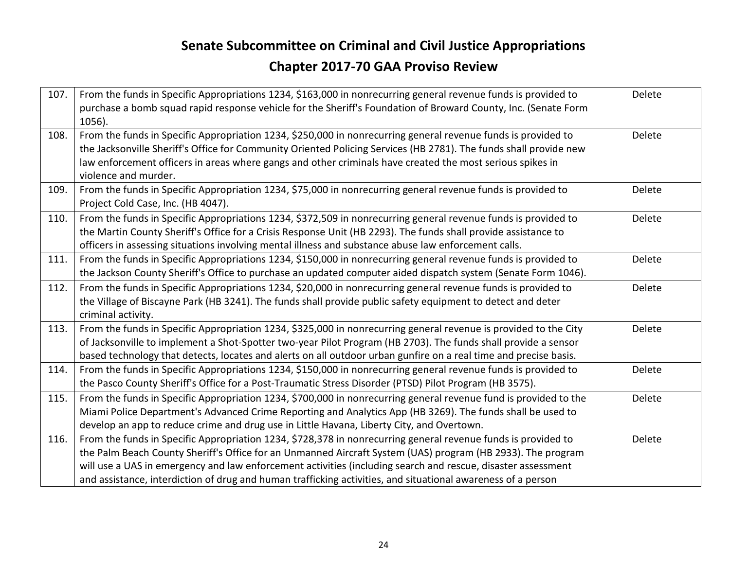# Senate Subcommittee on Criminal and Civil Justice Appropriations

## Chapter 2017-70 GAA Proviso Review

| | | |
|---|---|---|
| 107. | From the funds in Specific Appropriations 1234, $163,000 in nonrecurring general revenue funds is provided to purchase a bomb squad rapid response vehicle for the Sheriff's Foundation of Broward County, Inc. (Senate Form 1056). | Delete |
| 108. | From the funds in Specific Appropriation 1234, $250,000 in nonrecurring general revenue funds is provided to the Jacksonville Sheriff's Office for Community Oriented Policing Services (HB 2781). The funds shall provide new law enforcement officers in areas where gangs and other criminals have created the most serious spikes in violence and murder. | Delete |
| 109. | From the funds in Specific Appropriation 1234, $75,000 in nonrecurring general revenue funds is provided to Project Cold Case, Inc. (HB 4047). | Delete |
| 110. | From the funds in Specific Appropriations 1234, $372,509 in nonrecurring general revenue funds is provided to the Martin County Sheriff's Office for a Crisis Response Unit (HB 2293). The funds shall provide assistance to officers in assessing situations involving mental illness and substance abuse law enforcement calls. | Delete |
| 111. | From the funds in Specific Appropriations 1234, $150,000 in nonrecurring general revenue funds is provided to the Jackson County Sheriff's Office to purchase an updated computer aided dispatch system (Senate Form 1046). | Delete |
| 112. | From the funds in Specific Appropriations 1234, $20,000 in nonrecurring general revenue funds is provided to the Village of Biscayne Park (HB 3241). The funds shall provide public safety equipment to detect and deter criminal activity. | Delete |
| 113. | From the funds in Specific Appropriation 1234, $325,000 in nonrecurring general revenue is provided to the City of Jacksonville to implement a Shot-Spotter two-year Pilot Program (HB 2703). The funds shall provide a sensor based technology that detects, locates and alerts on all outdoor urban gunfire on a real time and precise basis. | Delete |
| 114. | From the funds in Specific Appropriations 1234, $150,000 in nonrecurring general revenue funds is provided to the Pasco County Sheriff's Office for a Post-Traumatic Stress Disorder (PTSD) Pilot Program (HB 3575). | Delete |
| 115. | From the funds in Specific Appropriation 1234, $700,000 in nonrecurring general revenue fund is provided to the Miami Police Department's Advanced Crime Reporting and Analytics App (HB 3269). The funds shall be used to develop an app to reduce crime and drug use in Little Havana, Liberty City, and Overtown. | Delete |
| 116. | From the funds in Specific Appropriation 1234, $728,378 in nonrecurring general revenue funds is provided to the Palm Beach County Sheriff's Office for an Unmanned Aircraft System (UAS) program (HB 2933). The program will use a UAS in emergency and law enforcement activities (including search and rescue, disaster assessment and assistance, interdiction of drug and human trafficking activities, and situational awareness of a person | Delete |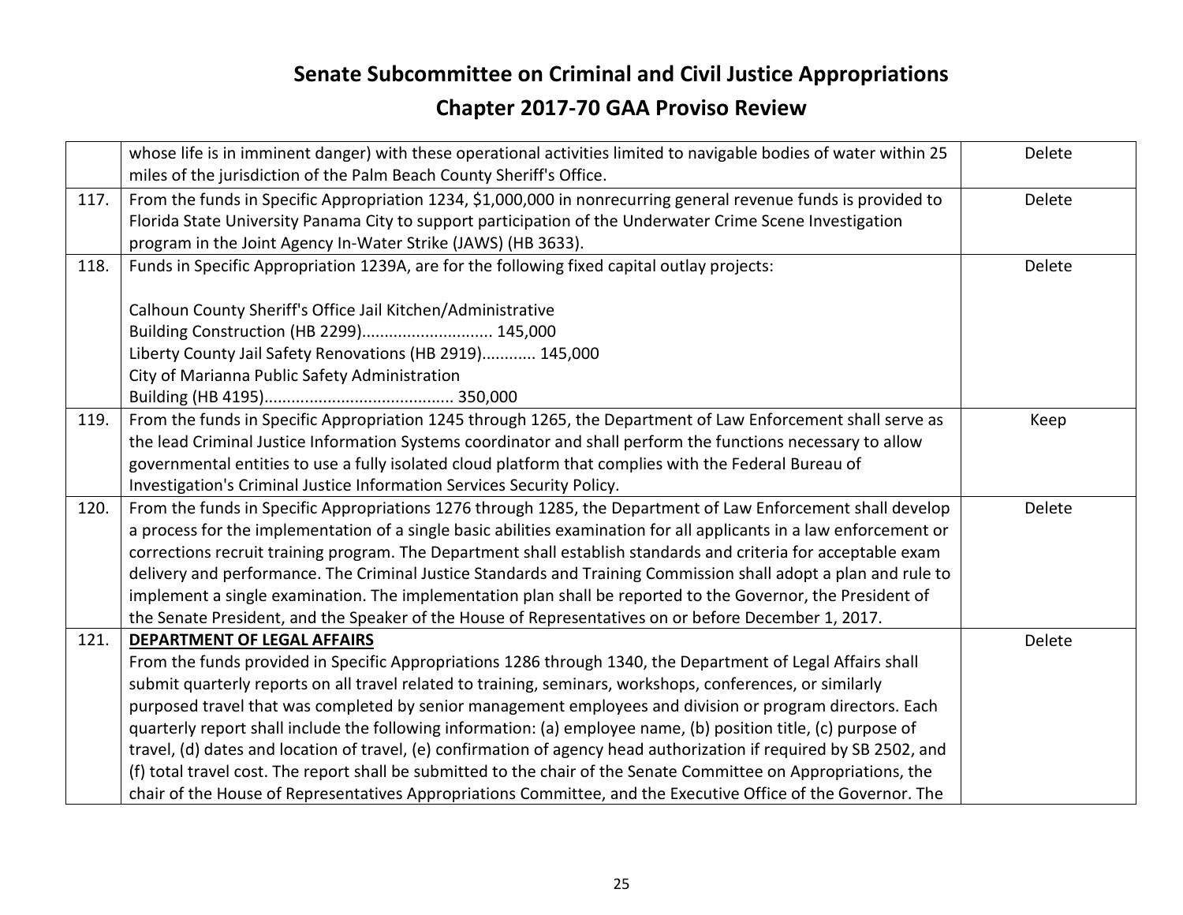# Senate Subcommittee on Criminal and Civil Justice Appropriations

## Chapter 2017-70 GAA Proviso Review

| | | |
|---|---|---|
| | whose life is in imminent danger) with these operational activities limited to navigable bodies of water within 25 miles of the jurisdiction of the Palm Beach County Sheriff's Office. | Delete |
| 117. | From the funds in Specific Appropriation 1234, $1,000,000 in nonrecurring general revenue funds is provided to Florida State University Panama City to support participation of the Underwater Crime Scene Investigation program in the Joint Agency In-Water Strike (JAWS) (HB 3633). | Delete |
| 118. | Funds in Specific Appropriation 1239A, are for the following fixed capital outlay projects:<br><br>Calhoun County Sheriff's Office Jail Kitchen/Administrative<br>Building Construction (HB 2299)............................ 145,000<br>Liberty County Jail Safety Renovations (HB 2919)............ 145,000<br>City of Marianna Public Safety Administration<br>Building (HB 4195).......................................... 350,000 | Delete |
| 119. | From the funds in Specific Appropriation 1245 through 1265, the Department of Law Enforcement shall serve as the lead Criminal Justice Information Systems coordinator and shall perform the functions necessary to allow governmental entities to use a fully isolated cloud platform that complies with the Federal Bureau of Investigation's Criminal Justice Information Services Security Policy. | Keep |
| 120. | From the funds in Specific Appropriations 1276 through 1285, the Department of Law Enforcement shall develop a process for the implementation of a single basic abilities examination for all applicants in a law enforcement or corrections recruit training program. The Department shall establish standards and criteria for acceptable exam delivery and performance. The Criminal Justice Standards and Training Commission shall adopt a plan and rule to implement a single examination. The implementation plan shall be reported to the Governor, the President of the Senate President, and the Speaker of the House of Representatives on or before December 1, 2017. | Delete |
| 121. | **DEPARTMENT OF LEGAL AFFAIRS**<br>From the funds provided in Specific Appropriations 1286 through 1340, the Department of Legal Affairs shall submit quarterly reports on all travel related to training, seminars, workshops, conferences, or similarly purposed travel that was completed by senior management employees and division or program directors. Each quarterly report shall include the following information: (a) employee name, (b) position title, (c) purpose of travel, (d) dates and location of travel, (e) confirmation of agency head authorization if required by SB 2502, and (f) total travel cost. The report shall be submitted to the chair of the Senate Committee on Appropriations, the chair of the House of Representatives Appropriations Committee, and the Executive Office of the Governor. The | Delete |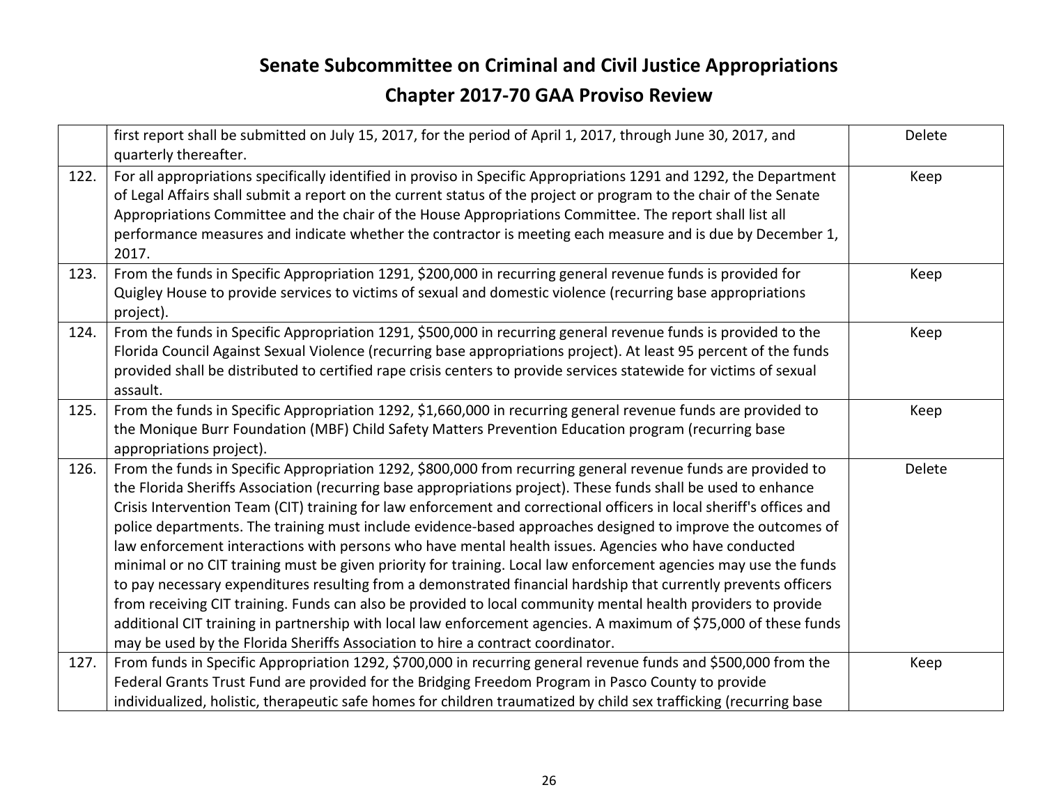# Senate Subcommittee on Criminal and Civil Justice Appropriations

## Chapter 2017-70 GAA Proviso Review

| | | |
|---|---|---|
| | first report shall be submitted on July 15, 2017, for the period of April 1, 2017, through June 30, 2017, and quarterly thereafter. | Delete |
| 122. | For all appropriations specifically identified in proviso in Specific Appropriations 1291 and 1292, the Department of Legal Affairs shall submit a report on the current status of the project or program to the chair of the Senate Appropriations Committee and the chair of the House Appropriations Committee. The report shall list all performance measures and indicate whether the contractor is meeting each measure and is due by December 1, 2017. | Keep |
| 123. | From the funds in Specific Appropriation 1291, $200,000 in recurring general revenue funds is provided for Quigley House to provide services to victims of sexual and domestic violence (recurring base appropriations project). | Keep |
| 124. | From the funds in Specific Appropriation 1291, $500,000 in recurring general revenue funds is provided to the Florida Council Against Sexual Violence (recurring base appropriations project). At least 95 percent of the funds provided shall be distributed to certified rape crisis centers to provide services statewide for victims of sexual assault. | Keep |
| 125. | From the funds in Specific Appropriation 1292, $1,660,000 in recurring general revenue funds are provided to the Monique Burr Foundation (MBF) Child Safety Matters Prevention Education program (recurring base appropriations project). | Keep |
| 126. | From the funds in Specific Appropriation 1292, $800,000 from recurring general revenue funds are provided to the Florida Sheriffs Association (recurring base appropriations project). These funds shall be used to enhance Crisis Intervention Team (CIT) training for law enforcement and correctional officers in local sheriff's offices and police departments. The training must include evidence-based approaches designed to improve the outcomes of law enforcement interactions with persons who have mental health issues. Agencies who have conducted minimal or no CIT training must be given priority for training. Local law enforcement agencies may use the funds to pay necessary expenditures resulting from a demonstrated financial hardship that currently prevents officers from receiving CIT training. Funds can also be provided to local community mental health providers to provide additional CIT training in partnership with local law enforcement agencies. A maximum of $75,000 of these funds may be used by the Florida Sheriffs Association to hire a contract coordinator. | Delete |
| 127. | From funds in Specific Appropriation 1292, $700,000 in recurring general revenue funds and $500,000 from the Federal Grants Trust Fund are provided for the Bridging Freedom Program in Pasco County to provide individualized, holistic, therapeutic safe homes for children traumatized by child sex trafficking (recurring base | Keep |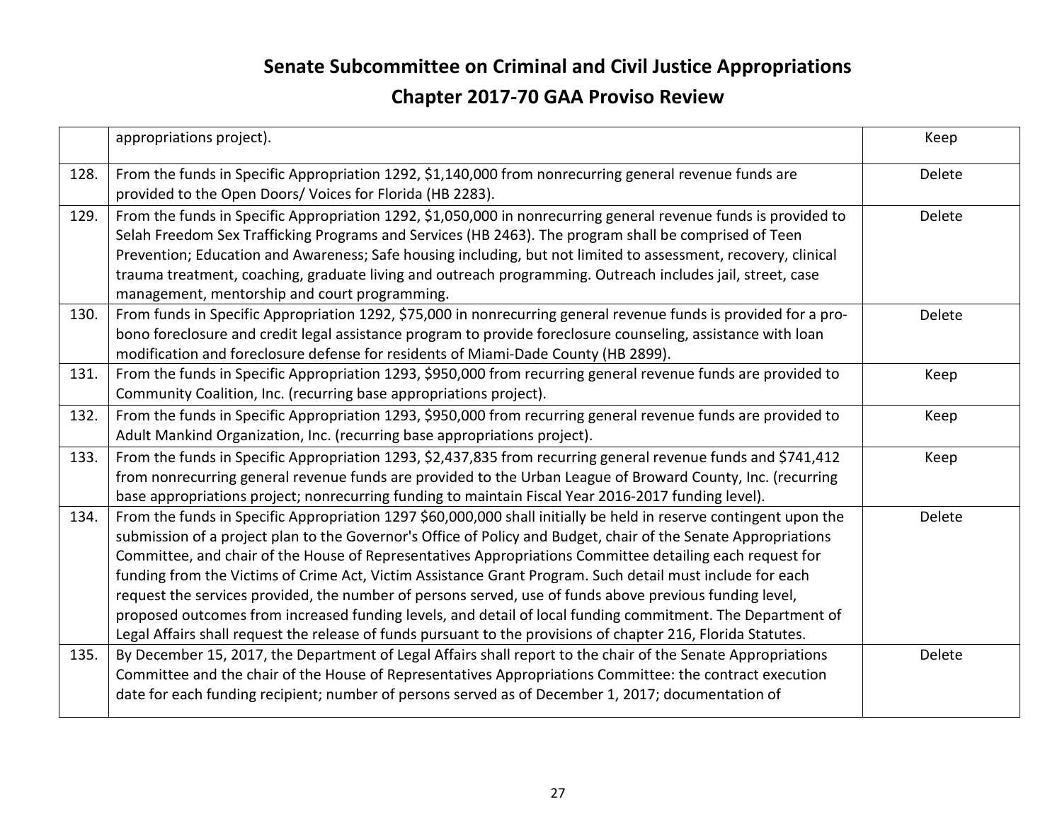## Senate Subcommittee on Criminal and Civil Justice Appropriations

## Chapter 2017-70 GAA Proviso Review

| | | |
|---|---|---|
| | appropriations project). | Keep |
| 128. | From the funds in Specific Appropriation 1292, $1,140,000 from nonrecurring general revenue funds are provided to the Open Doors/ Voices for Florida (HB 2283). | Delete |
| 129. | From the funds in Specific Appropriation 1292, $1,050,000 in nonrecurring general revenue funds is provided to Selah Freedom Sex Trafficking Programs and Services (HB 2463). The program shall be comprised of Teen Prevention; Education and Awareness; Safe housing including, but not limited to assessment, recovery, clinical trauma treatment, coaching, graduate living and outreach programming. Outreach includes jail, street, case management, mentorship and court programming. | Delete |
| 130. | From funds in Specific Appropriation 1292, $75,000 in nonrecurring general revenue funds is provided for a pro-bono foreclosure and credit legal assistance program to provide foreclosure counseling, assistance with loan modification and foreclosure defense for residents of Miami-Dade County (HB 2899). | Delete |
| 131. | From the funds in Specific Appropriation 1293, $950,000 from recurring general revenue funds are provided to Community Coalition, Inc. (recurring base appropriations project). | Keep |
| 132. | From the funds in Specific Appropriation 1293, $950,000 from recurring general revenue funds are provided to Adult Mankind Organization, Inc. (recurring base appropriations project). | Keep |
| 133. | From the funds in Specific Appropriation 1293, $2,437,835 from recurring general revenue funds and $741,412 from nonrecurring general revenue funds are provided to the Urban League of Broward County, Inc. (recurring base appropriations project; nonrecurring funding to maintain Fiscal Year 2016-2017 funding level). | Keep |
| 134. | From the funds in Specific Appropriation 1297 $60,000,000 shall initially be held in reserve contingent upon the submission of a project plan to the Governor's Office of Policy and Budget, chair of the Senate Appropriations Committee, and chair of the House of Representatives Appropriations Committee detailing each request for funding from the Victims of Crime Act, Victim Assistance Grant Program. Such detail must include for each request the services provided, the number of persons served, use of funds above previous funding level, proposed outcomes from increased funding levels, and detail of local funding commitment. The Department of Legal Affairs shall request the release of funds pursuant to the provisions of chapter 216, Florida Statutes. | Delete |
| 135. | By December 15, 2017, the Department of Legal Affairs shall report to the chair of the Senate Appropriations Committee and the chair of the House of Representatives Appropriations Committee: the contract execution date for each funding recipient; number of persons served as of December 1, 2017; documentation of | Delete |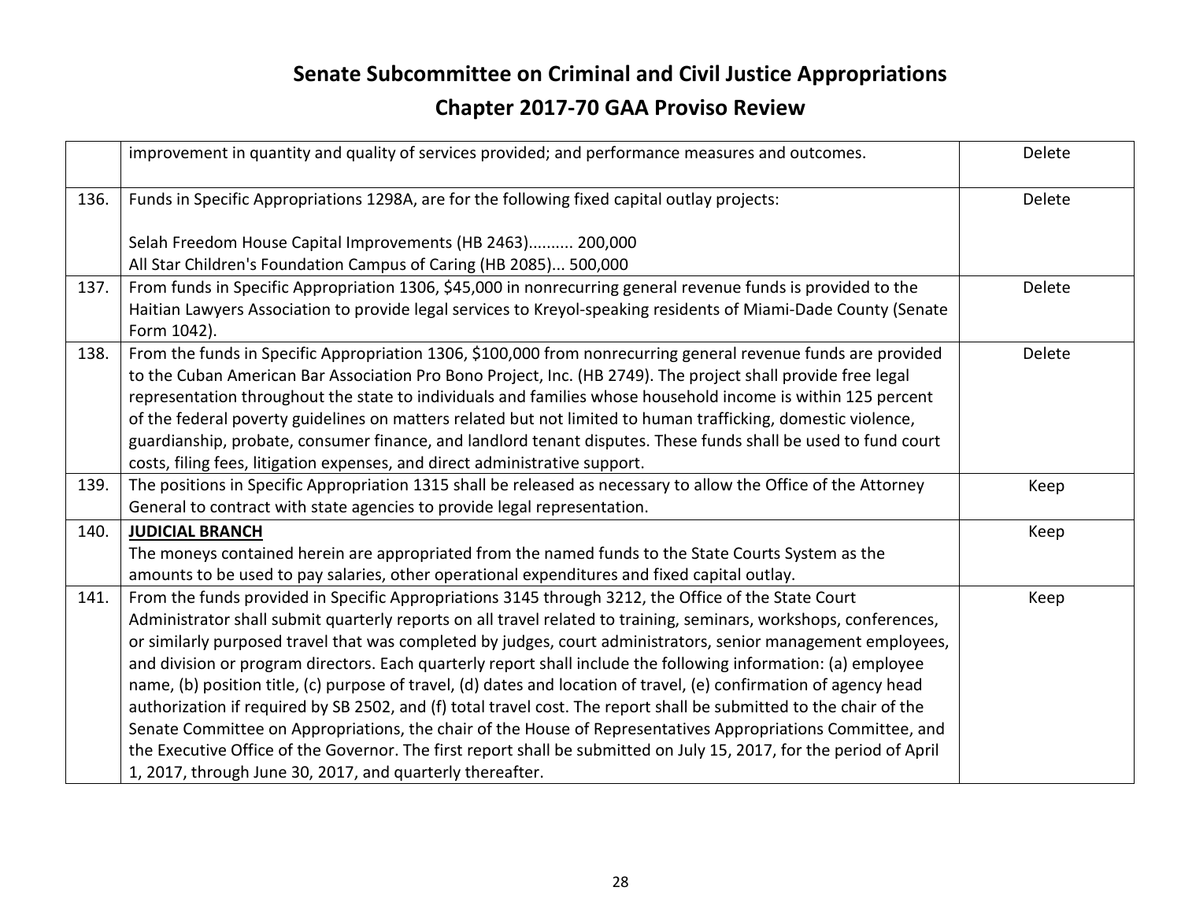# Senate Subcommittee on Criminal and Civil Justice Appropriations

## Chapter 2017-70 GAA Proviso Review

| | | |
|---|---|---|
| | improvement in quantity and quality of services provided; and performance measures and outcomes. | Delete |
| 136. | Funds in Specific Appropriations 1298A, are for the following fixed capital outlay projects:<br><br>Selah Freedom House Capital Improvements (HB 2463).......... 200,000<br>All Star Children's Foundation Campus of Caring (HB 2085)... 500,000 | Delete |
| 137. | From funds in Specific Appropriation 1306, $45,000 in nonrecurring general revenue funds is provided to the Haitian Lawyers Association to provide legal services to Kreyol-speaking residents of Miami-Dade County (Senate Form 1042). | Delete |
| 138. | From the funds in Specific Appropriation 1306, $100,000 from nonrecurring general revenue funds are provided to the Cuban American Bar Association Pro Bono Project, Inc. (HB 2749). The project shall provide free legal representation throughout the state to individuals and families whose household income is within 125 percent of the federal poverty guidelines on matters related but not limited to human trafficking, domestic violence, guardianship, probate, consumer finance, and landlord tenant disputes. These funds shall be used to fund court costs, filing fees, litigation expenses, and direct administrative support. | Delete |
| 139. | The positions in Specific Appropriation 1315 shall be released as necessary to allow the Office of the Attorney General to contract with state agencies to provide legal representation. | Keep |
| 140. | **JUDICIAL BRANCH**<br>The moneys contained herein are appropriated from the named funds to the State Courts System as the amounts to be used to pay salaries, other operational expenditures and fixed capital outlay. | Keep |
| 141. | From the funds provided in Specific Appropriations 3145 through 3212, the Office of the State Court Administrator shall submit quarterly reports on all travel related to training, seminars, workshops, conferences, or similarly purposed travel that was completed by judges, court administrators, senior management employees, and division or program directors. Each quarterly report shall include the following information: (a) employee name, (b) position title, (c) purpose of travel, (d) dates and location of travel, (e) confirmation of agency head authorization if required by SB 2502, and (f) total travel cost. The report shall be submitted to the chair of the Senate Committee on Appropriations, the chair of the House of Representatives Appropriations Committee, and the Executive Office of the Governor. The first report shall be submitted on July 15, 2017, for the period of April 1, 2017, through June 30, 2017, and quarterly thereafter. | Keep |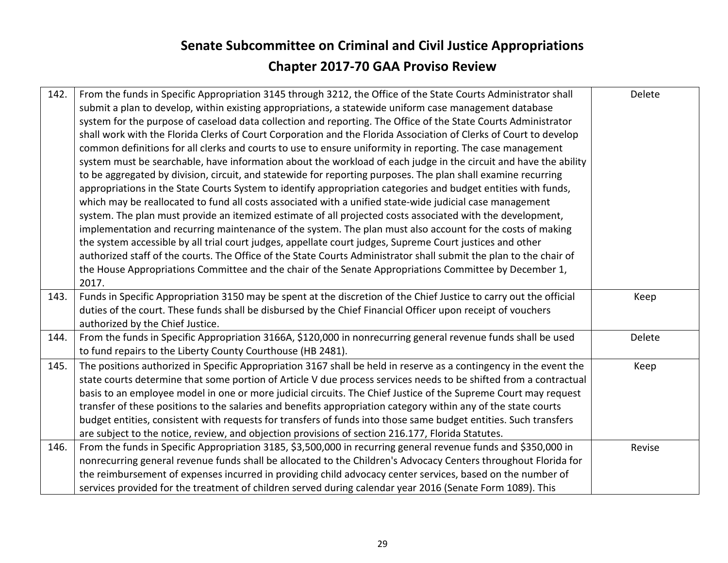# Senate Subcommittee on Criminal and Civil Justice Appropriations

## Chapter 2017-70 GAA Proviso Review

| | | |
|---|---|---|
| 142. | From the funds in Specific Appropriation 3145 through 3212, the Office of the State Courts Administrator shall submit a plan to develop, within existing appropriations, a statewide uniform case management database system for the purpose of caseload data collection and reporting. The Office of the State Courts Administrator shall work with the Florida Clerks of Court Corporation and the Florida Association of Clerks of Court to develop common definitions for all clerks and courts to use to ensure uniformity in reporting. The case management system must be searchable, have information about the workload of each judge in the circuit and have the ability to be aggregated by division, circuit, and statewide for reporting purposes. The plan shall examine recurring appropriations in the State Courts System to identify appropriation categories and budget entities with funds, which may be reallocated to fund all costs associated with a unified state-wide judicial case management system. The plan must provide an itemized estimate of all projected costs associated with the development, implementation and recurring maintenance of the system. The plan must also account for the costs of making the system accessible by all trial court judges, appellate court judges, Supreme Court justices and other authorized staff of the courts. The Office of the State Courts Administrator shall submit the plan to the chair of the House Appropriations Committee and the chair of the Senate Appropriations Committee by December 1, 2017. | Delete |
| 143. | Funds in Specific Appropriation 3150 may be spent at the discretion of the Chief Justice to carry out the official duties of the court. These funds shall be disbursed by the Chief Financial Officer upon receipt of vouchers authorized by the Chief Justice. | Keep |
| 144. | From the funds in Specific Appropriation 3166A, $120,000 in nonrecurring general revenue funds shall be used to fund repairs to the Liberty County Courthouse (HB 2481). | Delete |
| 145. | The positions authorized in Specific Appropriation 3167 shall be held in reserve as a contingency in the event the state courts determine that some portion of Article V due process services needs to be shifted from a contractual basis to an employee model in one or more judicial circuits. The Chief Justice of the Supreme Court may request transfer of these positions to the salaries and benefits appropriation category within any of the state courts budget entities, consistent with requests for transfers of funds into those same budget entities. Such transfers are subject to the notice, review, and objection provisions of section 216.177, Florida Statutes. | Keep |
| 146. | From the funds in Specific Appropriation 3185, $3,500,000 in recurring general revenue funds and $350,000 in nonrecurring general revenue funds shall be allocated to the Children's Advocacy Centers throughout Florida for the reimbursement of expenses incurred in providing child advocacy center services, based on the number of services provided for the treatment of children served during calendar year 2016 (Senate Form 1089). This | Revise |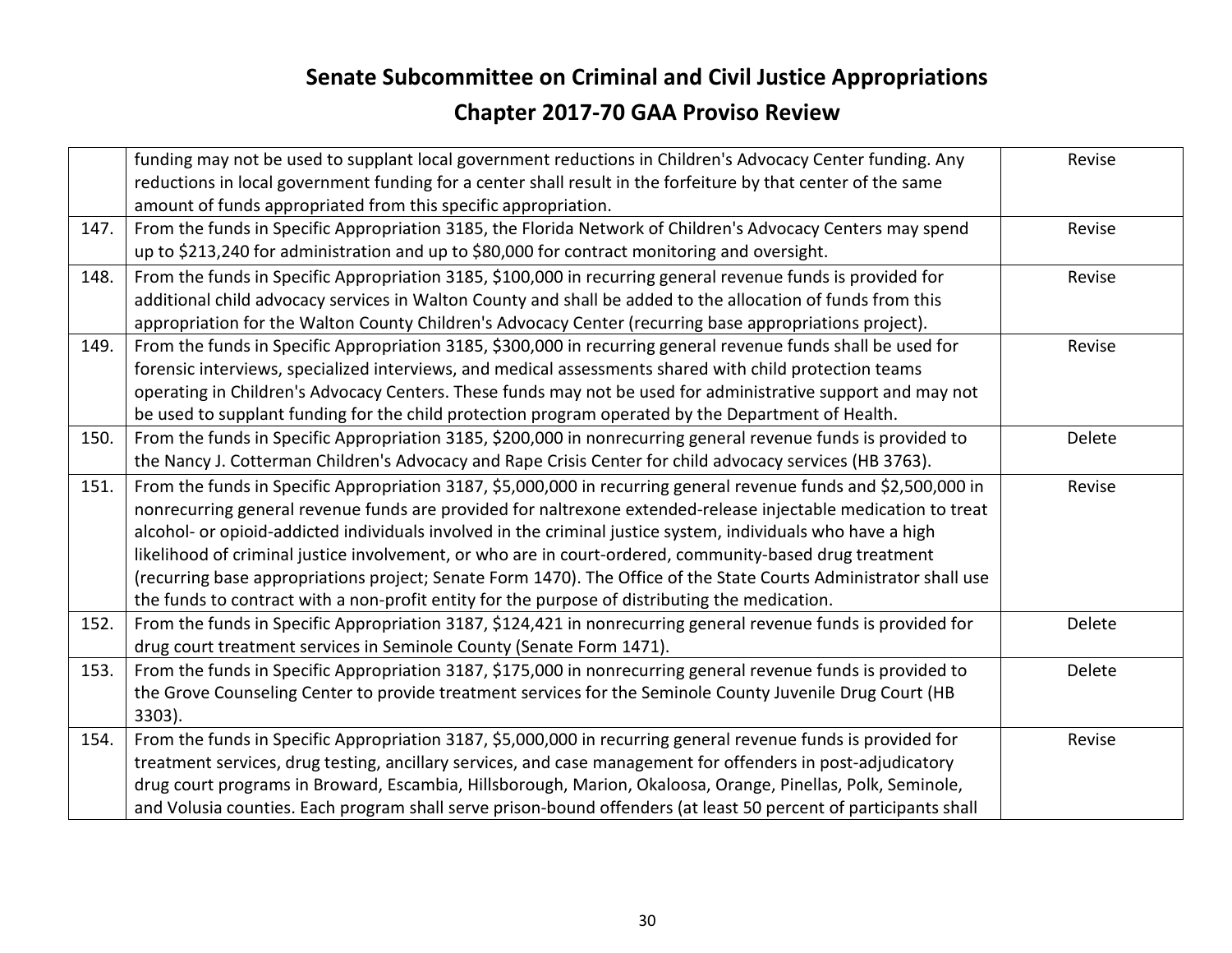# Senate Subcommittee on Criminal and Civil Justice Appropriations

## Chapter 2017-70 GAA Proviso Review

| | | |
|---|---|---|
| | funding may not be used to supplant local government reductions in Children's Advocacy Center funding. Any reductions in local government funding for a center shall result in the forfeiture by that center of the same amount of funds appropriated from this specific appropriation. | Revise |
| 147. | From the funds in Specific Appropriation 3185, the Florida Network of Children's Advocacy Centers may spend up to $213,240 for administration and up to $80,000 for contract monitoring and oversight. | Revise |
| 148. | From the funds in Specific Appropriation 3185, $100,000 in recurring general revenue funds is provided for additional child advocacy services in Walton County and shall be added to the allocation of funds from this appropriation for the Walton County Children's Advocacy Center (recurring base appropriations project). | Revise |
| 149. | From the funds in Specific Appropriation 3185, $300,000 in recurring general revenue funds shall be used for forensic interviews, specialized interviews, and medical assessments shared with child protection teams operating in Children's Advocacy Centers. These funds may not be used for administrative support and may not be used to supplant funding for the child protection program operated by the Department of Health. | Revise |
| 150. | From the funds in Specific Appropriation 3185, $200,000 in nonrecurring general revenue funds is provided to the Nancy J. Cotterman Children's Advocacy and Rape Crisis Center for child advocacy services (HB 3763). | Delete |
| 151. | From the funds in Specific Appropriation 3187, $5,000,000 in recurring general revenue funds and $2,500,000 in nonrecurring general revenue funds are provided for naltrexone extended-release injectable medication to treat alcohol- or opioid-addicted individuals involved in the criminal justice system, individuals who have a high likelihood of criminal justice involvement, or who are in court-ordered, community-based drug treatment (recurring base appropriations project; Senate Form 1470). The Office of the State Courts Administrator shall use the funds to contract with a non-profit entity for the purpose of distributing the medication. | Revise |
| 152. | From the funds in Specific Appropriation 3187, $124,421 in nonrecurring general revenue funds is provided for drug court treatment services in Seminole County (Senate Form 1471). | Delete |
| 153. | From the funds in Specific Appropriation 3187, $175,000 in nonrecurring general revenue funds is provided to the Grove Counseling Center to provide treatment services for the Seminole County Juvenile Drug Court (HB 3303). | Delete |
| 154. | From the funds in Specific Appropriation 3187, $5,000,000 in recurring general revenue funds is provided for treatment services, drug testing, ancillary services, and case management for offenders in post-adjudicatory drug court programs in Broward, Escambia, Hillsborough, Marion, Okaloosa, Orange, Pinellas, Polk, Seminole, and Volusia counties. Each program shall serve prison-bound offenders (at least 50 percent of participants shall | Revise |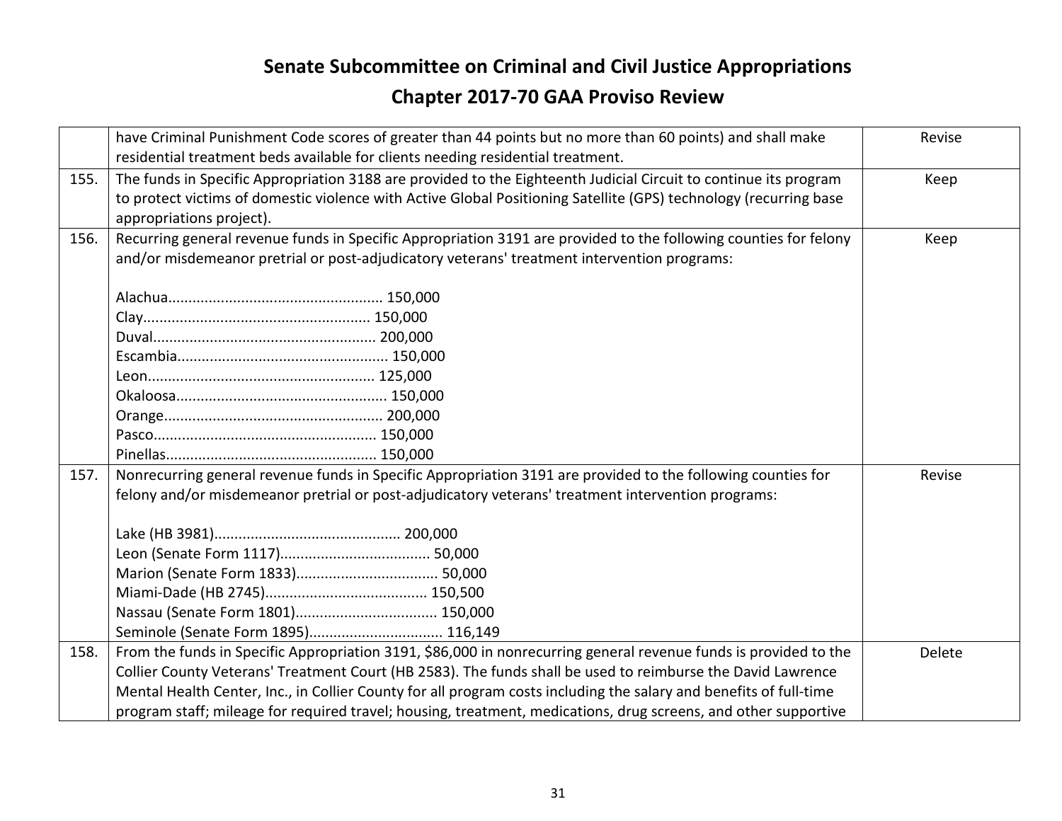# Senate Subcommittee on Criminal and Civil Justice Appropriations

## Chapter 2017-70 GAA Proviso Review

| | | |
|---|---|---|
| | have Criminal Punishment Code scores of greater than 44 points but no more than 60 points) and shall make residential treatment beds available for clients needing residential treatment. | Revise |
| 155. | The funds in Specific Appropriation 3188 are provided to the Eighteenth Judicial Circuit to continue its program to protect victims of domestic violence with Active Global Positioning Satellite (GPS) technology (recurring base appropriations project). | Keep |
| 156. | Recurring general revenue funds in Specific Appropriation 3191 are provided to the following counties for felony and/or misdemeanor pretrial or post-adjudicatory veterans' treatment intervention programs:<br><br>Alachua.................................................... 150,000<br>Clay....................................................... 150,000<br>Duval...................................................... 200,000<br>Escambia................................................... 150,000<br>Leon....................................................... 125,000<br>Okaloosa................................................... 150,000<br>Orange..................................................... 200,000<br>Pasco...................................................... 150,000<br>Pinellas................................................... 150,000 | Keep |
| 157. | Nonrecurring general revenue funds in Specific Appropriation 3191 are provided to the following counties for felony and/or misdemeanor pretrial or post-adjudicatory veterans' treatment intervention programs:<br><br>Lake (HB 3981)............................................. 200,000<br>Leon (Senate Form 1117).................................... 50,000<br>Marion (Senate Form 1833).................................. 50,000<br>Miami-Dade (HB 2745)....................................... 150,500<br>Nassau (Senate Form 1801).................................. 150,000<br>Seminole (Senate Form 1895)................................ 116,149 | Revise |
| 158. | From the funds in Specific Appropriation 3191, $86,000 in nonrecurring general revenue funds is provided to the Collier County Veterans' Treatment Court (HB 2583). The funds shall be used to reimburse the David Lawrence Mental Health Center, Inc., in Collier County for all program costs including the salary and benefits of full-time program staff; mileage for required travel; housing, treatment, medications, drug screens, and other supportive | Delete |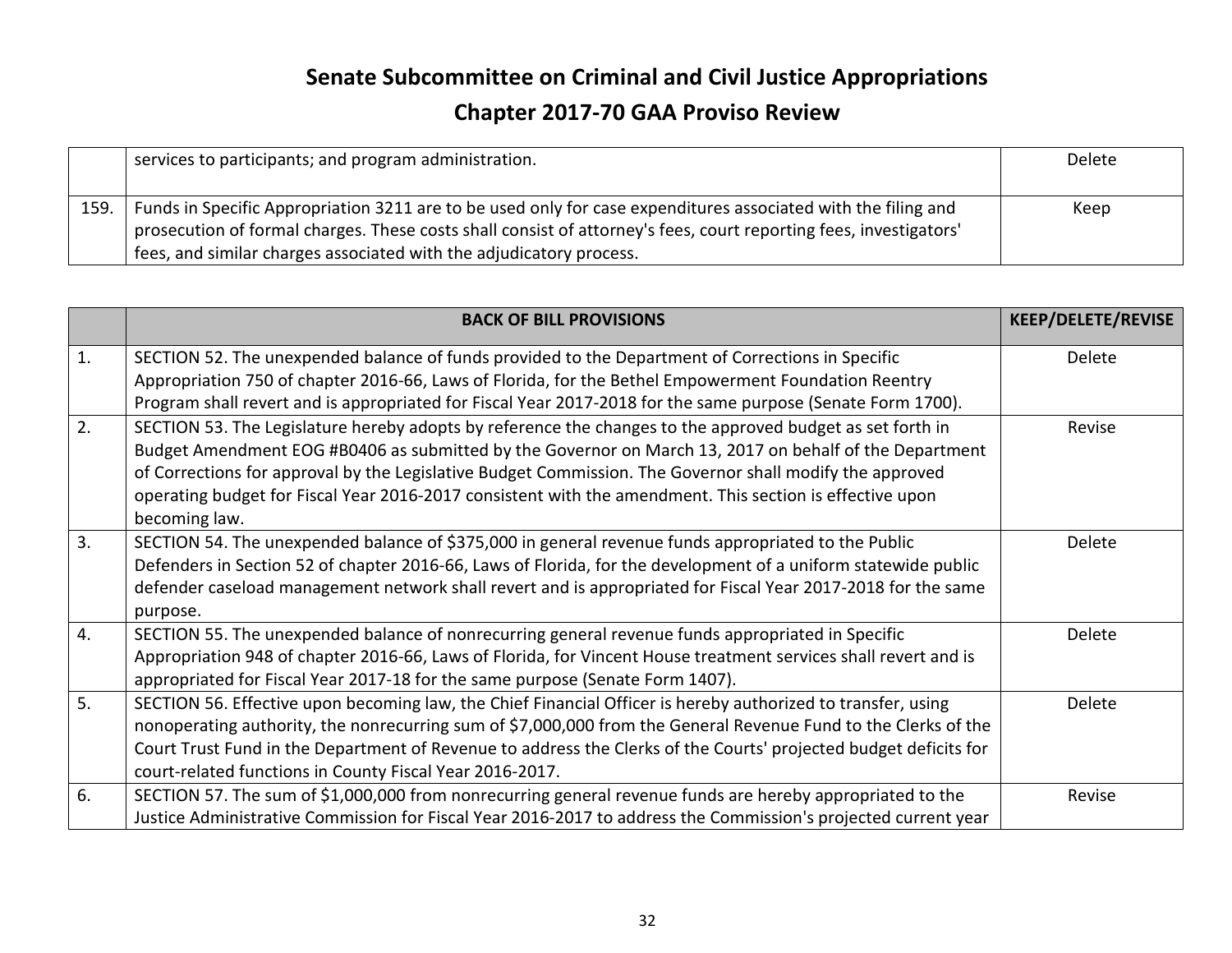# Senate Subcommittee on Criminal and Civil Justice Appropriations

## Chapter 2017-70 GAA Proviso Review

| | | |
|---|---|---|
| | services to participants; and program administration. | Delete |
| 159. | Funds in Specific Appropriation 3211 are to be used only for case expenditures associated with the filing and prosecution of formal charges. These costs shall consist of attorney's fees, court reporting fees, investigators' fees, and similar charges associated with the adjudicatory process. | Keep |

| | BACK OF BILL PROVISIONS | KEEP/DELETE/REVISE |
|---|---|---|
| 1. | SECTION 52. The unexpended balance of funds provided to the Department of Corrections in Specific Appropriation 750 of chapter 2016-66, Laws of Florida, for the Bethel Empowerment Foundation Reentry Program shall revert and is appropriated for Fiscal Year 2017-2018 for the same purpose (Senate Form 1700). | Delete |
| 2. | SECTION 53. The Legislature hereby adopts by reference the changes to the approved budget as set forth in Budget Amendment EOG #B0406 as submitted by the Governor on March 13, 2017 on behalf of the Department of Corrections for approval by the Legislative Budget Commission. The Governor shall modify the approved operating budget for Fiscal Year 2016-2017 consistent with the amendment. This section is effective upon becoming law. | Revise |
| 3. | SECTION 54. The unexpended balance of $375,000 in general revenue funds appropriated to the Public Defenders in Section 52 of chapter 2016-66, Laws of Florida, for the development of a uniform statewide public defender caseload management network shall revert and is appropriated for Fiscal Year 2017-2018 for the same purpose. | Delete |
| 4. | SECTION 55. The unexpended balance of nonrecurring general revenue funds appropriated in Specific Appropriation 948 of chapter 2016-66, Laws of Florida, for Vincent House treatment services shall revert and is appropriated for Fiscal Year 2017-18 for the same purpose (Senate Form 1407). | Delete |
| 5. | SECTION 56. Effective upon becoming law, the Chief Financial Officer is hereby authorized to transfer, using nonoperating authority, the nonrecurring sum of $7,000,000 from the General Revenue Fund to the Clerks of the Court Trust Fund in the Department of Revenue to address the Clerks of the Courts' projected budget deficits for court-related functions in County Fiscal Year 2016-2017. | Delete |
| 6. | SECTION 57. The sum of $1,000,000 from nonrecurring general revenue funds are hereby appropriated to the Justice Administrative Commission for Fiscal Year 2016-2017 to address the Commission's projected current year | Revise |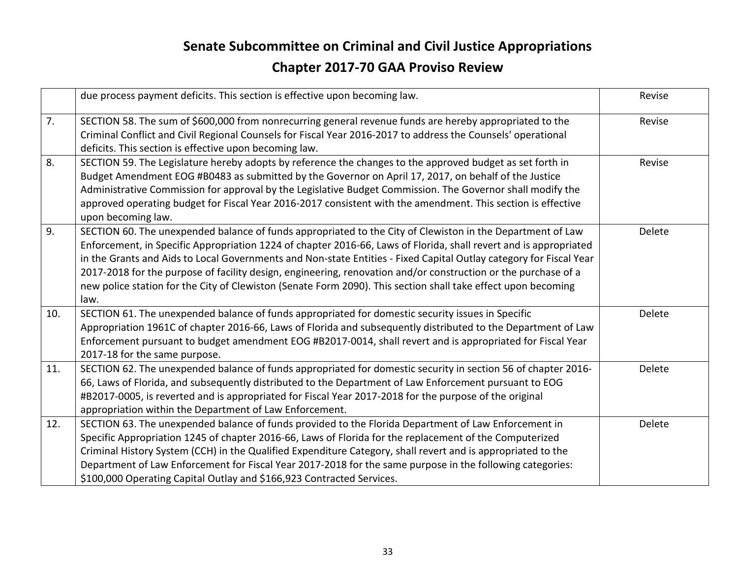## Senate Subcommittee on Criminal and Civil Justice Appropriations

## Chapter 2017-70 GAA Proviso Review

| | | |
|---|---|---|
| | due process payment deficits. This section is effective upon becoming law. | Revise |
| 7. | SECTION 58. The sum of $600,000 from nonrecurring general revenue funds are hereby appropriated to the Criminal Conflict and Civil Regional Counsels for Fiscal Year 2016-2017 to address the Counsels' operational deficits. This section is effective upon becoming law. | Revise |
| 8. | SECTION 59. The Legislature hereby adopts by reference the changes to the approved budget as set forth in Budget Amendment EOG #B0483 as submitted by the Governor on April 17, 2017, on behalf of the Justice Administrative Commission for approval by the Legislative Budget Commission. The Governor shall modify the approved operating budget for Fiscal Year 2016-2017 consistent with the amendment. This section is effective upon becoming law. | Revise |
| 9. | SECTION 60. The unexpended balance of funds appropriated to the City of Clewiston in the Department of Law Enforcement, in Specific Appropriation 1224 of chapter 2016-66, Laws of Florida, shall revert and is appropriated in the Grants and Aids to Local Governments and Non-state Entities - Fixed Capital Outlay category for Fiscal Year 2017-2018 for the purpose of facility design, engineering, renovation and/or construction or the purchase of a new police station for the City of Clewiston (Senate Form 2090). This section shall take effect upon becoming law. | Delete |
| 10. | SECTION 61. The unexpended balance of funds appropriated for domestic security issues in Specific Appropriation 1961C of chapter 2016-66, Laws of Florida and subsequently distributed to the Department of Law Enforcement pursuant to budget amendment EOG #B2017-0014, shall revert and is appropriated for Fiscal Year 2017-18 for the same purpose. | Delete |
| 11. | SECTION 62. The unexpended balance of funds appropriated for domestic security in section 56 of chapter 2016-66, Laws of Florida, and subsequently distributed to the Department of Law Enforcement pursuant to EOG #B2017-0005, is reverted and is appropriated for Fiscal Year 2017-2018 for the purpose of the original appropriation within the Department of Law Enforcement. | Delete |
| 12. | SECTION 63. The unexpended balance of funds provided to the Florida Department of Law Enforcement in Specific Appropriation 1245 of chapter 2016-66, Laws of Florida for the replacement of the Computerized Criminal History System (CCH) in the Qualified Expenditure Category, shall revert and is appropriated to the Department of Law Enforcement for Fiscal Year 2017-2018 for the same purpose in the following categories: $100,000 Operating Capital Outlay and $166,923 Contracted Services. | Delete |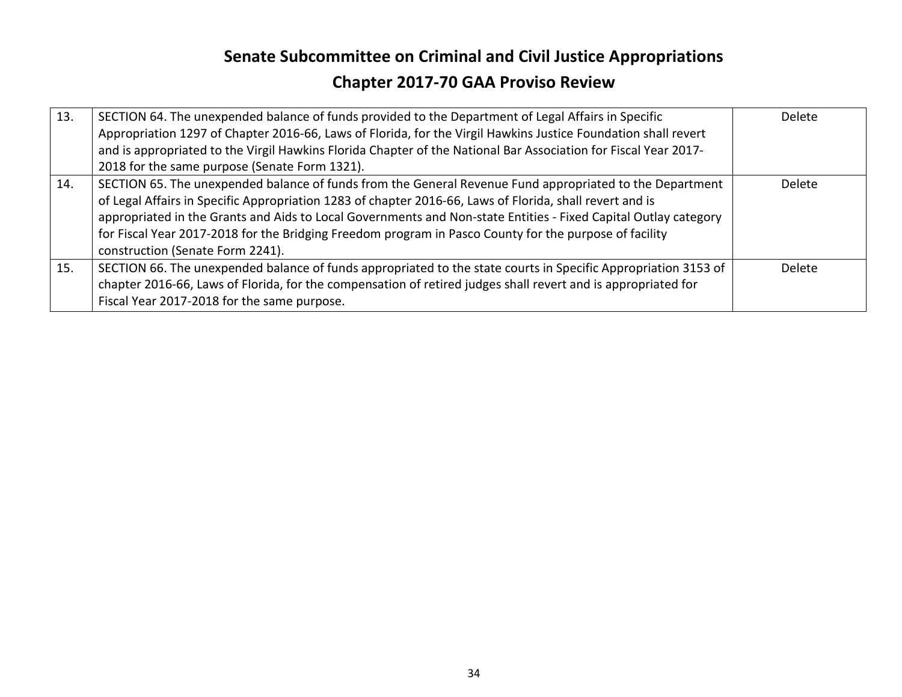# Senate Subcommittee on Criminal and Civil Justice Appropriations

## Chapter 2017-70 GAA Proviso Review

| | | |
|---|---|---|
| 13. | SECTION 64. The unexpended balance of funds provided to the Department of Legal Affairs in Specific Appropriation 1297 of Chapter 2016-66, Laws of Florida, for the Virgil Hawkins Justice Foundation shall revert and is appropriated to the Virgil Hawkins Florida Chapter of the National Bar Association for Fiscal Year 2017-2018 for the same purpose (Senate Form 1321). | Delete |
| 14. | SECTION 65. The unexpended balance of funds from the General Revenue Fund appropriated to the Department of Legal Affairs in Specific Appropriation 1283 of chapter 2016-66, Laws of Florida, shall revert and is appropriated in the Grants and Aids to Local Governments and Non-state Entities - Fixed Capital Outlay category for Fiscal Year 2017-2018 for the Bridging Freedom program in Pasco County for the purpose of facility construction (Senate Form 2241). | Delete |
| 15. | SECTION 66. The unexpended balance of funds appropriated to the state courts in Specific Appropriation 3153 of chapter 2016-66, Laws of Florida, for the compensation of retired judges shall revert and is appropriated for Fiscal Year 2017-2018 for the same purpose. | Delete |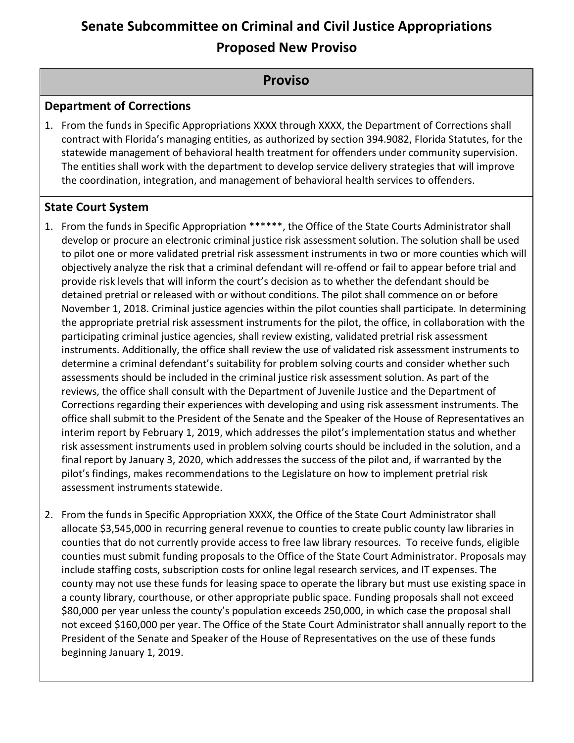# Senate Subcommittee on Criminal and Civil Justice Appropriations

# Proposed New Proviso

## Proviso

### Department of Corrections

1. From the funds in Specific Appropriations XXXX through XXXX, the Department of Corrections shall contract with Florida's managing entities, as authorized by section 394.9082, Florida Statutes, for the statewide management of behavioral health treatment for offenders under community supervision. The entities shall work with the department to develop service delivery strategies that will improve the coordination, integration, and management of behavioral health services to offenders.

### State Court System

1. From the funds in Specific Appropriation ******, the Office of the State Courts Administrator shall develop or procure an electronic criminal justice risk assessment solution. The solution shall be used to pilot one or more validated pretrial risk assessment instruments in two or more counties which will objectively analyze the risk that a criminal defendant will re-offend or fail to appear before trial and provide risk levels that will inform the court's decision as to whether the defendant should be detained pretrial or released with or without conditions. The pilot shall commence on or before November 1, 2018. Criminal justice agencies within the pilot counties shall participate. In determining the appropriate pretrial risk assessment instruments for the pilot, the office, in collaboration with the participating criminal justice agencies, shall review existing, validated pretrial risk assessment instruments. Additionally, the office shall review the use of validated risk assessment instruments to determine a criminal defendant's suitability for problem solving courts and consider whether such assessments should be included in the criminal justice risk assessment solution. As part of the reviews, the office shall consult with the Department of Juvenile Justice and the Department of Corrections regarding their experiences with developing and using risk assessment instruments. The office shall submit to the President of the Senate and the Speaker of the House of Representatives an interim report by February 1, 2019, which addresses the pilot's implementation status and whether risk assessment instruments used in problem solving courts should be included in the solution, and a final report by January 3, 2020, which addresses the success of the pilot and, if warranted by the pilot's findings, makes recommendations to the Legislature on how to implement pretrial risk assessment instruments statewide.

2. From the funds in Specific Appropriation XXXX, the Office of the State Court Administrator shall allocate $3,545,000 in recurring general revenue to counties to create public county law libraries in counties that do not currently provide access to free law library resources. To receive funds, eligible counties must submit funding proposals to the Office of the State Court Administrator. Proposals may include staffing costs, subscription costs for online legal research services, and IT expenses. The county may not use these funds for leasing space to operate the library but must use existing space in a county library, courthouse, or other appropriate public space. Funding proposals shall not exceed $80,000 per year unless the county's population exceeds 250,000, in which case the proposal shall not exceed $160,000 per year. The Office of the State Court Administrator shall annually report to the President of the Senate and Speaker of the House of Representatives on the use of these funds beginning January 1, 2019.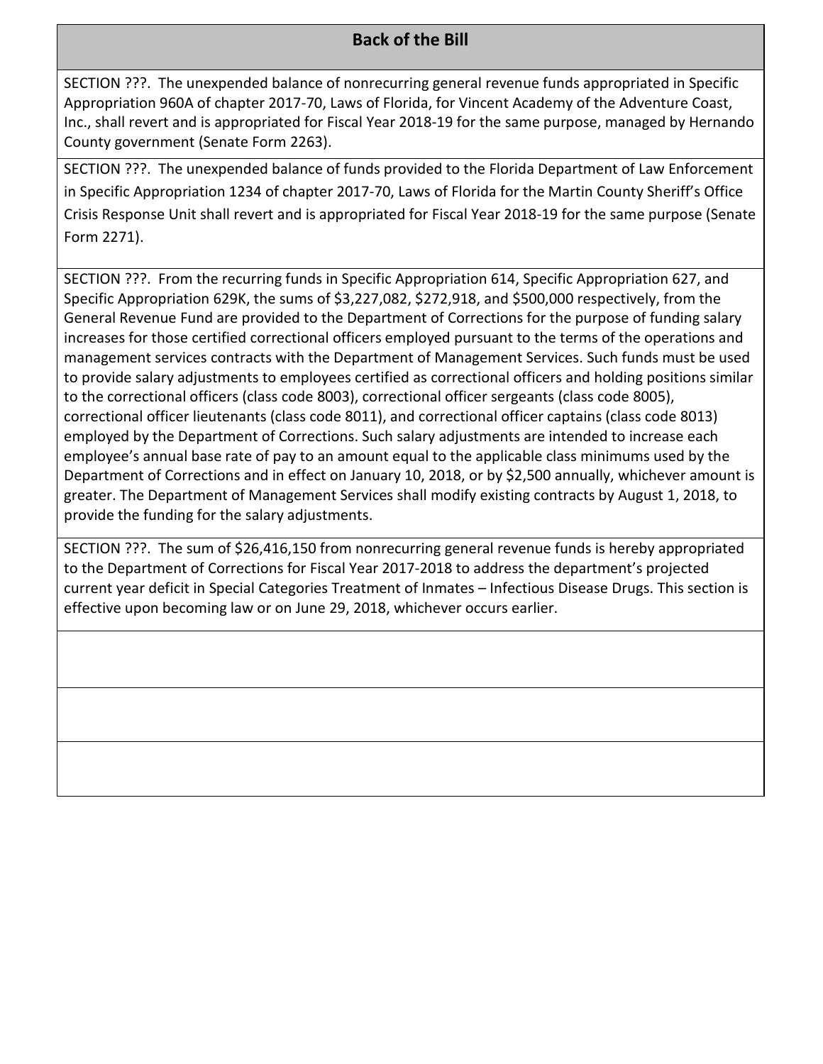## Back of the Bill

SECTION ???. The unexpended balance of nonrecurring general revenue funds appropriated in Specific Appropriation 960A of chapter 2017-70, Laws of Florida, for Vincent Academy of the Adventure Coast, Inc., shall revert and is appropriated for Fiscal Year 2018-19 for the same purpose, managed by Hernando County government (Senate Form 2263).

SECTION ???. The unexpended balance of funds provided to the Florida Department of Law Enforcement in Specific Appropriation 1234 of chapter 2017-70, Laws of Florida for the Martin County Sheriff's Office Crisis Response Unit shall revert and is appropriated for Fiscal Year 2018-19 for the same purpose (Senate Form 2271).

SECTION ???. From the recurring funds in Specific Appropriation 614, Specific Appropriation 627, and Specific Appropriation 629K, the sums of $3,227,082, $272,918, and $500,000 respectively, from the General Revenue Fund are provided to the Department of Corrections for the purpose of funding salary increases for those certified correctional officers employed pursuant to the terms of the operations and management services contracts with the Department of Management Services. Such funds must be used to provide salary adjustments to employees certified as correctional officers and holding positions similar to the correctional officers (class code 8003), correctional officer sergeants (class code 8005), correctional officer lieutenants (class code 8011), and correctional officer captains (class code 8013) employed by the Department of Corrections. Such salary adjustments are intended to increase each employee's annual base rate of pay to an amount equal to the applicable class minimums used by the Department of Corrections and in effect on January 10, 2018, or by $2,500 annually, whichever amount is greater. The Department of Management Services shall modify existing contracts by August 1, 2018, to provide the funding for the salary adjustments.

SECTION ???. The sum of $26,416,150 from nonrecurring general revenue funds is hereby appropriated to the Department of Corrections for Fiscal Year 2017-2018 to address the department's projected current year deficit in Special Categories Treatment of Inmates – Infectious Disease Drugs. This section is effective upon becoming law or on June 29, 2018, whichever occurs earlier.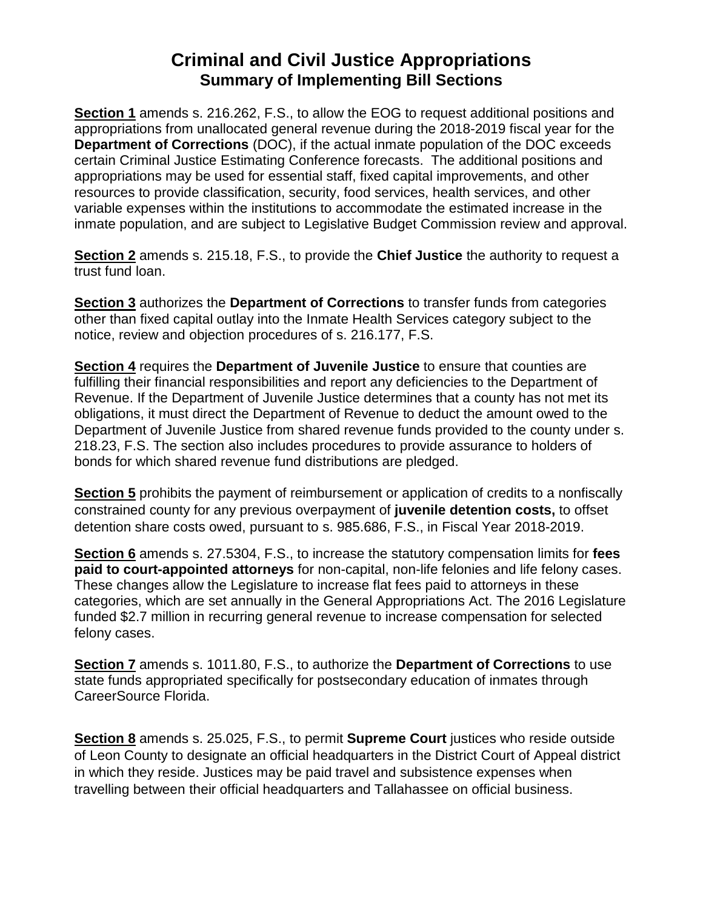# Criminal and Civil Justice Appropriations

## Summary of Implementing Bill Sections

**Section 1** amends s. 216.262, F.S., to allow the EOG to request additional positions and appropriations from unallocated general revenue during the 2018-2019 fiscal year for the **Department of Corrections** (DOC), if the actual inmate population of the DOC exceeds certain Criminal Justice Estimating Conference forecasts. The additional positions and appropriations may be used for essential staff, fixed capital improvements, and other resources to provide classification, security, food services, health services, and other variable expenses within the institutions to accommodate the estimated increase in the inmate population, and are subject to Legislative Budget Commission review and approval.

**Section 2** amends s. 215.18, F.S., to provide the **Chief Justice** the authority to request a trust fund loan.

**Section 3** authorizes the **Department of Corrections** to transfer funds from categories other than fixed capital outlay into the Inmate Health Services category subject to the notice, review and objection procedures of s. 216.177, F.S.

**Section 4** requires the **Department of Juvenile Justice** to ensure that counties are fulfilling their financial responsibilities and report any deficiencies to the Department of Revenue. If the Department of Juvenile Justice determines that a county has not met its obligations, it must direct the Department of Revenue to deduct the amount owed to the Department of Juvenile Justice from shared revenue funds provided to the county under s. 218.23, F.S. The section also includes procedures to provide assurance to holders of bonds for which shared revenue fund distributions are pledged.

**Section 5** prohibits the payment of reimbursement or application of credits to a nonfiscally constrained county for any previous overpayment of **juvenile detention costs,** to offset detention share costs owed, pursuant to s. 985.686, F.S., in Fiscal Year 2018-2019.

**Section 6** amends s. 27.5304, F.S., to increase the statutory compensation limits for **fees paid to court-appointed attorneys** for non-capital, non-life felonies and life felony cases. These changes allow the Legislature to increase flat fees paid to attorneys in these categories, which are set annually in the General Appropriations Act. The 2016 Legislature funded $2.7 million in recurring general revenue to increase compensation for selected felony cases.

**Section 7** amends s. 1011.80, F.S., to authorize the **Department of Corrections** to use state funds appropriated specifically for postsecondary education of inmates through CareerSource Florida.

**Section 8** amends s. 25.025, F.S., to permit **Supreme Court** justices who reside outside of Leon County to designate an official headquarters in the District Court of Appeal district in which they reside. Justices may be paid travel and subsistence expenses when travelling between their official headquarters and Tallahassee on official business.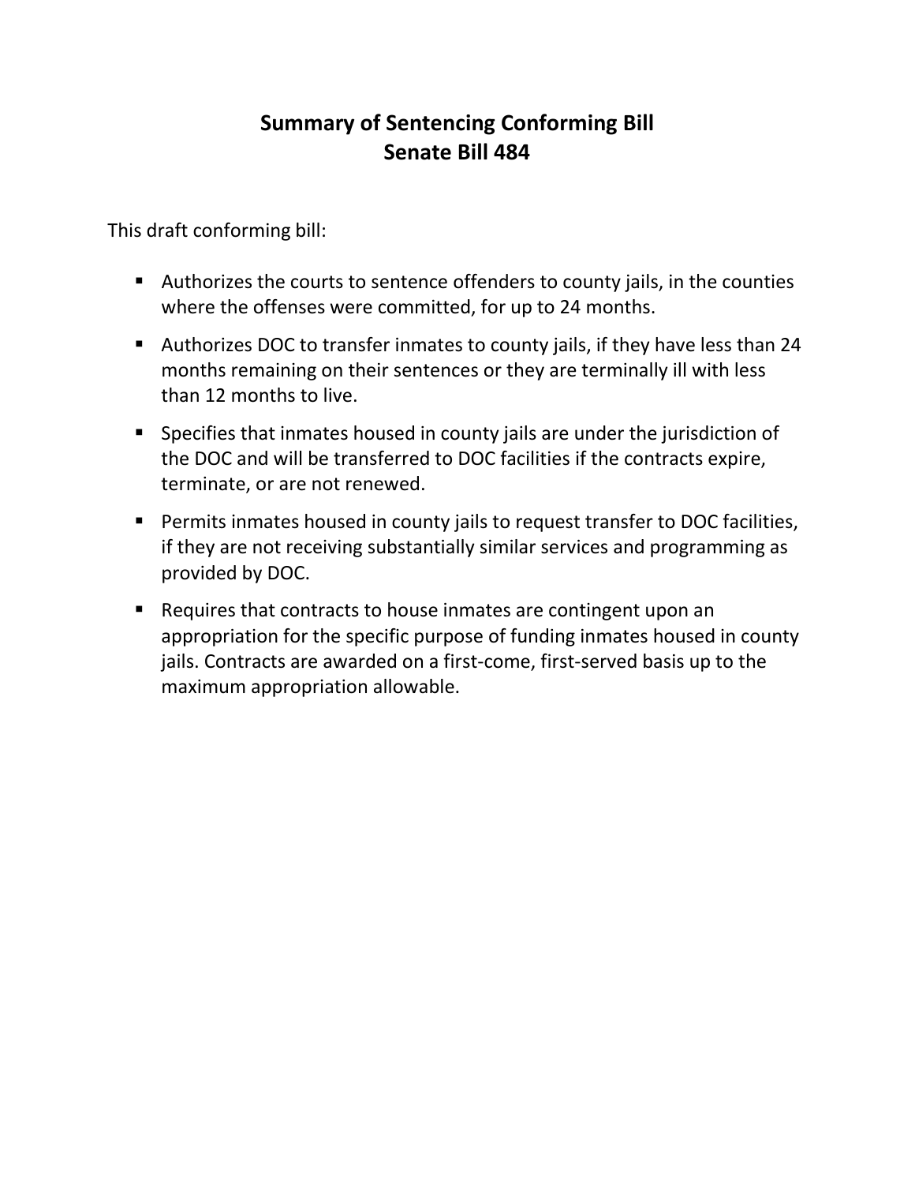# Summary of Sentencing Conforming Bill
# Senate Bill 484

This draft conforming bill:

- Authorizes the courts to sentence offenders to county jails, in the counties where the offenses were committed, for up to 24 months.
- Authorizes DOC to transfer inmates to county jails, if they have less than 24 months remaining on their sentences or they are terminally ill with less than 12 months to live.
- Specifies that inmates housed in county jails are under the jurisdiction of the DOC and will be transferred to DOC facilities if the contracts expire, terminate, or are not renewed.
- Permits inmates housed in county jails to request transfer to DOC facilities, if they are not receiving substantially similar services and programming as provided by DOC.
- Requires that contracts to house inmates are contingent upon an appropriation for the specific purpose of funding inmates housed in county jails. Contracts are awarded on a first-come, first-served basis up to the maximum appropriation allowable.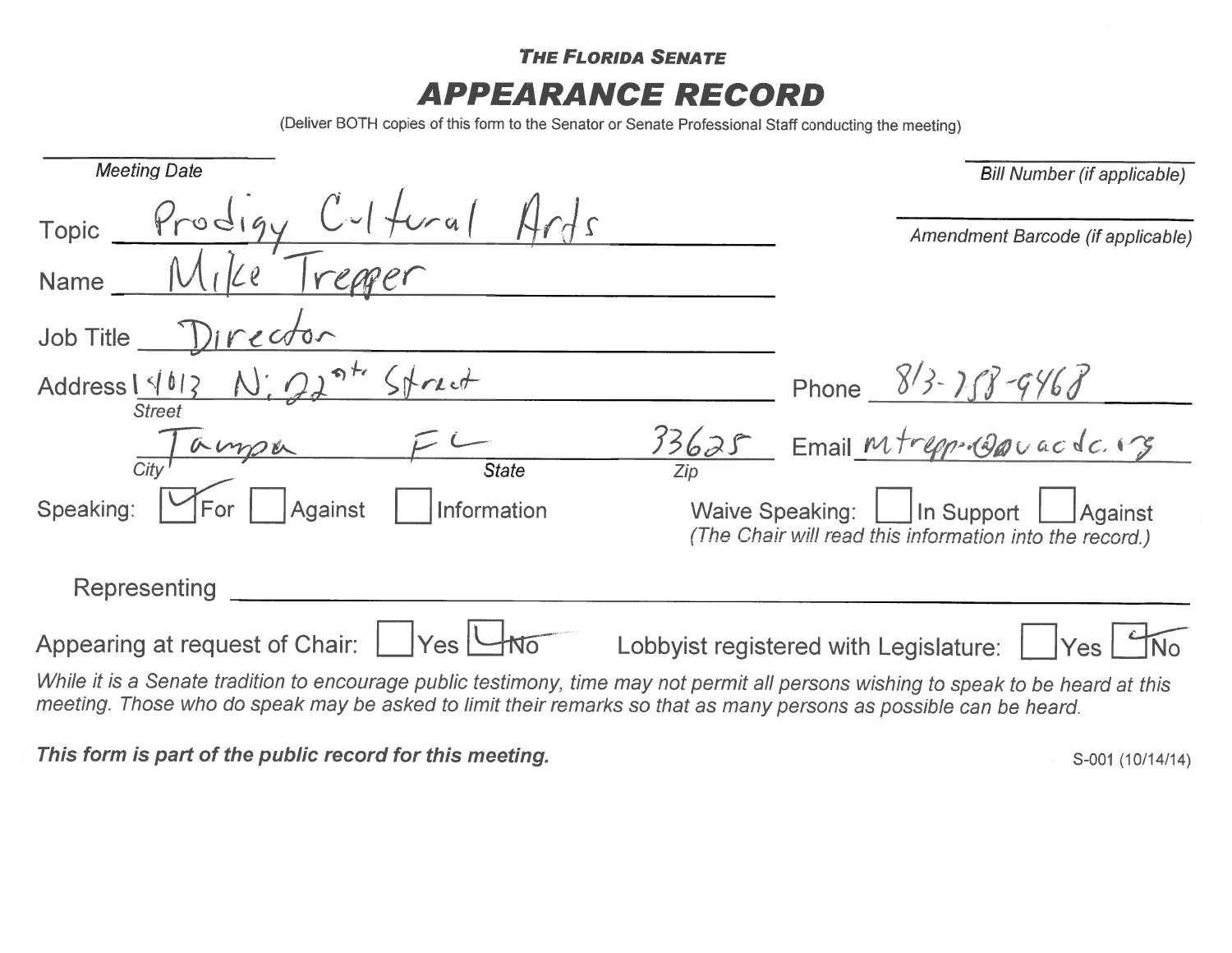**THE FLORIDA SENATE**

# APPEARANCE RECORD

(Deliver BOTH copies of this form to the Senator or Senate Professional Staff conducting the meeting)

Meeting Date: ____________________

Bill Number (if applicable): ____________________

Topic: Prodigy Cultural Arts

Amendment Barcode (if applicable): ____________________

Name: Mike Trepper

Job Title: Director

Address: 14013 N. 22nd Street
Street

Tampa, FL 33625
City, State, Zip

Phone: 813-758-9468

Email: mtrepp@uacdc.org

Speaking: ☑ For ☐ Against ☐ Information

Waive Speaking: ☐ In Support ☐ Against
*(The Chair will read this information into the record.)*

Representing: ____________________

Appearing at request of Chair: ☐ Yes ☑ No

Lobbyist registered with Legislature: ☐ Yes ☑ No

*While it is a Senate tradition to encourage public testimony, time may not permit all persons wishing to speak to be heard at this meeting. Those who do speak may be asked to limit their remarks so that as many persons as possible can be heard.*

***This form is part of the public record for this meeting.***

S-001 (10/14/14)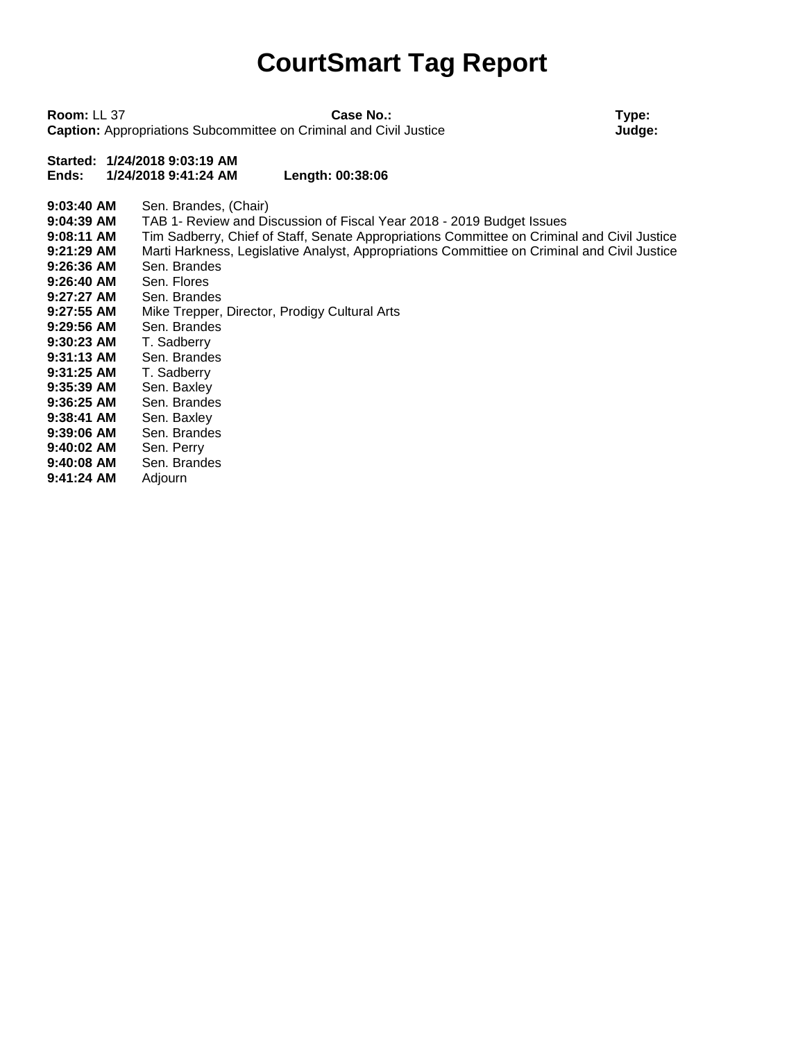# CourtSmart Tag Report

**Room:** LL 37 **Case No.:** **Type:**
**Caption:** Appropriations Subcommittee on Criminal and Civil Justice **Judge:**

**Started: 1/24/2018 9:03:19 AM**
**Ends: 1/24/2018 9:41:24 AM** **Length: 00:38:06**

| | |
|---|---|
| **9:03:40 AM** | Sen. Brandes, (Chair) |
| **9:04:39 AM** | TAB 1- Review and Discussion of Fiscal Year 2018 - 2019 Budget Issues |
| **9:08:11 AM** | Tim Sadberry, Chief of Staff, Senate Appropriations Committee on Criminal and Civil Justice |
| **9:21:29 AM** | Marti Harkness, Legislative Analyst, Appropriations Committiee on Criminal and Civil Justice |
| **9:26:36 AM** | Sen. Brandes |
| **9:26:40 AM** | Sen. Flores |
| **9:27:27 AM** | Sen. Brandes |
| **9:27:55 AM** | Mike Trepper, Director, Prodigy Cultural Arts |
| **9:29:56 AM** | Sen. Brandes |
| **9:30:23 AM** | T. Sadberry |
| **9:31:13 AM** | Sen. Brandes |
| **9:31:25 AM** | T. Sadberry |
| **9:35:39 AM** | Sen. Baxley |
| **9:36:25 AM** | Sen. Brandes |
| **9:38:41 AM** | Sen. Baxley |
| **9:39:06 AM** | Sen. Brandes |
| **9:40:02 AM** | Sen. Perry |
| **9:40:08 AM** | Sen. Brandes |
| **9:41:24 AM** | Adjourn |